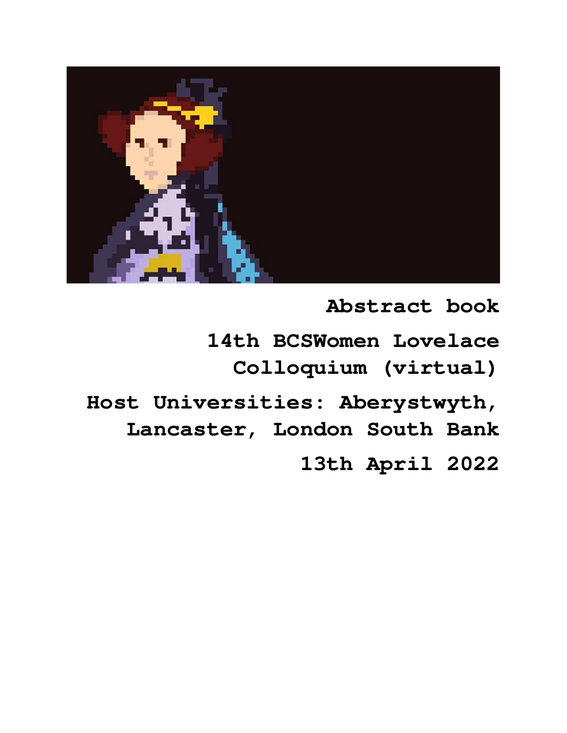# Abstract book

## 14th BCSWomen Lovelace Colloquium (virtual)

## Host Universities: Aberystwyth, Lancaster, London South Bank

## 13th April 2022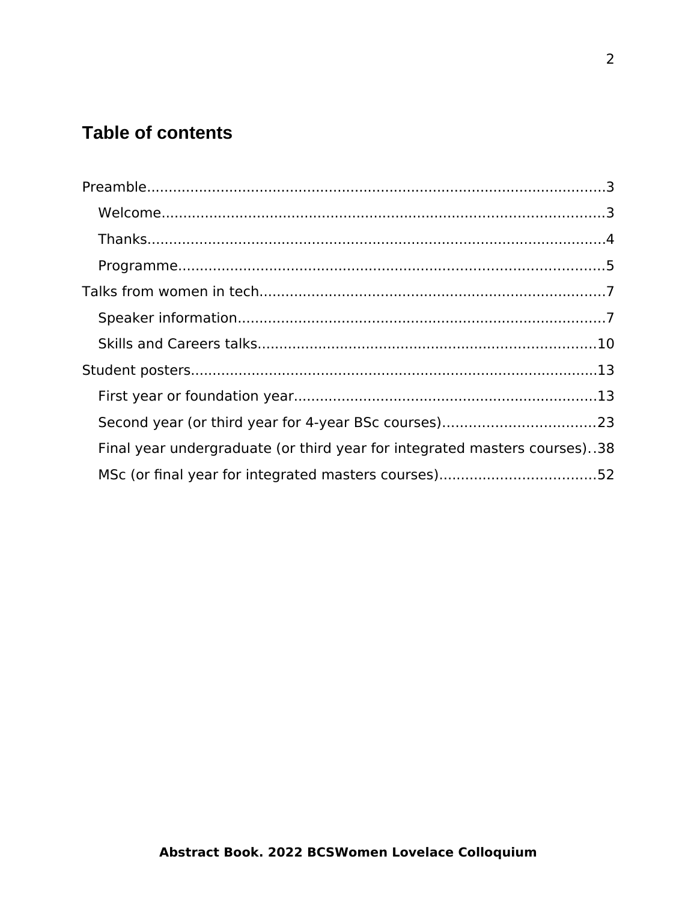## Table of contents

- Preamble......3
  - Welcome......3
  - Thanks......4
  - Programme......5
- Talks from women in tech......7
  - Speaker information......7
  - Skills and Careers talks......10
- Student posters......13
  - First year or foundation year......13
  - Second year (or third year for 4-year BSc courses)......23
  - Final year undergraduate (or third year for integrated masters courses)..38
  - MSc (or final year for integrated masters courses)......52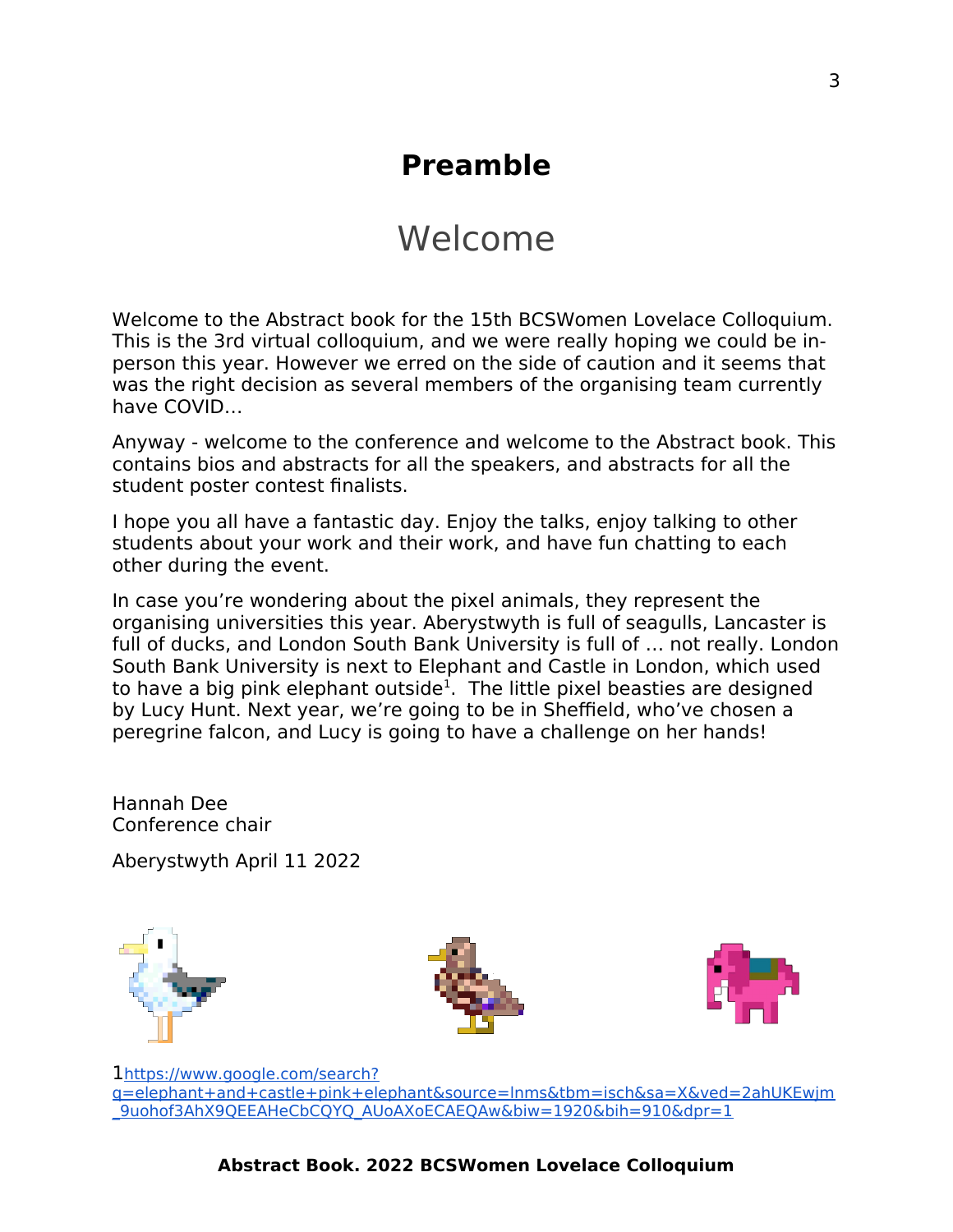# Preamble

## Welcome

Welcome to the Abstract book for the 15th BCSWomen Lovelace Colloquium. This is the 3rd virtual colloquium, and we were really hoping we could be in-person this year. However we erred on the side of caution and it seems that was the right decision as several members of the organising team currently have COVID…

Anyway - welcome to the conference and welcome to the Abstract book. This contains bios and abstracts for all the speakers, and abstracts for all the student poster contest finalists.

I hope you all have a fantastic day. Enjoy the talks, enjoy talking to other students about your work and their work, and have fun chatting to each other during the event.

In case you're wondering about the pixel animals, they represent the organising universities this year. Aberystwyth is full of seagulls, Lancaster is full of ducks, and London South Bank University is full of … not really. London South Bank University is next to Elephant and Castle in London, which used to have a big pink elephant outside[1]. The little pixel beasties are designed by Lucy Hunt. Next year, we're going to be in Sheffield, who've chosen a peregrine falcon, and Lucy is going to have a challenge on her hands!

Hannah Dee
Conference chair

Aberystwyth April 11 2022

[1] https://www.google.com/search?q=elephant+and+castle+pink+elephant&source=lnms&tbm=isch&sa=X&ved=2ahUKEwjm_9uohof3AhX9QEEAHeCbCQYQ_AUoAXoECAEQAw&biw=1920&bih=910&dpr=1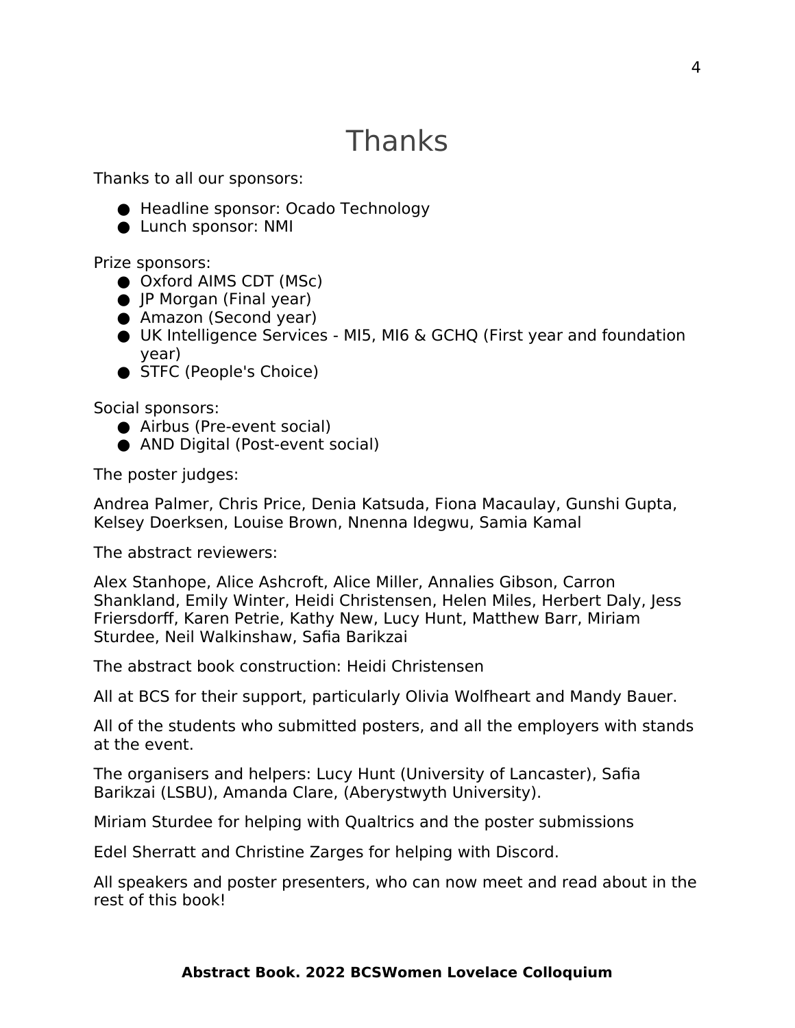# Thanks

Thanks to all our sponsors:

- Headline sponsor: Ocado Technology
- Lunch sponsor: NMI

Prize sponsors:

- Oxford AIMS CDT (MSc)
- JP Morgan (Final year)
- Amazon (Second year)
- UK Intelligence Services - MI5, MI6 & GCHQ (First year and foundation year)
- STFC (People's Choice)

Social sponsors:

- Airbus (Pre-event social)
- AND Digital (Post-event social)

The poster judges:

Andrea Palmer, Chris Price, Denia Katsuda, Fiona Macaulay, Gunshi Gupta, Kelsey Doerksen, Louise Brown, Nnenna Idegwu, Samia Kamal

The abstract reviewers:

Alex Stanhope, Alice Ashcroft, Alice Miller, Annalies Gibson, Carron Shankland, Emily Winter, Heidi Christensen, Helen Miles, Herbert Daly, Jess Friersdorff, Karen Petrie, Kathy New, Lucy Hunt, Matthew Barr, Miriam Sturdee, Neil Walkinshaw, Safia Barikzai

The abstract book construction: Heidi Christensen

All at BCS for their support, particularly Olivia Wolfheart and Mandy Bauer.

All of the students who submitted posters, and all the employers with stands at the event.

The organisers and helpers: Lucy Hunt (University of Lancaster), Safia Barikzai (LSBU), Amanda Clare, (Aberystwyth University).

Miriam Sturdee for helping with Qualtrics and the poster submissions

Edel Sherratt and Christine Zarges for helping with Discord.

All speakers and poster presenters, who can now meet and read about in the rest of this book!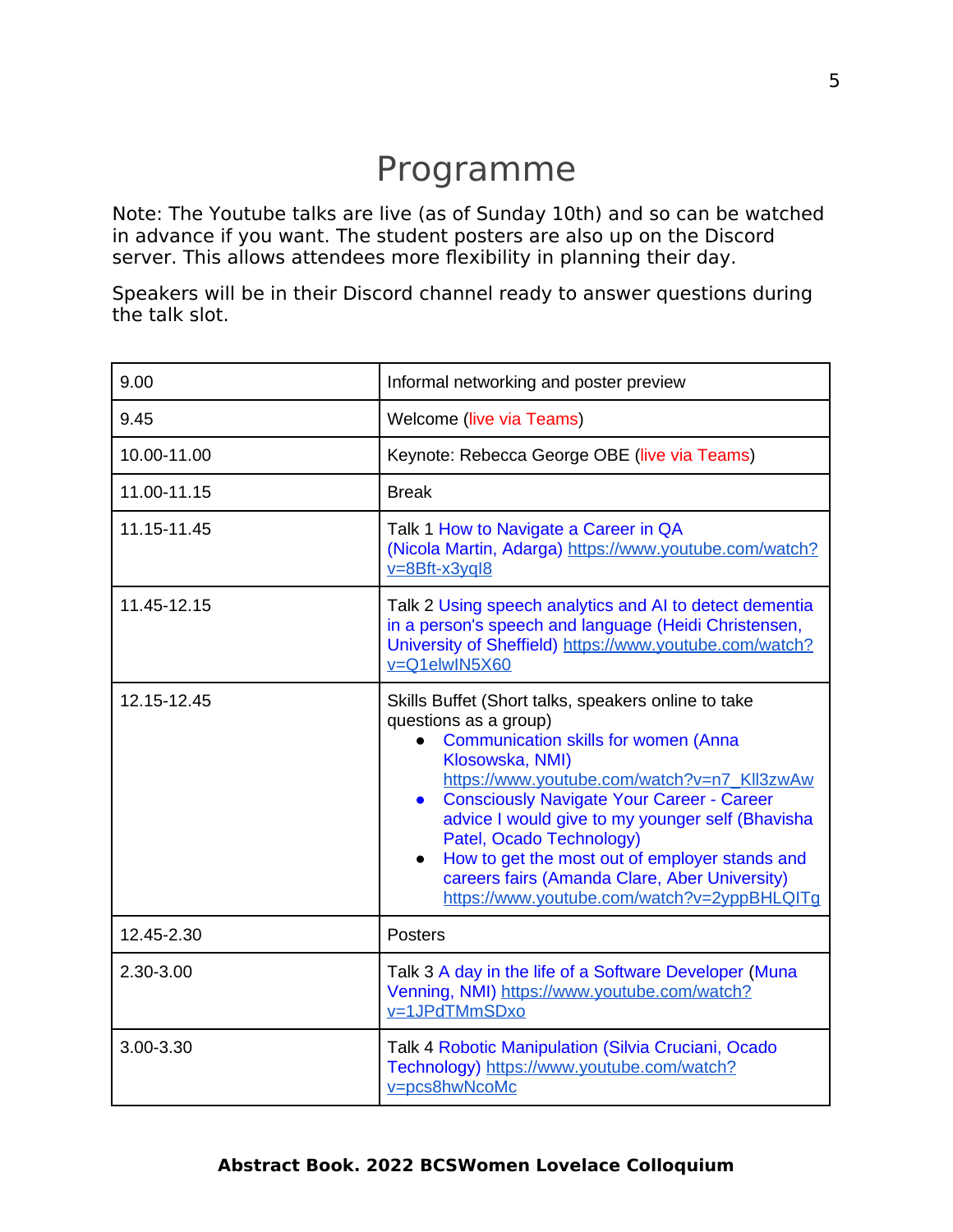# Programme

Note: The Youtube talks are live (as of Sunday 10th) and so can be watched in advance if you want. The student posters are also up on the Discord server. This allows attendees more flexibility in planning their day.

Speakers will be in their Discord channel ready to answer questions during the talk slot.

| | |
|---|---|
| 9.00 | Informal networking and poster preview |
| 9.45 | Welcome (live via Teams) |
| 10.00-11.00 | Keynote: Rebecca George OBE (live via Teams) |
| 11.00-11.15 | Break |
| 11.15-11.45 | Talk 1 How to Navigate a Career in QA (Nicola Martin, Adarga) https://www.youtube.com/watch?v=8Bft-x3yql8 |
| 11.45-12.15 | Talk 2 Using speech analytics and AI to detect dementia in a person's speech and language (Heidi Christensen, University of Sheffield) https://www.youtube.com/watch?v=Q1elwIN5X60 |
| 12.15-12.45 | Skills Buffet (Short talks, speakers online to take questions as a group)<br>• Communication skills for women (Anna Klosowska, NMI) https://www.youtube.com/watch?v=n7_Kll3zwAw<br>• Consciously Navigate Your Career - Career advice I would give to my younger self (Bhavisha Patel, Ocado Technology)<br>• How to get the most out of employer stands and careers fairs (Amanda Clare, Aber University) https://www.youtube.com/watch?v=2yppBHLQITg |
| 12.45-2.30 | Posters |
| 2.30-3.00 | Talk 3 A day in the life of a Software Developer (Muna Venning, NMI) https://www.youtube.com/watch?v=1JPdTMmSDxo |
| 3.00-3.30 | Talk 4 Robotic Manipulation (Silvia Cruciani, Ocado Technology) https://www.youtube.com/watch?v=pcs8hwNcoMc |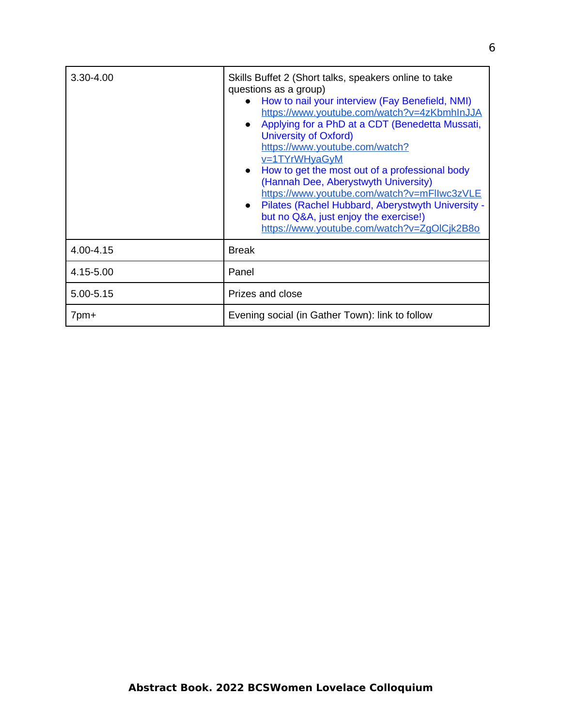| | |
|---|---|
| 3.30-4.00 | Skills Buffet 2 (Short talks, speakers online to take questions as a group)<br>• How to nail your interview (Fay Benefield, NMI) https://www.youtube.com/watch?v=4zKbmhInJJA<br>• Applying for a PhD at a CDT (Benedetta Mussati, University of Oxford) https://www.youtube.com/watch?v=1TYrWHyaGyM<br>• How to get the most out of a professional body (Hannah Dee, Aberystwyth University) https://www.youtube.com/watch?v=mFllwc3zVLE<br>• Pilates (Rachel Hubbard, Aberystwyth University - but no Q&A, just enjoy the exercise!) https://www.youtube.com/watch?v=ZgOlCjk2B8o |
| 4.00-4.15 | Break |
| 4.15-5.00 | Panel |
| 5.00-5.15 | Prizes and close |
| 7pm+ | Evening social (in Gather Town): link to follow |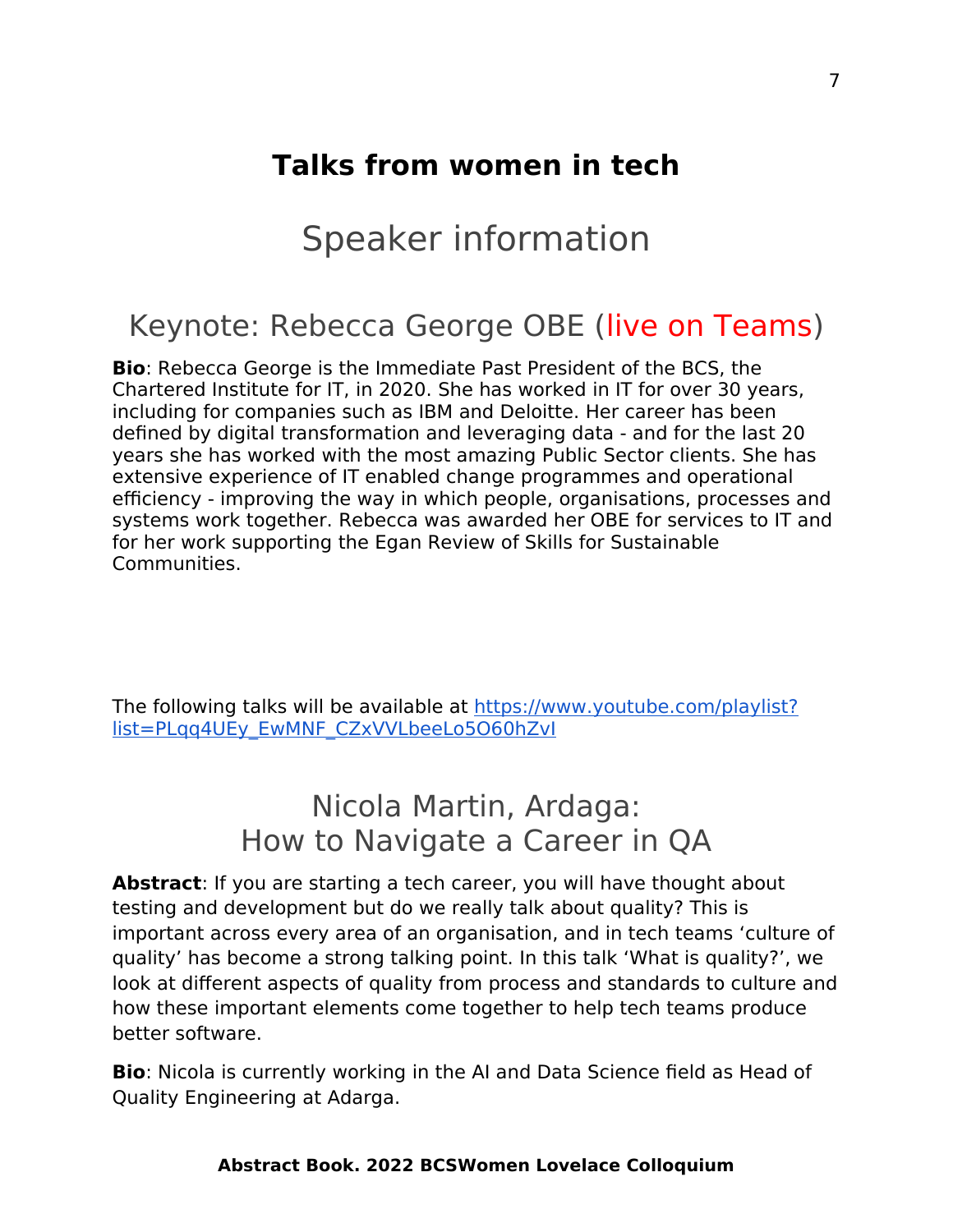# Talks from women in tech

## Speaker information

### Keynote: Rebecca George OBE (live on Teams)

**Bio**: Rebecca George is the Immediate Past President of the BCS, the Chartered Institute for IT, in 2020. She has worked in IT for over 30 years, including for companies such as IBM and Deloitte. Her career has been defined by digital transformation and leveraging data - and for the last 20 years she has worked with the most amazing Public Sector clients. She has extensive experience of IT enabled change programmes and operational efficiency - improving the way in which people, organisations, processes and systems work together. Rebecca was awarded her OBE for services to IT and for her work supporting the Egan Review of Skills for Sustainable Communities.

The following talks will be available at [https://www.youtube.com/playlist?list=PLqq4UEy_EwMNF_CZxVVLbeeLo5O60hZvI](https://www.youtube.com/playlist?list=PLqq4UEy_EwMNF_CZxVVLbeeLo5O60hZvI)

### Nicola Martin, Ardaga: How to Navigate a Career in QA

**Abstract**: If you are starting a tech career, you will have thought about testing and development but do we really talk about quality? This is important across every area of an organisation, and in tech teams 'culture of quality' has become a strong talking point. In this talk 'What is quality?', we look at different aspects of quality from process and standards to culture and how these important elements come together to help tech teams produce better software.

**Bio**: Nicola is currently working in the AI and Data Science field as Head of Quality Engineering at Adarga.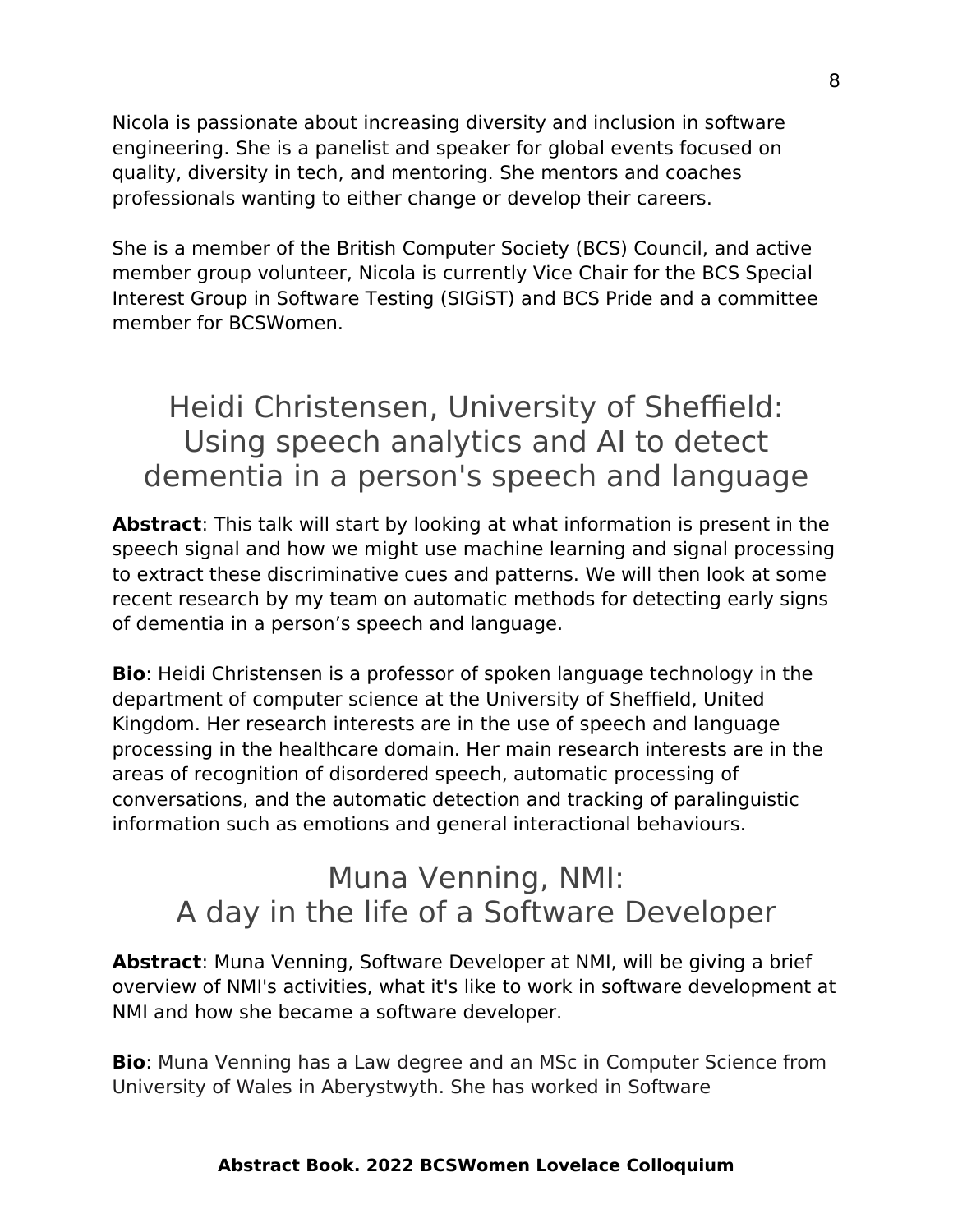Nicola is passionate about increasing diversity and inclusion in software engineering. She is a panelist and speaker for global events focused on quality, diversity in tech, and mentoring. She mentors and coaches professionals wanting to either change or develop their careers.

She is a member of the British Computer Society (BCS) Council, and active member group volunteer, Nicola is currently Vice Chair for the BCS Special Interest Group in Software Testing (SIGiST) and BCS Pride and a committee member for BCSWomen.

## Heidi Christensen, University of Sheffield: Using speech analytics and AI to detect dementia in a person's speech and language

**Abstract**: This talk will start by looking at what information is present in the speech signal and how we might use machine learning and signal processing to extract these discriminative cues and patterns. We will then look at some recent research by my team on automatic methods for detecting early signs of dementia in a person's speech and language.

**Bio**: Heidi Christensen is a professor of spoken language technology in the department of computer science at the University of Sheffield, United Kingdom. Her research interests are in the use of speech and language processing in the healthcare domain. Her main research interests are in the areas of recognition of disordered speech, automatic processing of conversations, and the automatic detection and tracking of paralinguistic information such as emotions and general interactional behaviours.

## Muna Venning, NMI: A day in the life of a Software Developer

**Abstract**: Muna Venning, Software Developer at NMI, will be giving a brief overview of NMI's activities, what it's like to work in software development at NMI and how she became a software developer.

**Bio**: Muna Venning has a Law degree and an MSc in Computer Science from University of Wales in Aberystwyth. She has worked in Software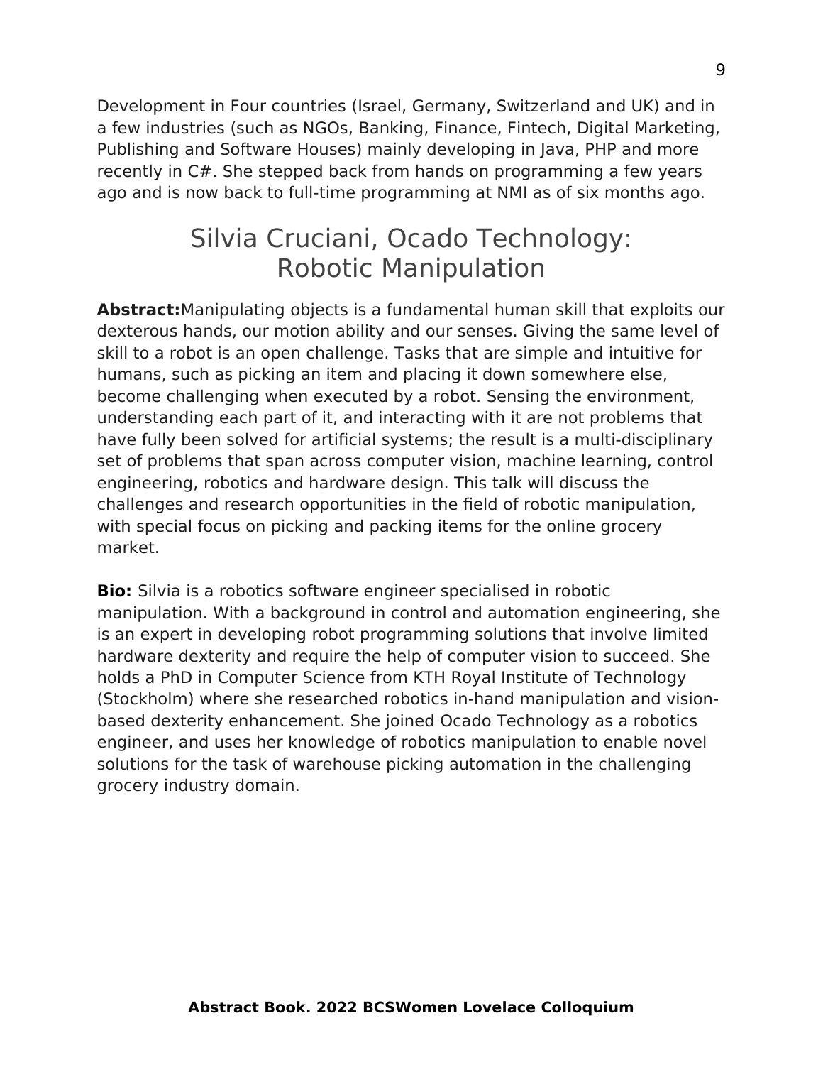Development in Four countries (Israel, Germany, Switzerland and UK) and in a few industries (such as NGOs, Banking, Finance, Fintech, Digital Marketing, Publishing and Software Houses) mainly developing in Java, PHP and more recently in C#. She stepped back from hands on programming a few years ago and is now back to full-time programming at NMI as of six months ago.

## Silvia Cruciani, Ocado Technology: Robotic Manipulation

**Abstract:**Manipulating objects is a fundamental human skill that exploits our dexterous hands, our motion ability and our senses. Giving the same level of skill to a robot is an open challenge. Tasks that are simple and intuitive for humans, such as picking an item and placing it down somewhere else, become challenging when executed by a robot. Sensing the environment, understanding each part of it, and interacting with it are not problems that have fully been solved for artificial systems; the result is a multi-disciplinary set of problems that span across computer vision, machine learning, control engineering, robotics and hardware design. This talk will discuss the challenges and research opportunities in the field of robotic manipulation, with special focus on picking and packing items for the online grocery market.

**Bio:** Silvia is a robotics software engineer specialised in robotic manipulation. With a background in control and automation engineering, she is an expert in developing robot programming solutions that involve limited hardware dexterity and require the help of computer vision to succeed. She holds a PhD in Computer Science from KTH Royal Institute of Technology (Stockholm) where she researched robotics in-hand manipulation and vision-based dexterity enhancement. She joined Ocado Technology as a robotics engineer, and uses her knowledge of robotics manipulation to enable novel solutions for the task of warehouse picking automation in the challenging grocery industry domain.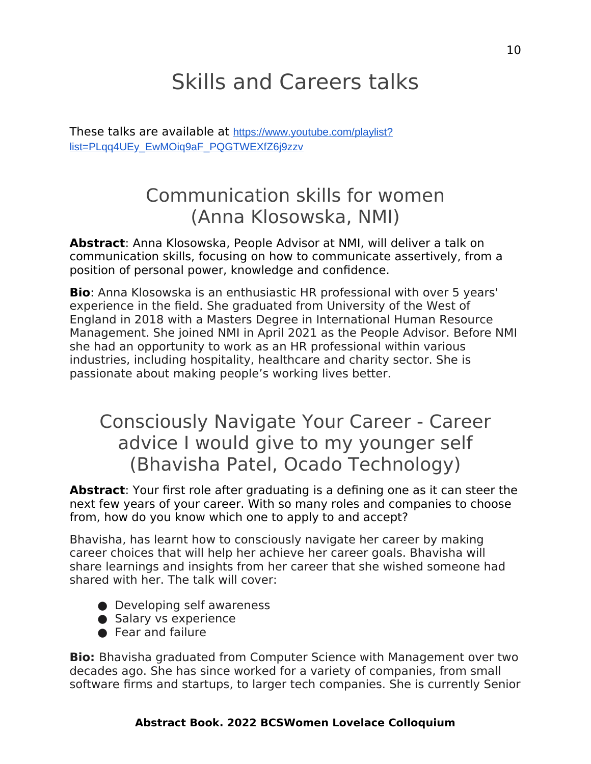# Skills and Careers talks

These talks are available at https://www.youtube.com/playlist?list=PLqq4UEy_EwMOiq9aF_PQGTWEXfZ6j9zzv

## Communication skills for women (Anna Klosowska, NMI)

**Abstract**: Anna Klosowska, People Advisor at NMI, will deliver a talk on communication skills, focusing on how to communicate assertively, from a position of personal power, knowledge and confidence.

**Bio**: Anna Klosowska is an enthusiastic HR professional with over 5 years' experience in the field. She graduated from University of the West of England in 2018 with a Masters Degree in International Human Resource Management. She joined NMI in April 2021 as the People Advisor. Before NMI she had an opportunity to work as an HR professional within various industries, including hospitality, healthcare and charity sector. She is passionate about making people's working lives better.

## Consciously Navigate Your Career - Career advice I would give to my younger self (Bhavisha Patel, Ocado Technology)

**Abstract**: Your first role after graduating is a defining one as it can steer the next few years of your career. With so many roles and companies to choose from, how do you know which one to apply to and accept?

Bhavisha, has learnt how to consciously navigate her career by making career choices that will help her achieve her career goals. Bhavisha will share learnings and insights from her career that she wished someone had shared with her. The talk will cover:

- Developing self awareness
- Salary vs experience
- Fear and failure

**Bio:** Bhavisha graduated from Computer Science with Management over two decades ago. She has since worked for a variety of companies, from small software firms and startups, to larger tech companies. She is currently Senior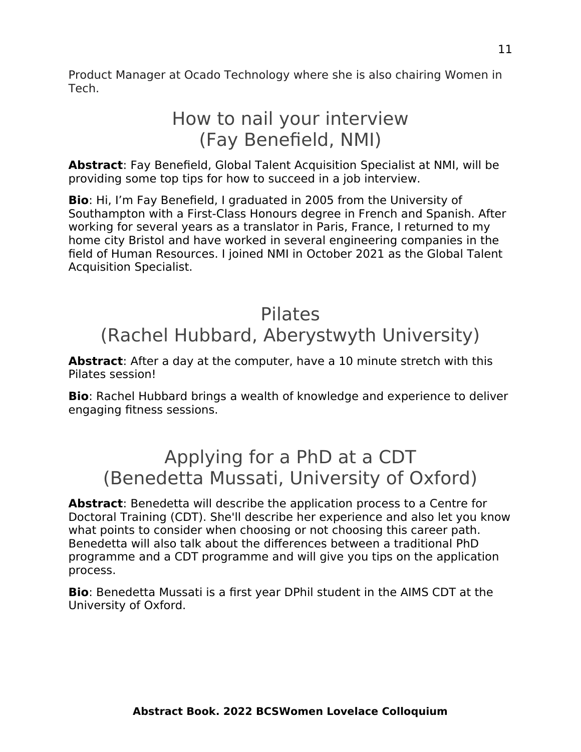Product Manager at Ocado Technology where she is also chairing Women in Tech.

## How to nail your interview (Fay Benefield, NMI)

**Abstract**: Fay Benefield, Global Talent Acquisition Specialist at NMI, will be providing some top tips for how to succeed in a job interview.

**Bio**: Hi, I'm Fay Benefield, I graduated in 2005 from the University of Southampton with a First-Class Honours degree in French and Spanish. After working for several years as a translator in Paris, France, I returned to my home city Bristol and have worked in several engineering companies in the field of Human Resources. I joined NMI in October 2021 as the Global Talent Acquisition Specialist.

## Pilates (Rachel Hubbard, Aberystwyth University)

**Abstract**: After a day at the computer, have a 10 minute stretch with this Pilates session!

**Bio**: Rachel Hubbard brings a wealth of knowledge and experience to deliver engaging fitness sessions.

## Applying for a PhD at a CDT (Benedetta Mussati, University of Oxford)

**Abstract**: Benedetta will describe the application process to a Centre for Doctoral Training (CDT). She'll describe her experience and also let you know what points to consider when choosing or not choosing this career path. Benedetta will also talk about the differences between a traditional PhD programme and a CDT programme and will give you tips on the application process.

**Bio**: Benedetta Mussati is a first year DPhil student in the AIMS CDT at the University of Oxford.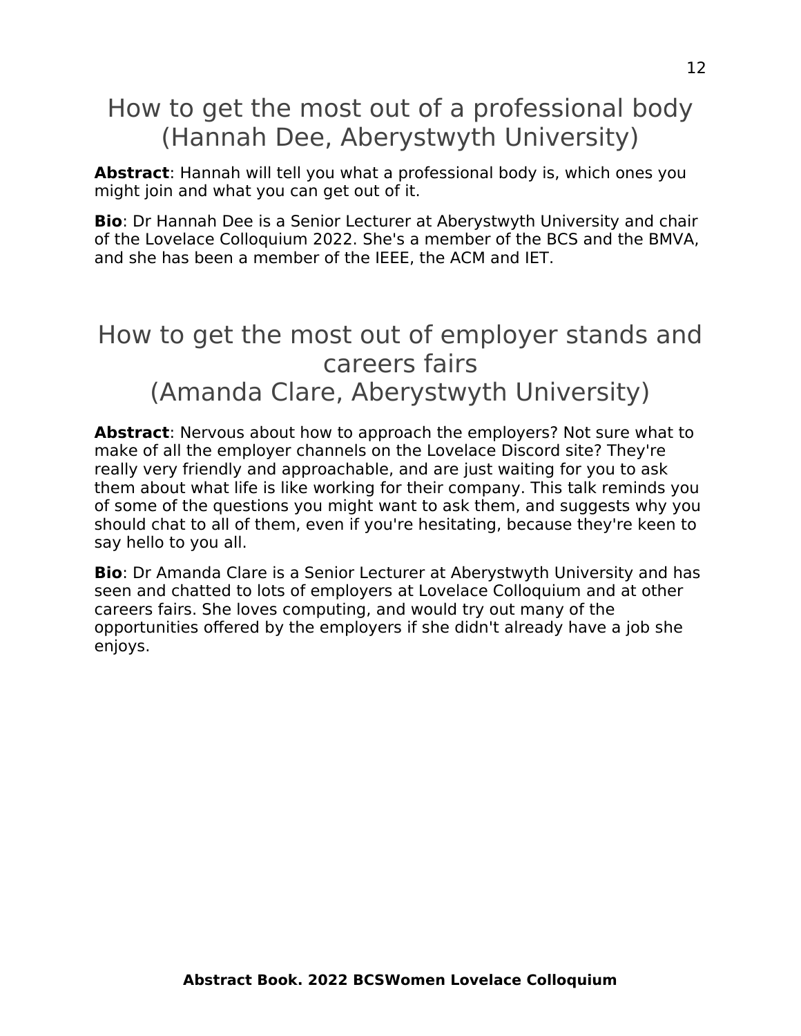# How to get the most out of a professional body (Hannah Dee, Aberystwyth University)

**Abstract**: Hannah will tell you what a professional body is, which ones you might join and what you can get out of it.

**Bio**: Dr Hannah Dee is a Senior Lecturer at Aberystwyth University and chair of the Lovelace Colloquium 2022. She's a member of the BCS and the BMVA, and she has been a member of the IEEE, the ACM and IET.

# How to get the most out of employer stands and careers fairs (Amanda Clare, Aberystwyth University)

**Abstract**: Nervous about how to approach the employers? Not sure what to make of all the employer channels on the Lovelace Discord site? They're really very friendly and approachable, and are just waiting for you to ask them about what life is like working for their company. This talk reminds you of some of the questions you might want to ask them, and suggests why you should chat to all of them, even if you're hesitating, because they're keen to say hello to you all.

**Bio**: Dr Amanda Clare is a Senior Lecturer at Aberystwyth University and has seen and chatted to lots of employers at Lovelace Colloquium and at other careers fairs. She loves computing, and would try out many of the opportunities offered by the employers if she didn't already have a job she enjoys.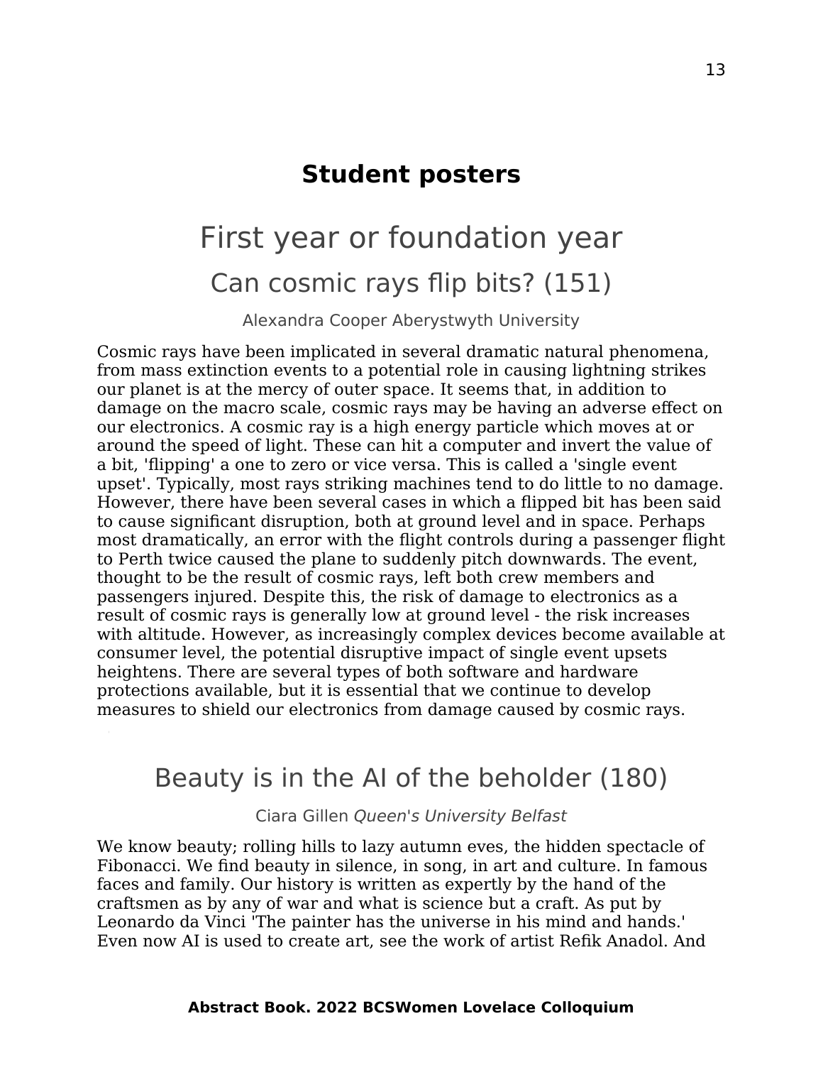# Student posters

## First year or foundation year

### Can cosmic rays flip bits? (151)

Alexandra Cooper Aberystwyth University

Cosmic rays have been implicated in several dramatic natural phenomena, from mass extinction events to a potential role in causing lightning strikes our planet is at the mercy of outer space. It seems that, in addition to damage on the macro scale, cosmic rays may be having an adverse effect on our electronics. A cosmic ray is a high energy particle which moves at or around the speed of light. These can hit a computer and invert the value of a bit, 'flipping' a one to zero or vice versa. This is called a 'single event upset'. Typically, most rays striking machines tend to do little to no damage. However, there have been several cases in which a flipped bit has been said to cause significant disruption, both at ground level and in space. Perhaps most dramatically, an error with the flight controls during a passenger flight to Perth twice caused the plane to suddenly pitch downwards. The event, thought to be the result of cosmic rays, left both crew members and passengers injured. Despite this, the risk of damage to electronics as a result of cosmic rays is generally low at ground level - the risk increases with altitude. However, as increasingly complex devices become available at consumer level, the potential disruptive impact of single event upsets heightens. There are several types of both software and hardware protections available, but it is essential that we continue to develop measures to shield our electronics from damage caused by cosmic rays.

### Beauty is in the AI of the beholder (180)

Ciara Gillen *Queen's University Belfast*

We know beauty; rolling hills to lazy autumn eves, the hidden spectacle of Fibonacci. We find beauty in silence, in song, in art and culture. In famous faces and family. Our history is written as expertly by the hand of the craftsmen as by any of war and what is science but a craft. As put by Leonardo da Vinci 'The painter has the universe in his mind and hands.' Even now AI is used to create art, see the work of artist Refik Anadol. And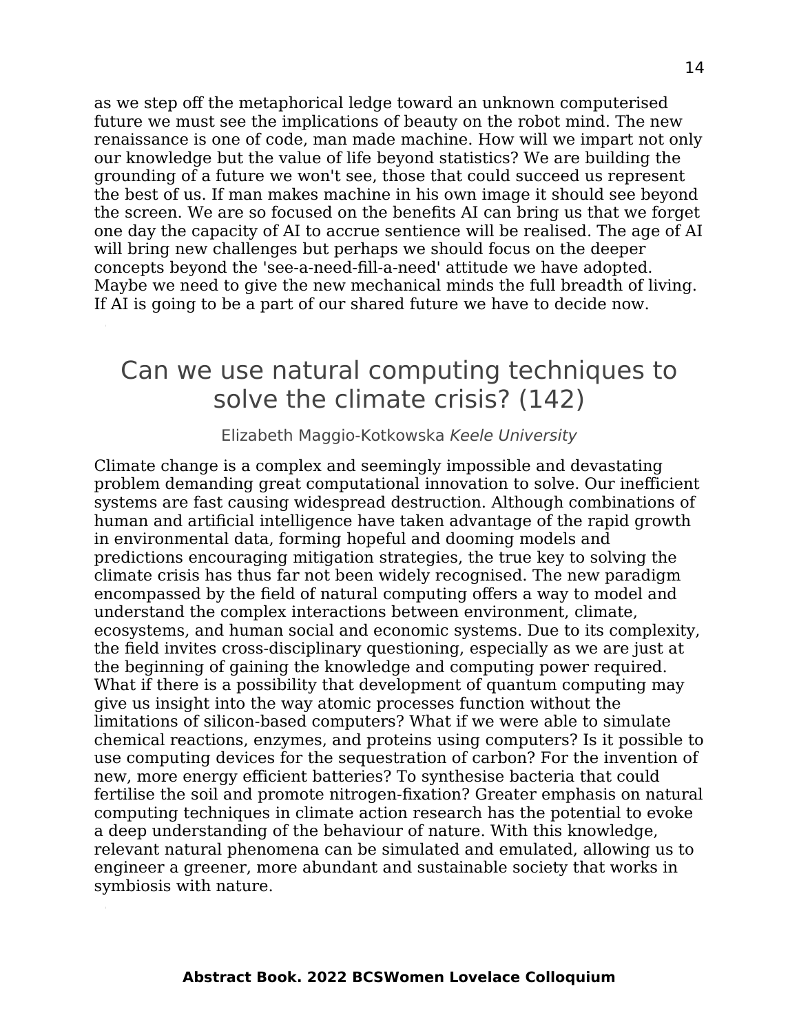as we step off the metaphorical ledge toward an unknown computerised future we must see the implications of beauty on the robot mind. The new renaissance is one of code, man made machine. How will we impart not only our knowledge but the value of life beyond statistics? We are building the grounding of a future we won't see, those that could succeed us represent the best of us. If man makes machine in his own image it should see beyond the screen. We are so focused on the benefits AI can bring us that we forget one day the capacity of AI to accrue sentience will be realised. The age of AI will bring new challenges but perhaps we should focus on the deeper concepts beyond the 'see-a-need-fill-a-need' attitude we have adopted. Maybe we need to give the new mechanical minds the full breadth of living. If AI is going to be a part of our shared future we have to decide now.

## Can we use natural computing techniques to solve the climate crisis? (142)

Elizabeth Maggio-Kotkowska *Keele University*

Climate change is a complex and seemingly impossible and devastating problem demanding great computational innovation to solve. Our inefficient systems are fast causing widespread destruction. Although combinations of human and artificial intelligence have taken advantage of the rapid growth in environmental data, forming hopeful and dooming models and predictions encouraging mitigation strategies, the true key to solving the climate crisis has thus far not been widely recognised. The new paradigm encompassed by the field of natural computing offers a way to model and understand the complex interactions between environment, climate, ecosystems, and human social and economic systems. Due to its complexity, the field invites cross-disciplinary questioning, especially as we are just at the beginning of gaining the knowledge and computing power required. What if there is a possibility that development of quantum computing may give us insight into the way atomic processes function without the limitations of silicon-based computers? What if we were able to simulate chemical reactions, enzymes, and proteins using computers? Is it possible to use computing devices for the sequestration of carbon? For the invention of new, more energy efficient batteries? To synthesise bacteria that could fertilise the soil and promote nitrogen-fixation? Greater emphasis on natural computing techniques in climate action research has the potential to evoke a deep understanding of the behaviour of nature. With this knowledge, relevant natural phenomena can be simulated and emulated, allowing us to engineer a greener, more abundant and sustainable society that works in symbiosis with nature.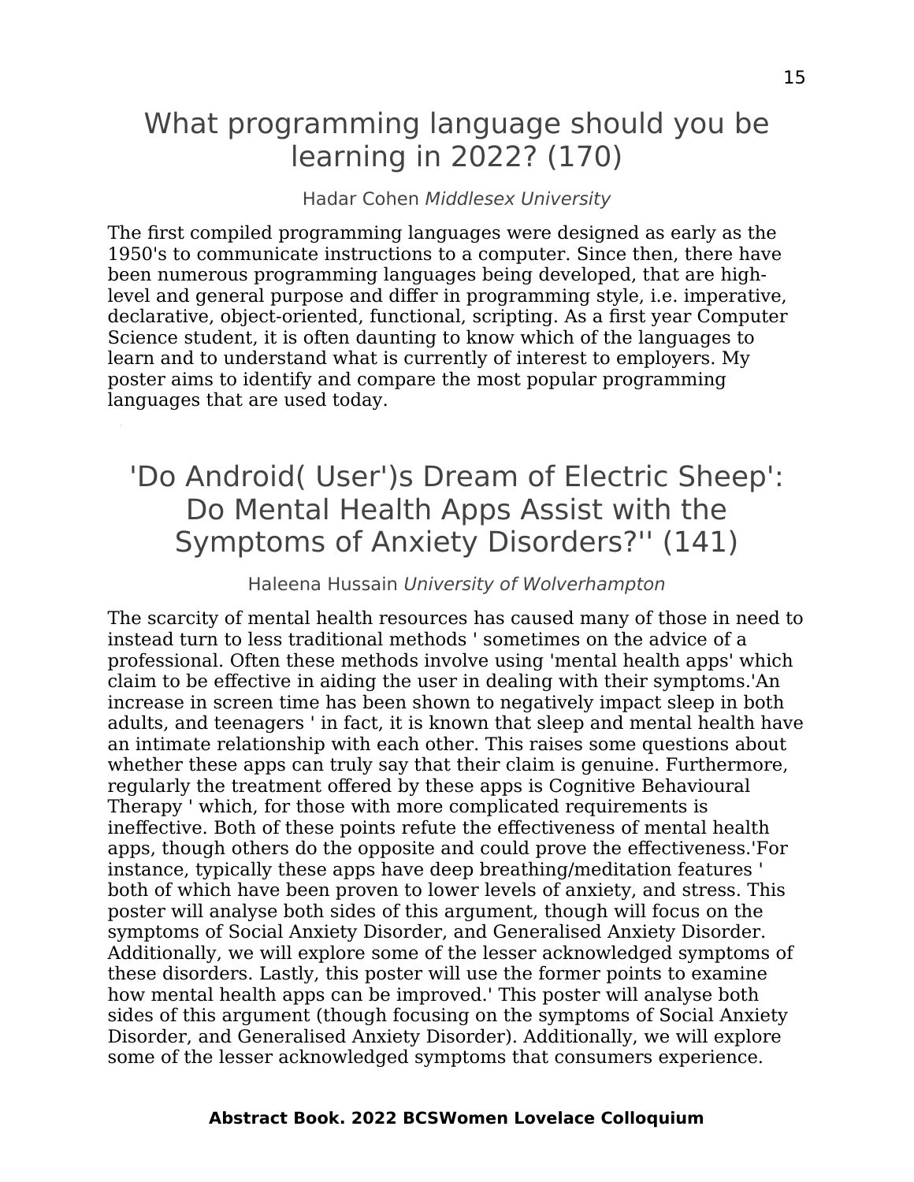# What programming language should you be learning in 2022? (170)

Hadar Cohen *Middlesex University*

The first compiled programming languages were designed as early as the 1950's to communicate instructions to a computer. Since then, there have been numerous programming languages being developed, that are high-level and general purpose and differ in programming style, i.e. imperative, declarative, object-oriented, functional, scripting. As a first year Computer Science student, it is often daunting to know which of the languages to learn and to understand what is currently of interest to employers. My poster aims to identify and compare the most popular programming languages that are used today.

# 'Do Android( User')s Dream of Electric Sheep': Do Mental Health Apps Assist with the Symptoms of Anxiety Disorders?'' (141)

Haleena Hussain *University of Wolverhampton*

The scarcity of mental health resources has caused many of those in need to instead turn to less traditional methods ' sometimes on the advice of a professional. Often these methods involve using 'mental health apps' which claim to be effective in aiding the user in dealing with their symptoms.'An increase in screen time has been shown to negatively impact sleep in both adults, and teenagers ' in fact, it is known that sleep and mental health have an intimate relationship with each other. This raises some questions about whether these apps can truly say that their claim is genuine. Furthermore, regularly the treatment offered by these apps is Cognitive Behavioural Therapy ' which, for those with more complicated requirements is ineffective. Both of these points refute the effectiveness of mental health apps, though others do the opposite and could prove the effectiveness.'For instance, typically these apps have deep breathing/meditation features ' both of which have been proven to lower levels of anxiety, and stress. This poster will analyse both sides of this argument, though will focus on the symptoms of Social Anxiety Disorder, and Generalised Anxiety Disorder. Additionally, we will explore some of the lesser acknowledged symptoms of these disorders. Lastly, this poster will use the former points to examine how mental health apps can be improved.' This poster will analyse both sides of this argument (though focusing on the symptoms of Social Anxiety Disorder, and Generalised Anxiety Disorder). Additionally, we will explore some of the lesser acknowledged symptoms that consumers experience.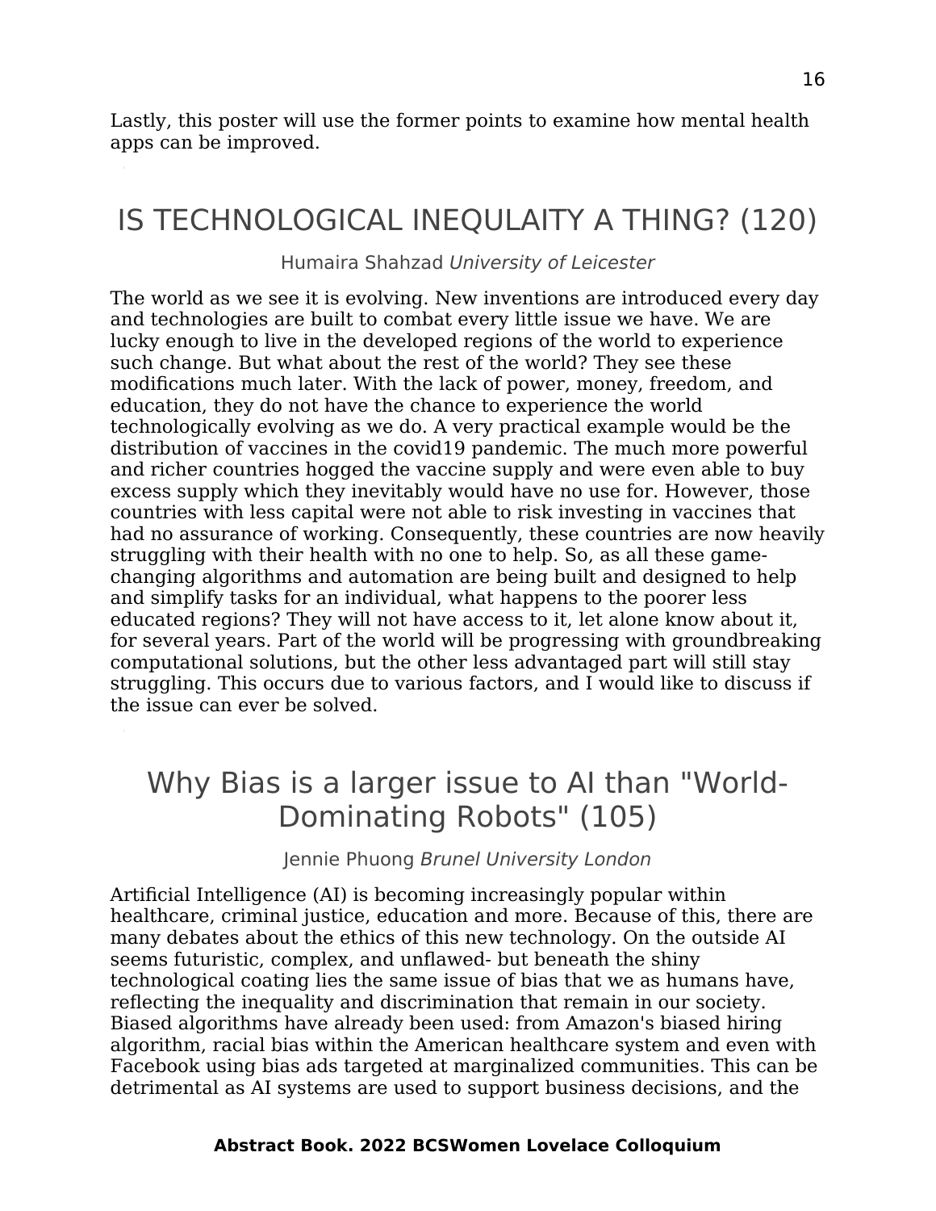Lastly, this poster will use the former points to examine how mental health apps can be improved.

# IS TECHNOLOGICAL INEQULAITY A THING? (120)

Humaira Shahzad *University of Leicester*

The world as we see it is evolving. New inventions are introduced every day and technologies are built to combat every little issue we have. We are lucky enough to live in the developed regions of the world to experience such change. But what about the rest of the world? They see these modifications much later. With the lack of power, money, freedom, and education, they do not have the chance to experience the world technologically evolving as we do. A very practical example would be the distribution of vaccines in the covid19 pandemic. The much more powerful and richer countries hogged the vaccine supply and were even able to buy excess supply which they inevitably would have no use for. However, those countries with less capital were not able to risk investing in vaccines that had no assurance of working. Consequently, these countries are now heavily struggling with their health with no one to help. So, as all these game-changing algorithms and automation are being built and designed to help and simplify tasks for an individual, what happens to the poorer less educated regions? They will not have access to it, let alone know about it, for several years. Part of the world will be progressing with groundbreaking computational solutions, but the other less advantaged part will still stay struggling. This occurs due to various factors, and I would like to discuss if the issue can ever be solved.

# Why Bias is a larger issue to AI than "World-Dominating Robots" (105)

Jennie Phuong *Brunel University London*

Artificial Intelligence (AI) is becoming increasingly popular within healthcare, criminal justice, education and more. Because of this, there are many debates about the ethics of this new technology. On the outside AI seems futuristic, complex, and unflawed- but beneath the shiny technological coating lies the same issue of bias that we as humans have, reflecting the inequality and discrimination that remain in our society. Biased algorithms have already been used: from Amazon's biased hiring algorithm, racial bias within the American healthcare system and even with Facebook using bias ads targeted at marginalized communities. This can be detrimental as AI systems are used to support business decisions, and the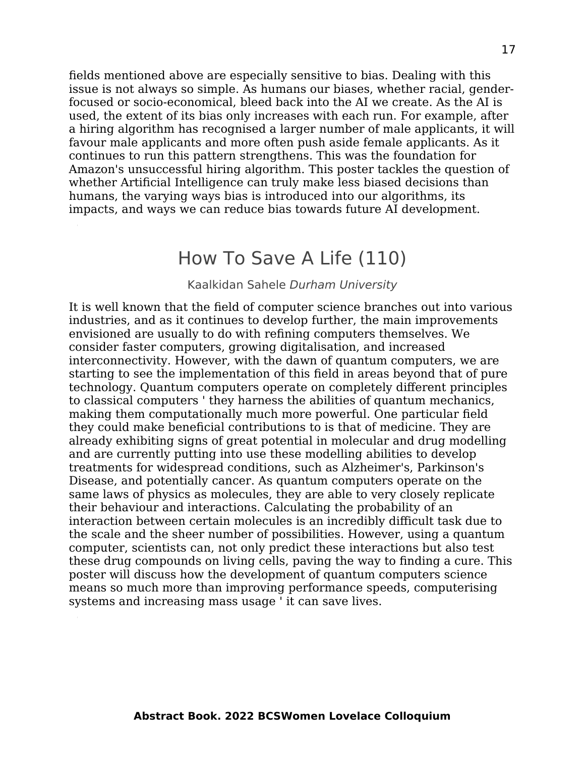fields mentioned above are especially sensitive to bias. Dealing with this issue is not always so simple. As humans our biases, whether racial, gender-focused or socio-economical, bleed back into the AI we create. As the AI is used, the extent of its bias only increases with each run. For example, after a hiring algorithm has recognised a larger number of male applicants, it will favour male applicants and more often push aside female applicants. As it continues to run this pattern strengthens. This was the foundation for Amazon's unsuccessful hiring algorithm. This poster tackles the question of whether Artificial Intelligence can truly make less biased decisions than humans, the varying ways bias is introduced into our algorithms, its impacts, and ways we can reduce bias towards future AI development.

## How To Save A Life (110)

Kaalkidan Sahele *Durham University*

It is well known that the field of computer science branches out into various industries, and as it continues to develop further, the main improvements envisioned are usually to do with refining computers themselves. We consider faster computers, growing digitalisation, and increased interconnectivity. However, with the dawn of quantum computers, we are starting to see the implementation of this field in areas beyond that of pure technology. Quantum computers operate on completely different principles to classical computers ' they harness the abilities of quantum mechanics, making them computationally much more powerful. One particular field they could make beneficial contributions to is that of medicine. They are already exhibiting signs of great potential in molecular and drug modelling and are currently putting into use these modelling abilities to develop treatments for widespread conditions, such as Alzheimer's, Parkinson's Disease, and potentially cancer. As quantum computers operate on the same laws of physics as molecules, they are able to very closely replicate their behaviour and interactions. Calculating the probability of an interaction between certain molecules is an incredibly difficult task due to the scale and the sheer number of possibilities. However, using a quantum computer, scientists can, not only predict these interactions but also test these drug compounds on living cells, paving the way to finding a cure. This poster will discuss how the development of quantum computers science means so much more than improving performance speeds, computerising systems and increasing mass usage ' it can save lives.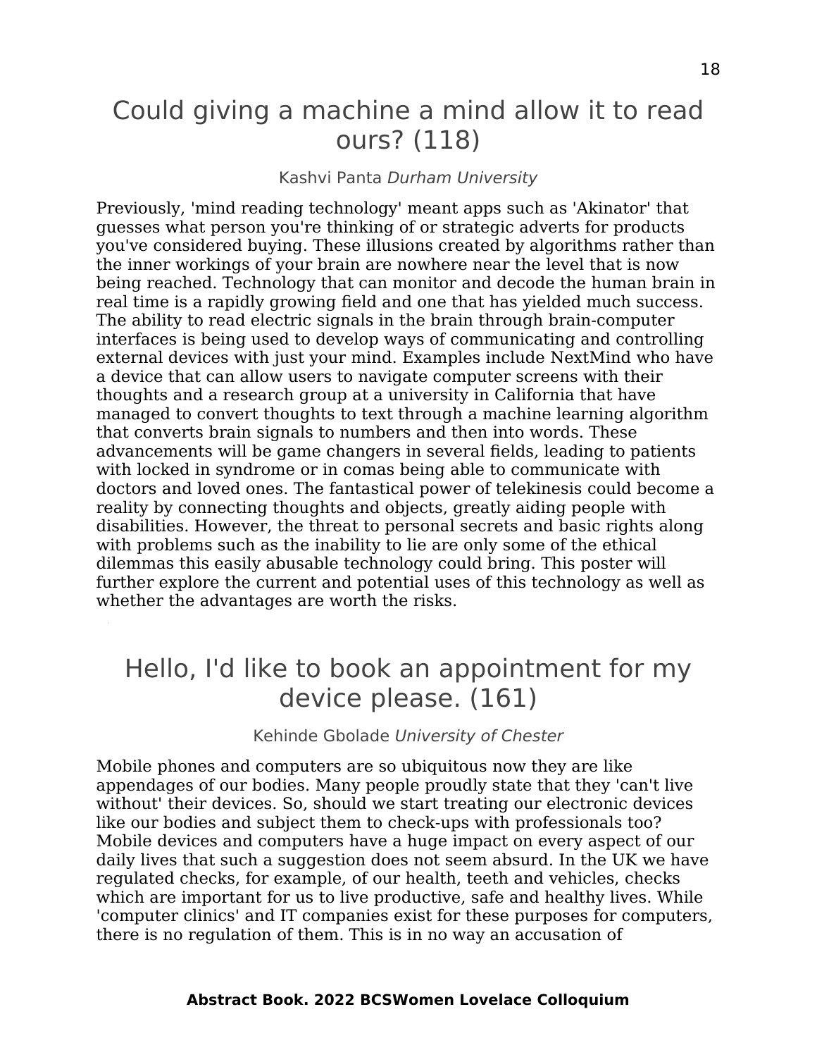## Could giving a machine a mind allow it to read ours? (118)

Kashvi Panta *Durham University*

Previously, 'mind reading technology' meant apps such as 'Akinator' that guesses what person you're thinking of or strategic adverts for products you've considered buying. These illusions created by algorithms rather than the inner workings of your brain are nowhere near the level that is now being reached. Technology that can monitor and decode the human brain in real time is a rapidly growing field and one that has yielded much success. The ability to read electric signals in the brain through brain-computer interfaces is being used to develop ways of communicating and controlling external devices with just your mind. Examples include NextMind who have a device that can allow users to navigate computer screens with their thoughts and a research group at a university in California that have managed to convert thoughts to text through a machine learning algorithm that converts brain signals to numbers and then into words. These advancements will be game changers in several fields, leading to patients with locked in syndrome or in comas being able to communicate with doctors and loved ones. The fantastical power of telekinesis could become a reality by connecting thoughts and objects, greatly aiding people with disabilities. However, the threat to personal secrets and basic rights along with problems such as the inability to lie are only some of the ethical dilemmas this easily abusable technology could bring. This poster will further explore the current and potential uses of this technology as well as whether the advantages are worth the risks.

## Hello, I'd like to book an appointment for my device please. (161)

Kehinde Gbolade *University of Chester*

Mobile phones and computers are so ubiquitous now they are like appendages of our bodies. Many people proudly state that they 'can't live without' their devices. So, should we start treating our electronic devices like our bodies and subject them to check-ups with professionals too? Mobile devices and computers have a huge impact on every aspect of our daily lives that such a suggestion does not seem absurd. In the UK we have regulated checks, for example, of our health, teeth and vehicles, checks which are important for us to live productive, safe and healthy lives. While 'computer clinics' and IT companies exist for these purposes for computers, there is no regulation of them. This is in no way an accusation of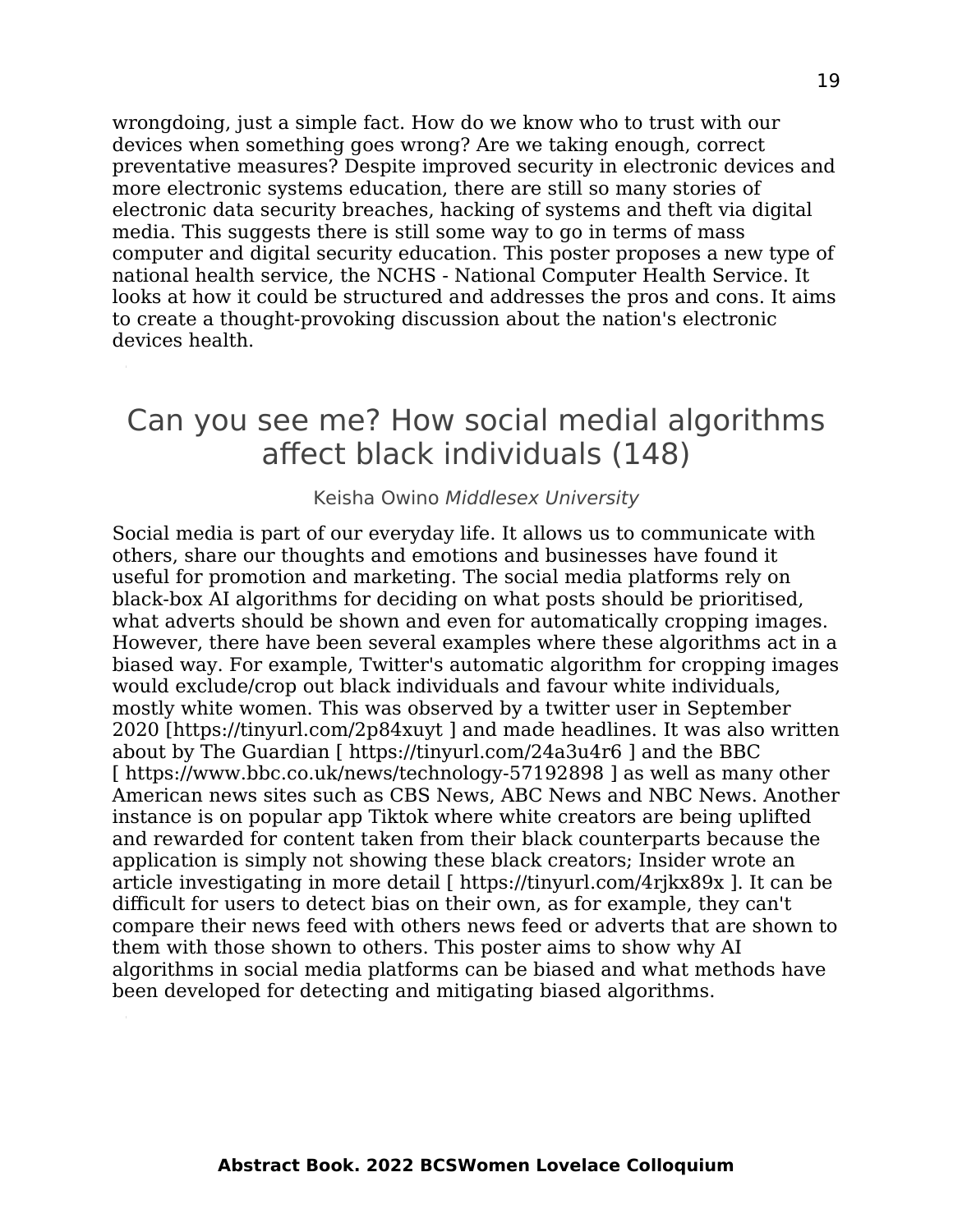wrongdoing, just a simple fact. How do we know who to trust with our devices when something goes wrong? Are we taking enough, correct preventative measures? Despite improved security in electronic devices and more electronic systems education, there are still so many stories of electronic data security breaches, hacking of systems and theft via digital media. This suggests there is still some way to go in terms of mass computer and digital security education. This poster proposes a new type of national health service, the NCHS - National Computer Health Service. It looks at how it could be structured and addresses the pros and cons. It aims to create a thought-provoking discussion about the nation's electronic devices health.

## Can you see me? How social medial algorithms affect black individuals (148)

Keisha Owino *Middlesex University*

Social media is part of our everyday life. It allows us to communicate with others, share our thoughts and emotions and businesses have found it useful for promotion and marketing. The social media platforms rely on black-box AI algorithms for deciding on what posts should be prioritised, what adverts should be shown and even for automatically cropping images. However, there have been several examples where these algorithms act in a biased way. For example, Twitter's automatic algorithm for cropping images would exclude/crop out black individuals and favour white individuals, mostly white women. This was observed by a twitter user in September 2020 [https://tinyurl.com/2p84xuyt ] and made headlines. It was also written about by The Guardian [ https://tinyurl.com/24a3u4r6 ] and the BBC [ https://www.bbc.co.uk/news/technology-57192898 ] as well as many other American news sites such as CBS News, ABC News and NBC News. Another instance is on popular app Tiktok where white creators are being uplifted and rewarded for content taken from their black counterparts because the application is simply not showing these black creators; Insider wrote an article investigating in more detail [ https://tinyurl.com/4rjkx89x ]. It can be difficult for users to detect bias on their own, as for example, they can't compare their news feed with others news feed or adverts that are shown to them with those shown to others. This poster aims to show why AI algorithms in social media platforms can be biased and what methods have been developed for detecting and mitigating biased algorithms.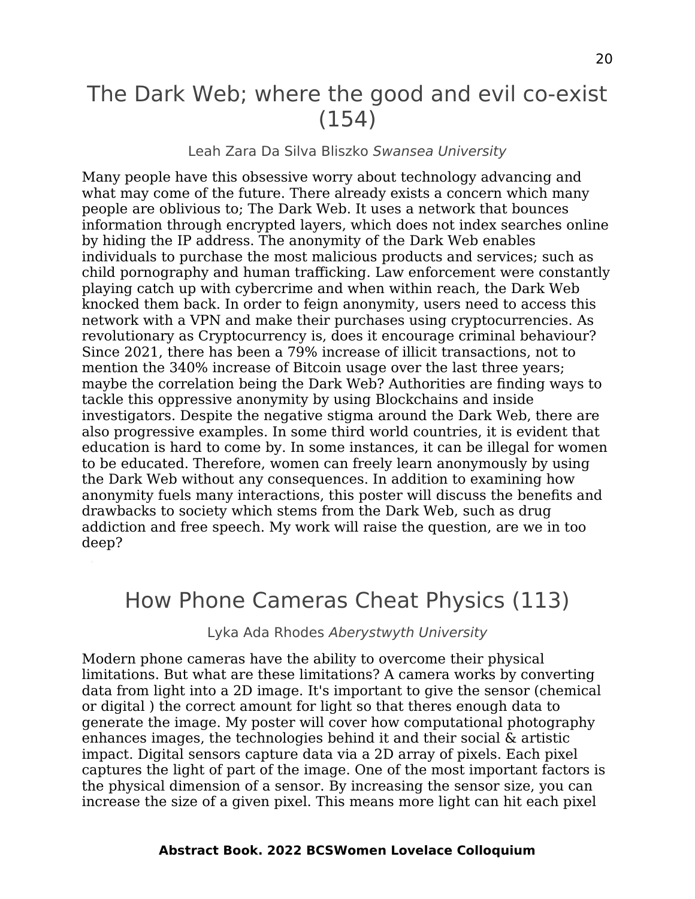# The Dark Web; where the good and evil co-exist (154)

Leah Zara Da Silva Bliszko *Swansea University*

Many people have this obsessive worry about technology advancing and what may come of the future. There already exists a concern which many people are oblivious to; The Dark Web. It uses a network that bounces information through encrypted layers, which does not index searches online by hiding the IP address. The anonymity of the Dark Web enables individuals to purchase the most malicious products and services; such as child pornography and human trafficking. Law enforcement were constantly playing catch up with cybercrime and when within reach, the Dark Web knocked them back. In order to feign anonymity, users need to access this network with a VPN and make their purchases using cryptocurrencies. As revolutionary as Cryptocurrency is, does it encourage criminal behaviour? Since 2021, there has been a 79% increase of illicit transactions, not to mention the 340% increase of Bitcoin usage over the last three years; maybe the correlation being the Dark Web? Authorities are finding ways to tackle this oppressive anonymity by using Blockchains and inside investigators. Despite the negative stigma around the Dark Web, there are also progressive examples. In some third world countries, it is evident that education is hard to come by. In some instances, it can be illegal for women to be educated. Therefore, women can freely learn anonymously by using the Dark Web without any consequences. In addition to examining how anonymity fuels many interactions, this poster will discuss the benefits and drawbacks to society which stems from the Dark Web, such as drug addiction and free speech. My work will raise the question, are we in too deep?

# How Phone Cameras Cheat Physics (113)

Lyka Ada Rhodes *Aberystwyth University*

Modern phone cameras have the ability to overcome their physical limitations. But what are these limitations? A camera works by converting data from light into a 2D image. It's important to give the sensor (chemical or digital ) the correct amount for light so that theres enough data to generate the image. My poster will cover how computational photography enhances images, the technologies behind it and their social & artistic impact. Digital sensors capture data via a 2D array of pixels. Each pixel captures the light of part of the image. One of the most important factors is the physical dimension of a sensor. By increasing the sensor size, you can increase the size of a given pixel. This means more light can hit each pixel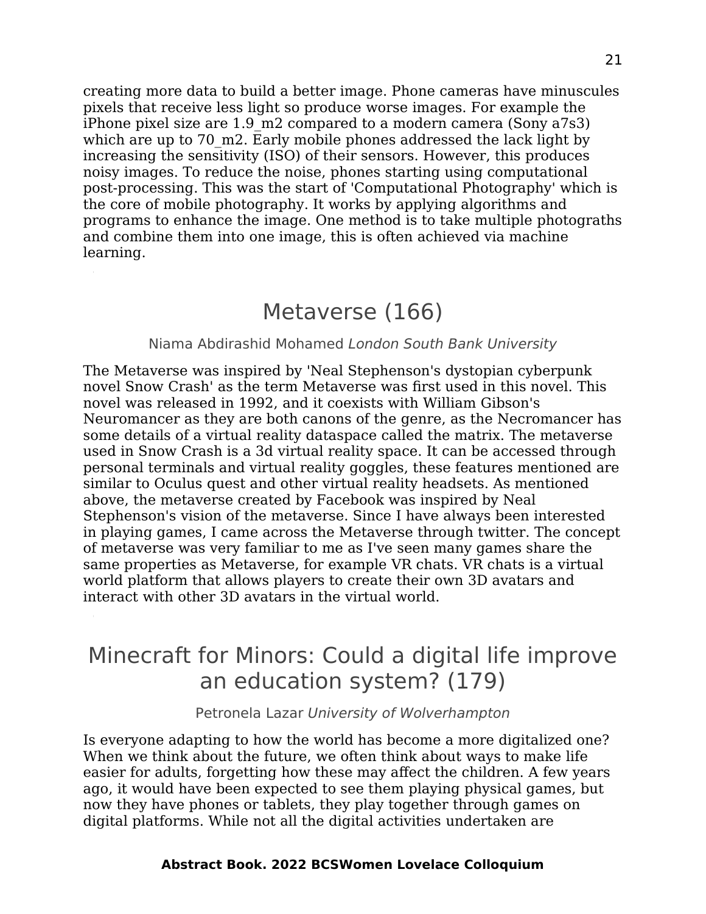creating more data to build a better image. Phone cameras have minuscules pixels that receive less light so produce worse images. For example the iPhone pixel size are 1.9_m2 compared to a modern camera (Sony a7s3) which are up to 70_m2. Early mobile phones addressed the lack light by increasing the sensitivity (ISO) of their sensors. However, this produces noisy images. To reduce the noise, phones starting using computational post-processing. This was the start of 'Computational Photography' which is the core of mobile photography. It works by applying algorithms and programs to enhance the image. One method is to take multiple photograths and combine them into one image, this is often achieved via machine learning.

## Metaverse (166)

Niama Abdirashid Mohamed *London South Bank University*

The Metaverse was inspired by 'Neal Stephenson's dystopian cyberpunk novel Snow Crash' as the term Metaverse was first used in this novel. This novel was released in 1992, and it coexists with William Gibson's Neuromancer as they are both canons of the genre, as the Necromancer has some details of a virtual reality dataspace called the matrix. The metaverse used in Snow Crash is a 3d virtual reality space. It can be accessed through personal terminals and virtual reality goggles, these features mentioned are similar to Oculus quest and other virtual reality headsets. As mentioned above, the metaverse created by Facebook was inspired by Neal Stephenson's vision of the metaverse. Since I have always been interested in playing games, I came across the Metaverse through twitter. The concept of metaverse was very familiar to me as I've seen many games share the same properties as Metaverse, for example VR chats. VR chats is a virtual world platform that allows players to create their own 3D avatars and interact with other 3D avatars in the virtual world.

## Minecraft for Minors: Could a digital life improve an education system? (179)

Petronela Lazar *University of Wolverhampton*

Is everyone adapting to how the world has become a more digitalized one? When we think about the future, we often think about ways to make life easier for adults, forgetting how these may affect the children. A few years ago, it would have been expected to see them playing physical games, but now they have phones or tablets, they play together through games on digital platforms. While not all the digital activities undertaken are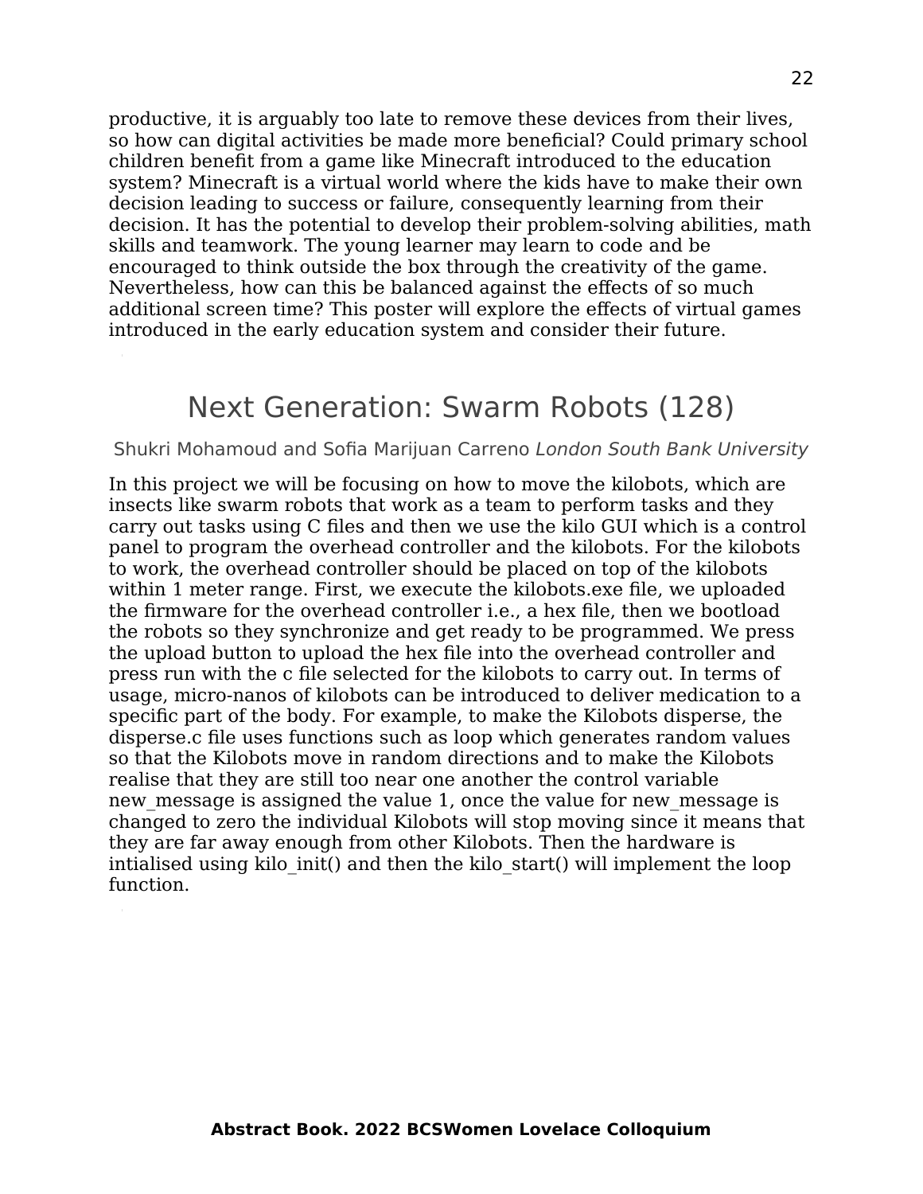productive, it is arguably too late to remove these devices from their lives, so how can digital activities be made more beneficial? Could primary school children benefit from a game like Minecraft introduced to the education system? Minecraft is a virtual world where the kids have to make their own decision leading to success or failure, consequently learning from their decision. It has the potential to develop their problem-solving abilities, math skills and teamwork. The young learner may learn to code and be encouraged to think outside the box through the creativity of the game. Nevertheless, how can this be balanced against the effects of so much additional screen time? This poster will explore the effects of virtual games introduced in the early education system and consider their future.

## Next Generation: Swarm Robots (128)

Shukri Mohamoud and Sofia Marijuan Carreno *London South Bank University*

In this project we will be focusing on how to move the kilobots, which are insects like swarm robots that work as a team to perform tasks and they carry out tasks using C files and then we use the kilo GUI which is a control panel to program the overhead controller and the kilobots. For the kilobots to work, the overhead controller should be placed on top of the kilobots within 1 meter range. First, we execute the kilobots.exe file, we uploaded the firmware for the overhead controller i.e., a hex file, then we bootload the robots so they synchronize and get ready to be programmed. We press the upload button to upload the hex file into the overhead controller and press run with the c file selected for the kilobots to carry out. In terms of usage, micro-nanos of kilobots can be introduced to deliver medication to a specific part of the body. For example, to make the Kilobots disperse, the disperse.c file uses functions such as loop which generates random values so that the Kilobots move in random directions and to make the Kilobots realise that they are still too near one another the control variable new_message is assigned the value 1, once the value for new_message is changed to zero the individual Kilobots will stop moving since it means that they are far away enough from other Kilobots. Then the hardware is intialised using kilo_init() and then the kilo_start() will implement the loop function.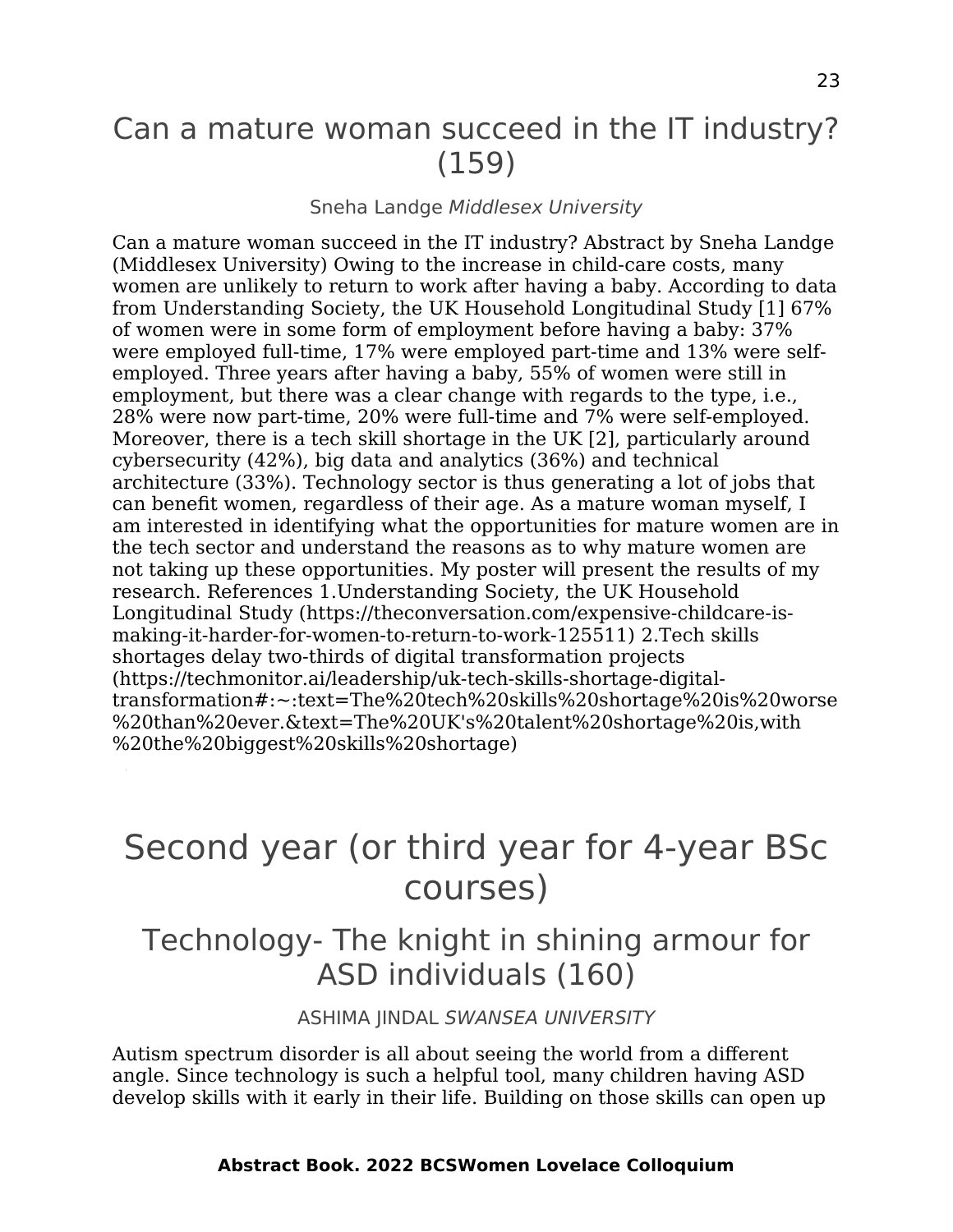## Can a mature woman succeed in the IT industry? (159)

Sneha Landge *Middlesex University*

Can a mature woman succeed in the IT industry? Abstract by Sneha Landge (Middlesex University) Owing to the increase in child-care costs, many women are unlikely to return to work after having a baby. According to data from Understanding Society, the UK Household Longitudinal Study [1] 67% of women were in some form of employment before having a baby: 37% were employed full-time, 17% were employed part-time and 13% were self-employed. Three years after having a baby, 55% of women were still in employment, but there was a clear change with regards to the type, i.e., 28% were now part-time, 20% were full-time and 7% were self-employed. Moreover, there is a tech skill shortage in the UK [2], particularly around cybersecurity (42%), big data and analytics (36%) and technical architecture (33%). Technology sector is thus generating a lot of jobs that can benefit women, regardless of their age. As a mature woman myself, I am interested in identifying what the opportunities for mature women are in the tech sector and understand the reasons as to why mature women are not taking up these opportunities. My poster will present the results of my research. References 1.Understanding Society, the UK Household Longitudinal Study (https://theconversation.com/expensive-childcare-is-making-it-harder-for-women-to-return-to-work-125511) 2.Tech skills shortages delay two-thirds of digital transformation projects (https://techmonitor.ai/leadership/uk-tech-skills-shortage-digital-transformation#:~:text=The%20tech%20skills%20shortage%20is%20worse%20than%20ever.&text=The%20UK's%20talent%20shortage%20is,with%20the%20biggest%20skills%20shortage)

# Second year (or third year for 4-year BSc courses)

## Technology- The knight in shining armour for ASD individuals (160)

ASHIMA JINDAL *SWANSEA UNIVERSITY*

Autism spectrum disorder is all about seeing the world from a different angle. Since technology is such a helpful tool, many children having ASD develop skills with it early in their life. Building on those skills can open up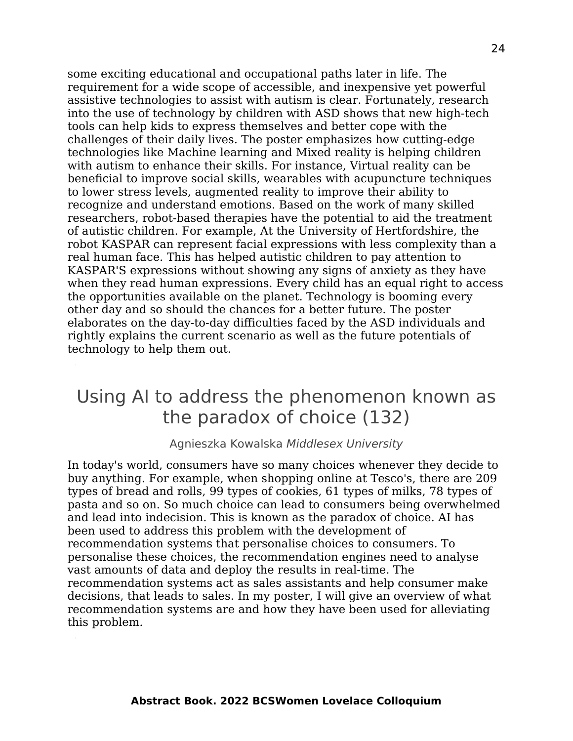some exciting educational and occupational paths later in life. The requirement for a wide scope of accessible, and inexpensive yet powerful assistive technologies to assist with autism is clear. Fortunately, research into the use of technology by children with ASD shows that new high-tech tools can help kids to express themselves and better cope with the challenges of their daily lives. The poster emphasizes how cutting-edge technologies like Machine learning and Mixed reality is helping children with autism to enhance their skills. For instance, Virtual reality can be beneficial to improve social skills, wearables with acupuncture techniques to lower stress levels, augmented reality to improve their ability to recognize and understand emotions. Based on the work of many skilled researchers, robot-based therapies have the potential to aid the treatment of autistic children. For example, At the University of Hertfordshire, the robot KASPAR can represent facial expressions with less complexity than a real human face. This has helped autistic children to pay attention to KASPAR'S expressions without showing any signs of anxiety as they have when they read human expressions. Every child has an equal right to access the opportunities available on the planet. Technology is booming every other day and so should the chances for a better future. The poster elaborates on the day-to-day difficulties faced by the ASD individuals and rightly explains the current scenario as well as the future potentials of technology to help them out.

# Using AI to address the phenomenon known as the paradox of choice (132)

Agnieszka Kowalska *Middlesex University*

In today's world, consumers have so many choices whenever they decide to buy anything. For example, when shopping online at Tesco's, there are 209 types of bread and rolls, 99 types of cookies, 61 types of milks, 78 types of pasta and so on. So much choice can lead to consumers being overwhelmed and lead into indecision. This is known as the paradox of choice. AI has been used to address this problem with the development of recommendation systems that personalise choices to consumers. To personalise these choices, the recommendation engines need to analyse vast amounts of data and deploy the results in real-time. The recommendation systems act as sales assistants and help consumer make decisions, that leads to sales. In my poster, I will give an overview of what recommendation systems are and how they have been used for alleviating this problem.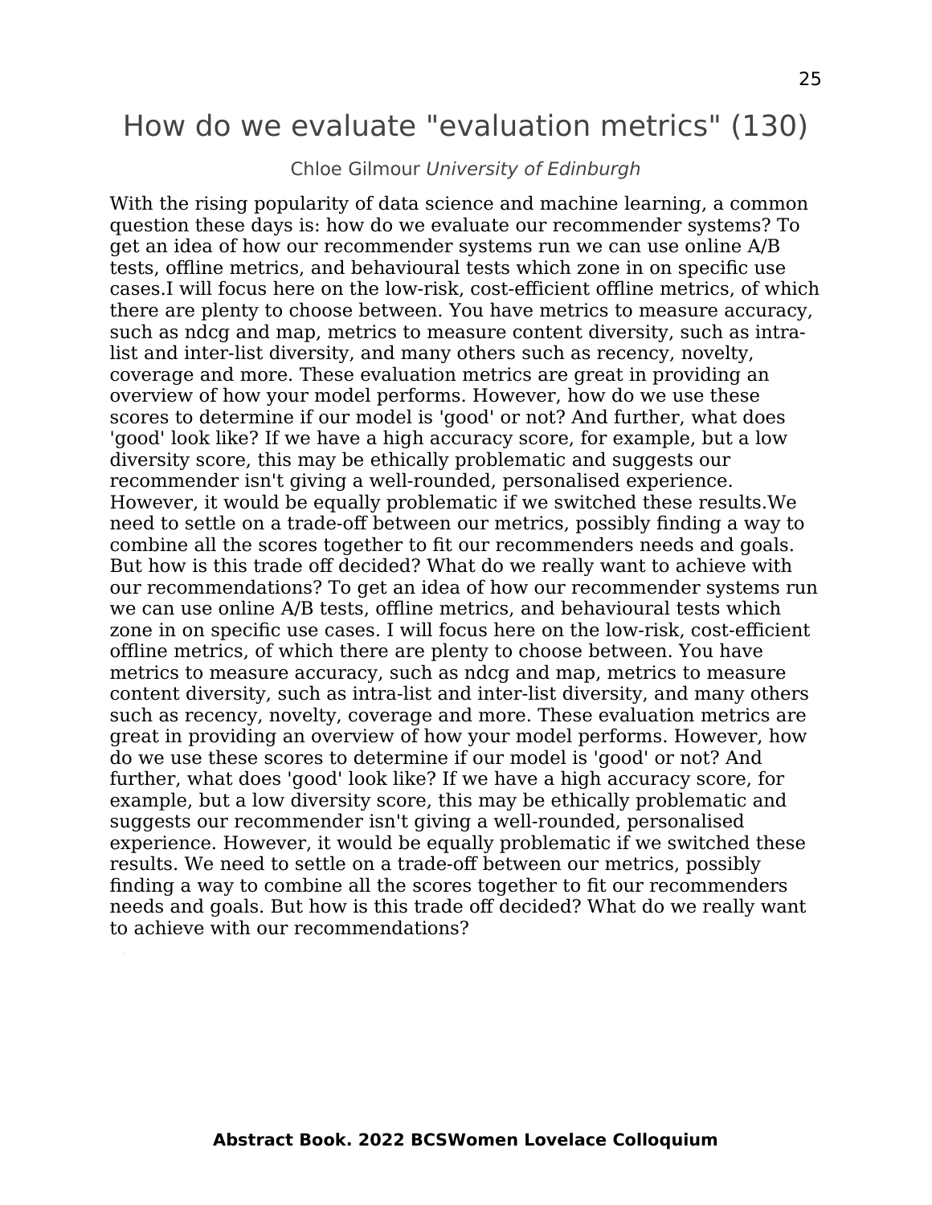# How do we evaluate "evaluation metrics" (130)

Chloe Gilmour *University of Edinburgh*

With the rising popularity of data science and machine learning, a common question these days is: how do we evaluate our recommender systems? To get an idea of how our recommender systems run we can use online A/B tests, offline metrics, and behavioural tests which zone in on specific use cases.I will focus here on the low-risk, cost-efficient offline metrics, of which there are plenty to choose between. You have metrics to measure accuracy, such as ndcg and map, metrics to measure content diversity, such as intra-list and inter-list diversity, and many others such as recency, novelty, coverage and more. These evaluation metrics are great in providing an overview of how your model performs. However, how do we use these scores to determine if our model is 'good' or not? And further, what does 'good' look like? If we have a high accuracy score, for example, but a low diversity score, this may be ethically problematic and suggests our recommender isn't giving a well-rounded, personalised experience. However, it would be equally problematic if we switched these results.We need to settle on a trade-off between our metrics, possibly finding a way to combine all the scores together to fit our recommenders needs and goals. But how is this trade off decided? What do we really want to achieve with our recommendations? To get an idea of how our recommender systems run we can use online A/B tests, offline metrics, and behavioural tests which zone in on specific use cases. I will focus here on the low-risk, cost-efficient offline metrics, of which there are plenty to choose between. You have metrics to measure accuracy, such as ndcg and map, metrics to measure content diversity, such as intra-list and inter-list diversity, and many others such as recency, novelty, coverage and more. These evaluation metrics are great in providing an overview of how your model performs. However, how do we use these scores to determine if our model is 'good' or not? And further, what does 'good' look like? If we have a high accuracy score, for example, but a low diversity score, this may be ethically problematic and suggests our recommender isn't giving a well-rounded, personalised experience. However, it would be equally problematic if we switched these results. We need to settle on a trade-off between our metrics, possibly finding a way to combine all the scores together to fit our recommenders needs and goals. But how is this trade off decided? What do we really want to achieve with our recommendations?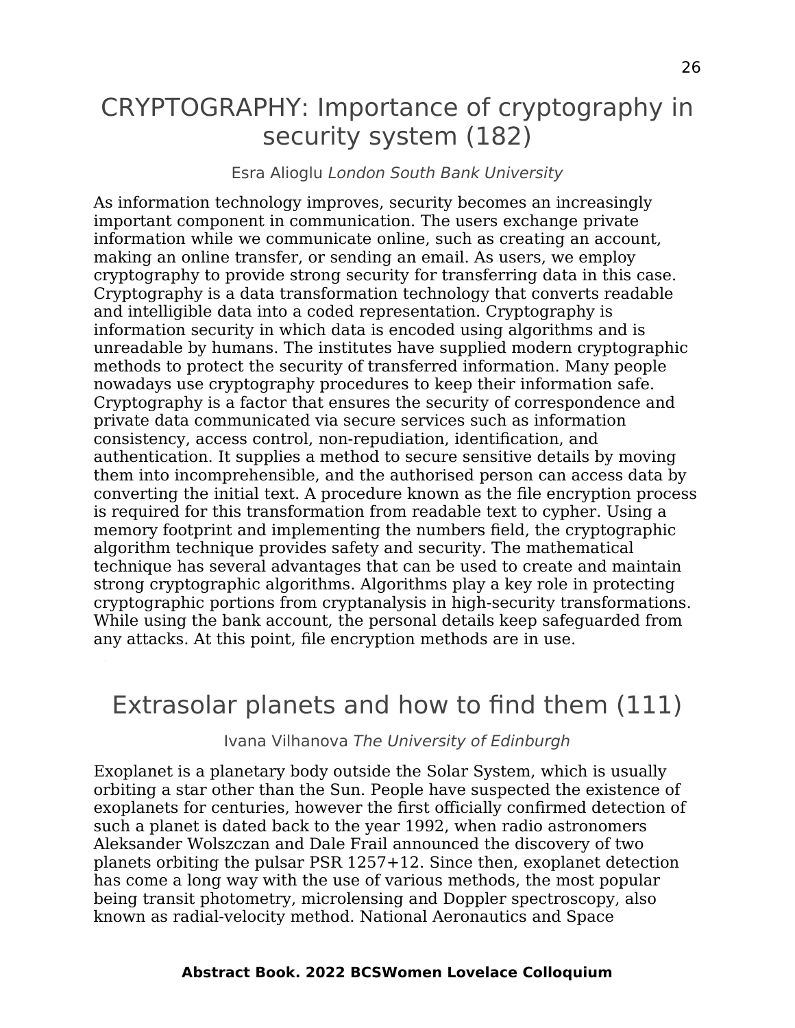# CRYPTOGRAPHY: Importance of cryptography in security system (182)

Esra Alioglu *London South Bank University*

As information technology improves, security becomes an increasingly important component in communication. The users exchange private information while we communicate online, such as creating an account, making an online transfer, or sending an email. As users, we employ cryptography to provide strong security for transferring data in this case. Cryptography is a data transformation technology that converts readable and intelligible data into a coded representation. Cryptography is information security in which data is encoded using algorithms and is unreadable by humans. The institutes have supplied modern cryptographic methods to protect the security of transferred information. Many people nowadays use cryptography procedures to keep their information safe. Cryptography is a factor that ensures the security of correspondence and private data communicated via secure services such as information consistency, access control, non-repudiation, identification, and authentication. It supplies a method to secure sensitive details by moving them into incomprehensible, and the authorised person can access data by converting the initial text. A procedure known as the file encryption process is required for this transformation from readable text to cypher. Using a memory footprint and implementing the numbers field, the cryptographic algorithm technique provides safety and security. The mathematical technique has several advantages that can be used to create and maintain strong cryptographic algorithms. Algorithms play a key role in protecting cryptographic portions from cryptanalysis in high-security transformations. While using the bank account, the personal details keep safeguarded from any attacks. At this point, file encryption methods are in use.

# Extrasolar planets and how to find them (111)

Ivana Vilhanova *The University of Edinburgh*

Exoplanet is a planetary body outside the Solar System, which is usually orbiting a star other than the Sun. People have suspected the existence of exoplanets for centuries, however the first officially confirmed detection of such a planet is dated back to the year 1992, when radio astronomers Aleksander Wolszczan and Dale Frail announced the discovery of two planets orbiting the pulsar PSR 1257+12. Since then, exoplanet detection has come a long way with the use of various methods, the most popular being transit photometry, microlensing and Doppler spectroscopy, also known as radial-velocity method. National Aeronautics and Space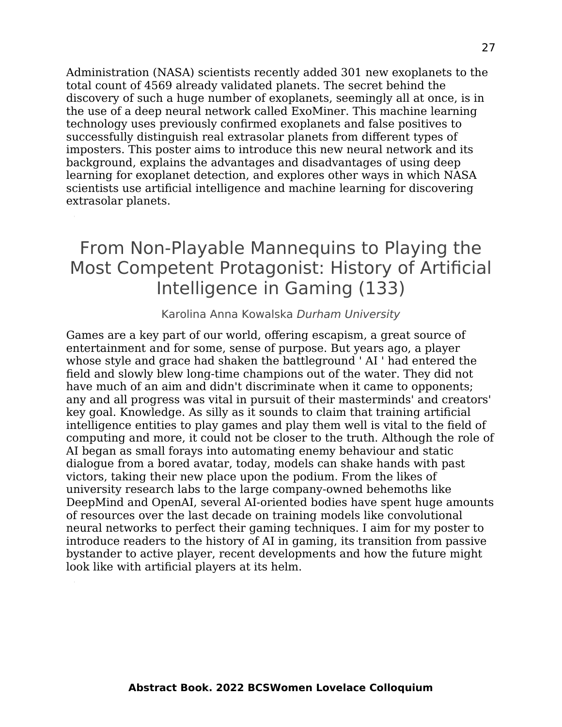Administration (NASA) scientists recently added 301 new exoplanets to the total count of 4569 already validated planets. The secret behind the discovery of such a huge number of exoplanets, seemingly all at once, is in the use of a deep neural network called ExoMiner. This machine learning technology uses previously confirmed exoplanets and false positives to successfully distinguish real extrasolar planets from different types of imposters. This poster aims to introduce this new neural network and its background, explains the advantages and disadvantages of using deep learning for exoplanet detection, and explores other ways in which NASA scientists use artificial intelligence and machine learning for discovering extrasolar planets.

# From Non-Playable Mannequins to Playing the Most Competent Protagonist: History of Artificial Intelligence in Gaming (133)

Karolina Anna Kowalska *Durham University*

Games are a key part of our world, offering escapism, a great source of entertainment and for some, sense of purpose. But years ago, a player whose style and grace had shaken the battleground ' AI ' had entered the field and slowly blew long-time champions out of the water. They did not have much of an aim and didn't discriminate when it came to opponents; any and all progress was vital in pursuit of their masterminds' and creators' key goal. Knowledge. As silly as it sounds to claim that training artificial intelligence entities to play games and play them well is vital to the field of computing and more, it could not be closer to the truth. Although the role of AI began as small forays into automating enemy behaviour and static dialogue from a bored avatar, today, models can shake hands with past victors, taking their new place upon the podium. From the likes of university research labs to the large company-owned behemoths like DeepMind and OpenAI, several AI-oriented bodies have spent huge amounts of resources over the last decade on training models like convolutional neural networks to perfect their gaming techniques. I aim for my poster to introduce readers to the history of AI in gaming, its transition from passive bystander to active player, recent developments and how the future might look like with artificial players at its helm.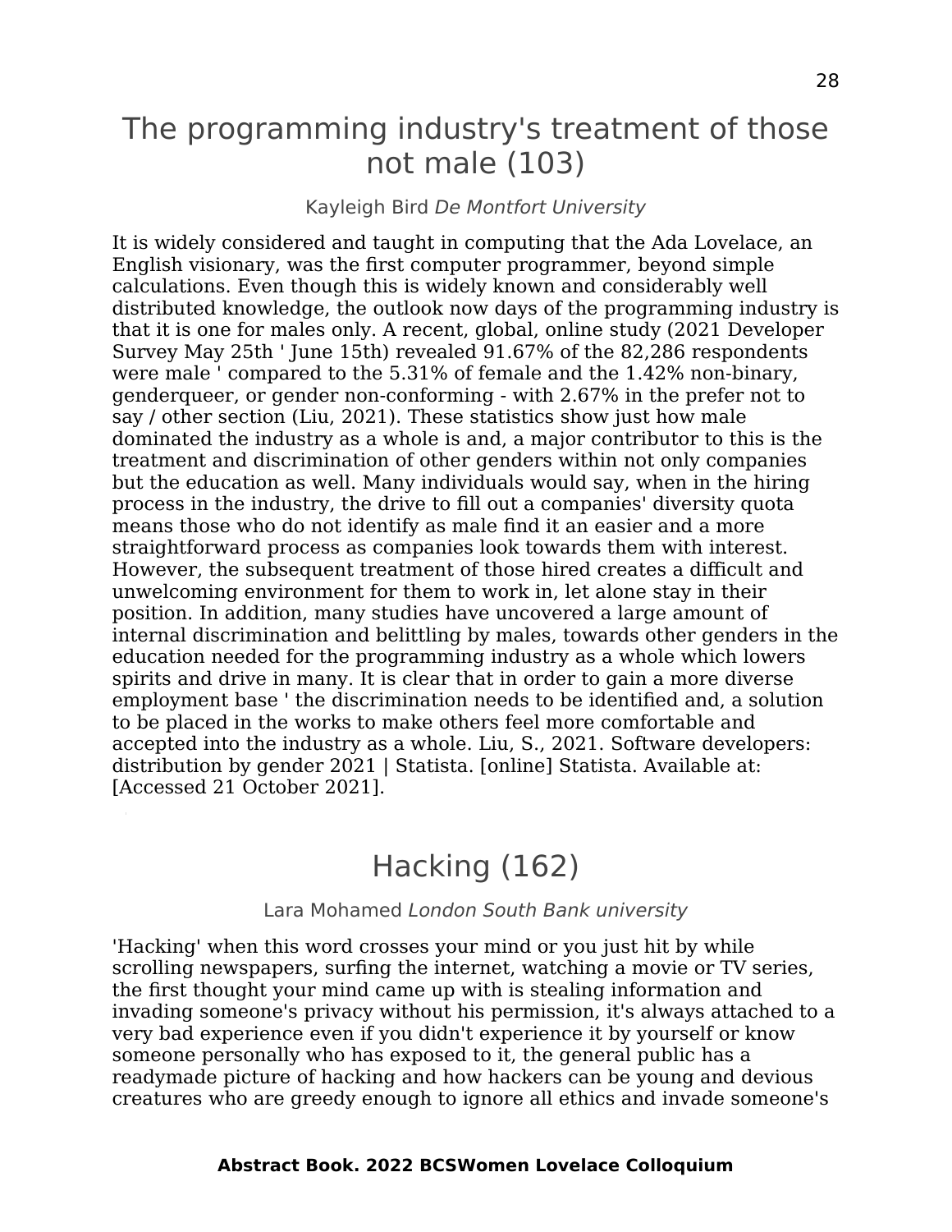# The programming industry's treatment of those not male (103)

Kayleigh Bird *De Montfort University*

It is widely considered and taught in computing that the Ada Lovelace, an English visionary, was the first computer programmer, beyond simple calculations. Even though this is widely known and considerably well distributed knowledge, the outlook now days of the programming industry is that it is one for males only. A recent, global, online study (2021 Developer Survey May 25th ' June 15th) revealed 91.67% of the 82,286 respondents were male ' compared to the 5.31% of female and the 1.42% non-binary, genderqueer, or gender non-conforming - with 2.67% in the prefer not to say / other section (Liu, 2021). These statistics show just how male dominated the industry as a whole is and, a major contributor to this is the treatment and discrimination of other genders within not only companies but the education as well. Many individuals would say, when in the hiring process in the industry, the drive to fill out a companies' diversity quota means those who do not identify as male find it an easier and a more straightforward process as companies look towards them with interest. However, the subsequent treatment of those hired creates a difficult and unwelcoming environment for them to work in, let alone stay in their position. In addition, many studies have uncovered a large amount of internal discrimination and belittling by males, towards other genders in the education needed for the programming industry as a whole which lowers spirits and drive in many. It is clear that in order to gain a more diverse employment base ' the discrimination needs to be identified and, a solution to be placed in the works to make others feel more comfortable and accepted into the industry as a whole. Liu, S., 2021. Software developers: distribution by gender 2021 | Statista. [online] Statista. Available at: [Accessed 21 October 2021].

# Hacking (162)

Lara Mohamed *London South Bank university*

'Hacking' when this word crosses your mind or you just hit by while scrolling newspapers, surfing the internet, watching a movie or TV series, the first thought your mind came up with is stealing information and invading someone's privacy without his permission, it's always attached to a very bad experience even if you didn't experience it by yourself or know someone personally who has exposed to it, the general public has a readymade picture of hacking and how hackers can be young and devious creatures who are greedy enough to ignore all ethics and invade someone's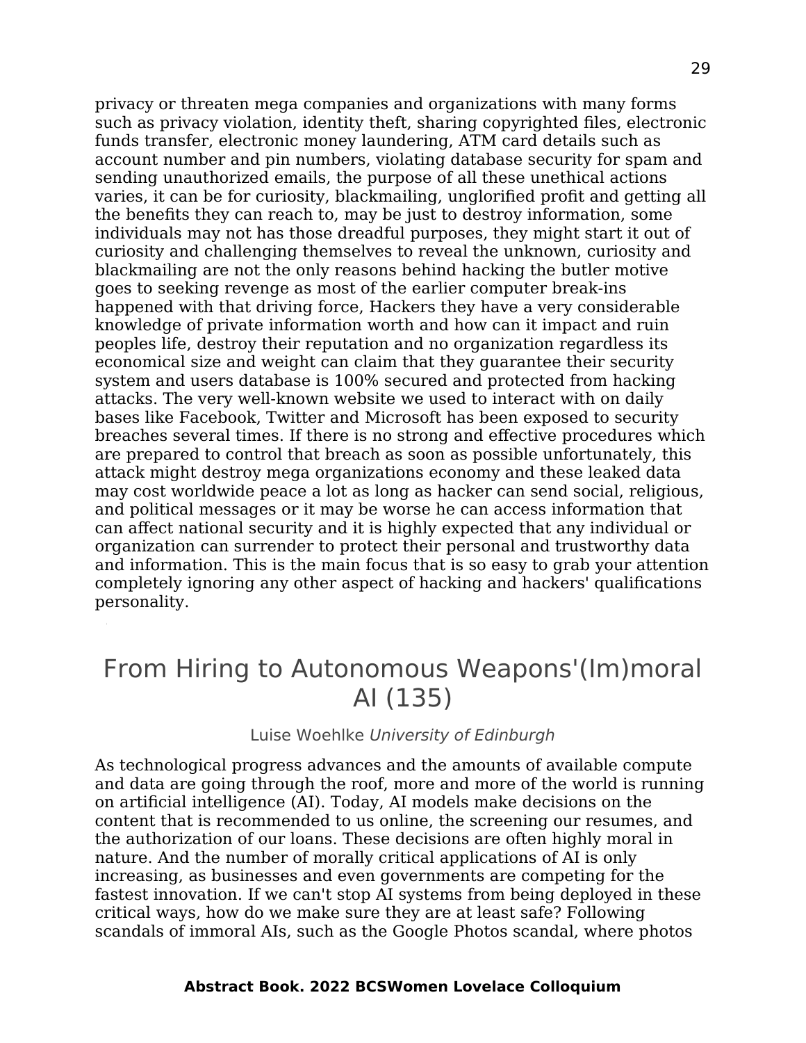privacy or threaten mega companies and organizations with many forms such as privacy violation, identity theft, sharing copyrighted files, electronic funds transfer, electronic money laundering, ATM card details such as account number and pin numbers, violating database security for spam and sending unauthorized emails, the purpose of all these unethical actions varies, it can be for curiosity, blackmailing, unglorified profit and getting all the benefits they can reach to, may be just to destroy information, some individuals may not has those dreadful purposes, they might start it out of curiosity and challenging themselves to reveal the unknown, curiosity and blackmailing are not the only reasons behind hacking the butler motive goes to seeking revenge as most of the earlier computer break-ins happened with that driving force, Hackers they have a very considerable knowledge of private information worth and how can it impact and ruin peoples life, destroy their reputation and no organization regardless its economical size and weight can claim that they guarantee their security system and users database is 100% secured and protected from hacking attacks. The very well-known website we used to interact with on daily bases like Facebook, Twitter and Microsoft has been exposed to security breaches several times. If there is no strong and effective procedures which are prepared to control that breach as soon as possible unfortunately, this attack might destroy mega organizations economy and these leaked data may cost worldwide peace a lot as long as hacker can send social, religious, and political messages or it may be worse he can access information that can affect national security and it is highly expected that any individual or organization can surrender to protect their personal and trustworthy data and information. This is the main focus that is so easy to grab your attention completely ignoring any other aspect of hacking and hackers' qualifications personality.

# From Hiring to Autonomous Weapons'(Im)moral AI (135)

Luise Woehlke *University of Edinburgh*

As technological progress advances and the amounts of available compute and data are going through the roof, more and more of the world is running on artificial intelligence (AI). Today, AI models make decisions on the content that is recommended to us online, the screening our resumes, and the authorization of our loans. These decisions are often highly moral in nature. And the number of morally critical applications of AI is only increasing, as businesses and even governments are competing for the fastest innovation. If we can't stop AI systems from being deployed in these critical ways, how do we make sure they are at least safe? Following scandals of immoral AIs, such as the Google Photos scandal, where photos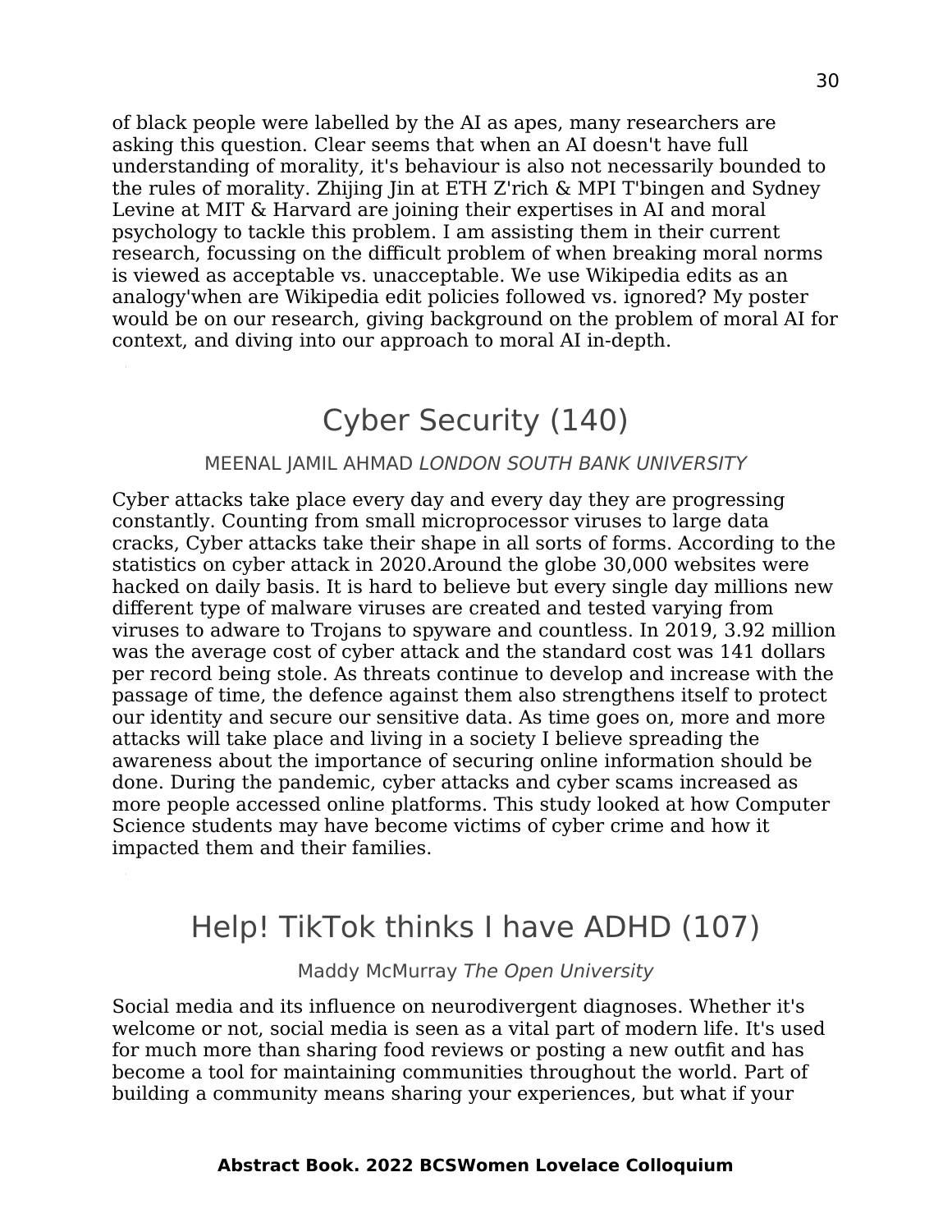of black people were labelled by the AI as apes, many researchers are asking this question. Clear seems that when an AI doesn't have full understanding of morality, it's behaviour is also not necessarily bounded to the rules of morality. Zhijing Jin at ETH Z'rich & MPI T'bingen and Sydney Levine at MIT & Harvard are joining their expertises in AI and moral psychology to tackle this problem. I am assisting them in their current research, focussing on the difficult problem of when breaking moral norms is viewed as acceptable vs. unacceptable. We use Wikipedia edits as an analogy'when are Wikipedia edit policies followed vs. ignored? My poster would be on our research, giving background on the problem of moral AI for context, and diving into our approach to moral AI in-depth.

## Cyber Security (140)

MEENAL JAMIL AHMAD *LONDON SOUTH BANK UNIVERSITY*

Cyber attacks take place every day and every day they are progressing constantly. Counting from small microprocessor viruses to large data cracks, Cyber attacks take their shape in all sorts of forms. According to the statistics on cyber attack in 2020.Around the globe 30,000 websites were hacked on daily basis. It is hard to believe but every single day millions new different type of malware viruses are created and tested varying from viruses to adware to Trojans to spyware and countless. In 2019, 3.92 million was the average cost of cyber attack and the standard cost was 141 dollars per record being stole. As threats continue to develop and increase with the passage of time, the defence against them also strengthens itself to protect our identity and secure our sensitive data. As time goes on, more and more attacks will take place and living in a society I believe spreading the awareness about the importance of securing online information should be done. During the pandemic, cyber attacks and cyber scams increased as more people accessed online platforms. This study looked at how Computer Science students may have become victims of cyber crime and how it impacted them and their families.

## Help! TikTok thinks I have ADHD (107)

Maddy McMurray *The Open University*

Social media and its influence on neurodivergent diagnoses. Whether it's welcome or not, social media is seen as a vital part of modern life. It's used for much more than sharing food reviews or posting a new outfit and has become a tool for maintaining communities throughout the world. Part of building a community means sharing your experiences, but what if your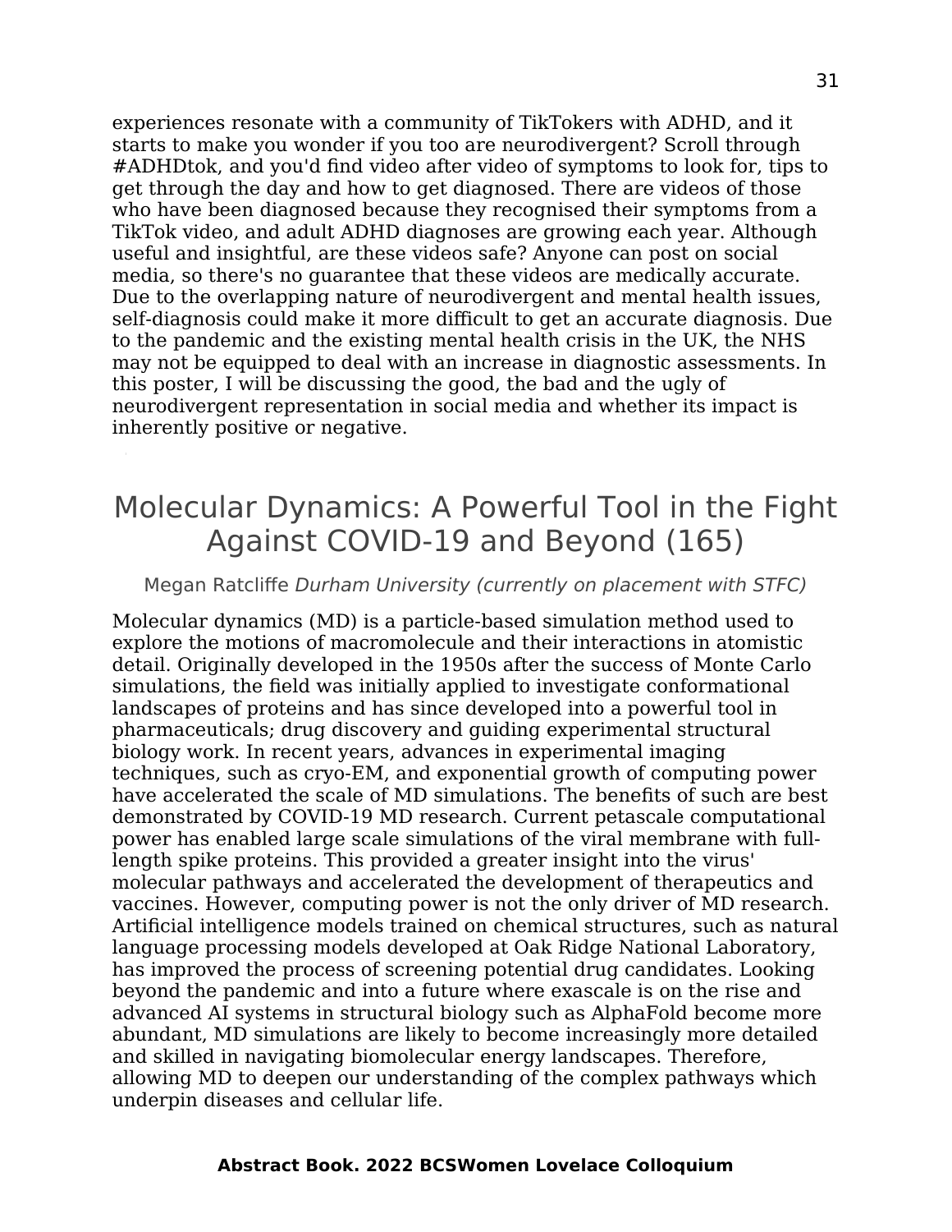experiences resonate with a community of TikTokers with ADHD, and it starts to make you wonder if you too are neurodivergent? Scroll through #ADHDtok, and you'd find video after video of symptoms to look for, tips to get through the day and how to get diagnosed. There are videos of those who have been diagnosed because they recognised their symptoms from a TikTok video, and adult ADHD diagnoses are growing each year. Although useful and insightful, are these videos safe? Anyone can post on social media, so there's no guarantee that these videos are medically accurate. Due to the overlapping nature of neurodivergent and mental health issues, self-diagnosis could make it more difficult to get an accurate diagnosis. Due to the pandemic and the existing mental health crisis in the UK, the NHS may not be equipped to deal with an increase in diagnostic assessments. In this poster, I will be discussing the good, the bad and the ugly of neurodivergent representation in social media and whether its impact is inherently positive or negative.

# Molecular Dynamics: A Powerful Tool in the Fight Against COVID-19 and Beyond (165)

Megan Ratcliffe *Durham University (currently on placement with STFC)*

Molecular dynamics (MD) is a particle-based simulation method used to explore the motions of macromolecule and their interactions in atomistic detail. Originally developed in the 1950s after the success of Monte Carlo simulations, the field was initially applied to investigate conformational landscapes of proteins and has since developed into a powerful tool in pharmaceuticals; drug discovery and guiding experimental structural biology work. In recent years, advances in experimental imaging techniques, such as cryo-EM, and exponential growth of computing power have accelerated the scale of MD simulations. The benefits of such are best demonstrated by COVID-19 MD research. Current petascale computational power has enabled large scale simulations of the viral membrane with full-length spike proteins. This provided a greater insight into the virus' molecular pathways and accelerated the development of therapeutics and vaccines. However, computing power is not the only driver of MD research. Artificial intelligence models trained on chemical structures, such as natural language processing models developed at Oak Ridge National Laboratory, has improved the process of screening potential drug candidates. Looking beyond the pandemic and into a future where exascale is on the rise and advanced AI systems in structural biology such as AlphaFold become more abundant, MD simulations are likely to become increasingly more detailed and skilled in navigating biomolecular energy landscapes. Therefore, allowing MD to deepen our understanding of the complex pathways which underpin diseases and cellular life.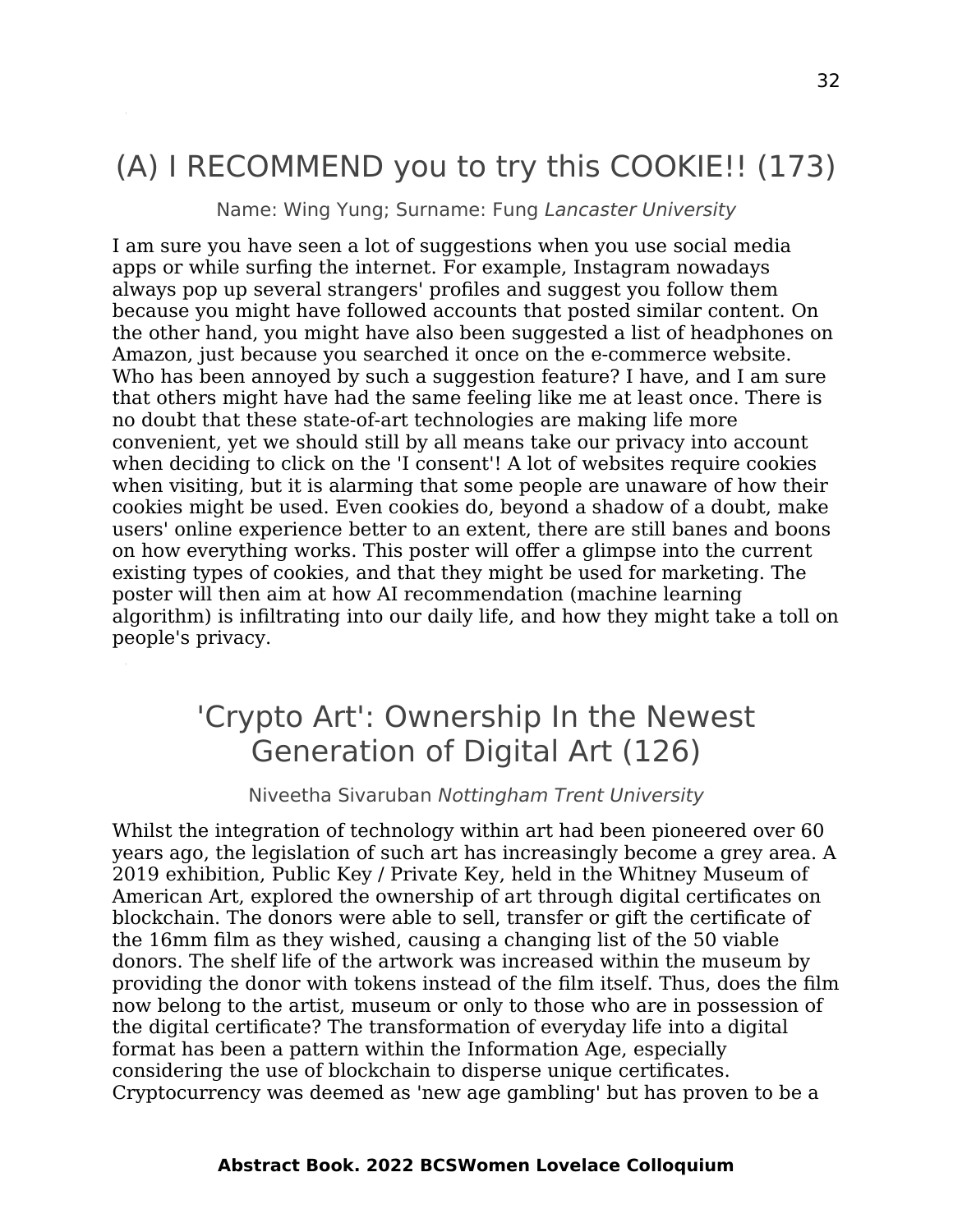## (A) I RECOMMEND you to try this COOKIE!! (173)

Name: Wing Yung; Surname: Fung *Lancaster University*

I am sure you have seen a lot of suggestions when you use social media apps or while surfing the internet. For example, Instagram nowadays always pop up several strangers' profiles and suggest you follow them because you might have followed accounts that posted similar content. On the other hand, you might have also been suggested a list of headphones on Amazon, just because you searched it once on the e-commerce website. Who has been annoyed by such a suggestion feature? I have, and I am sure that others might have had the same feeling like me at least once. There is no doubt that these state-of-art technologies are making life more convenient, yet we should still by all means take our privacy into account when deciding to click on the 'I consent'! A lot of websites require cookies when visiting, but it is alarming that some people are unaware of how their cookies might be used. Even cookies do, beyond a shadow of a doubt, make users' online experience better to an extent, there are still banes and boons on how everything works. This poster will offer a glimpse into the current existing types of cookies, and that they might be used for marketing. The poster will then aim at how AI recommendation (machine learning algorithm) is infiltrating into our daily life, and how they might take a toll on people's privacy.

## 'Crypto Art': Ownership In the Newest Generation of Digital Art (126)

Niveetha Sivaruban *Nottingham Trent University*

Whilst the integration of technology within art had been pioneered over 60 years ago, the legislation of such art has increasingly become a grey area. A 2019 exhibition, Public Key / Private Key, held in the Whitney Museum of American Art, explored the ownership of art through digital certificates on blockchain. The donors were able to sell, transfer or gift the certificate of the 16mm film as they wished, causing a changing list of the 50 viable donors. The shelf life of the artwork was increased within the museum by providing the donor with tokens instead of the film itself. Thus, does the film now belong to the artist, museum or only to those who are in possession of the digital certificate? The transformation of everyday life into a digital format has been a pattern within the Information Age, especially considering the use of blockchain to disperse unique certificates. Cryptocurrency was deemed as 'new age gambling' but has proven to be a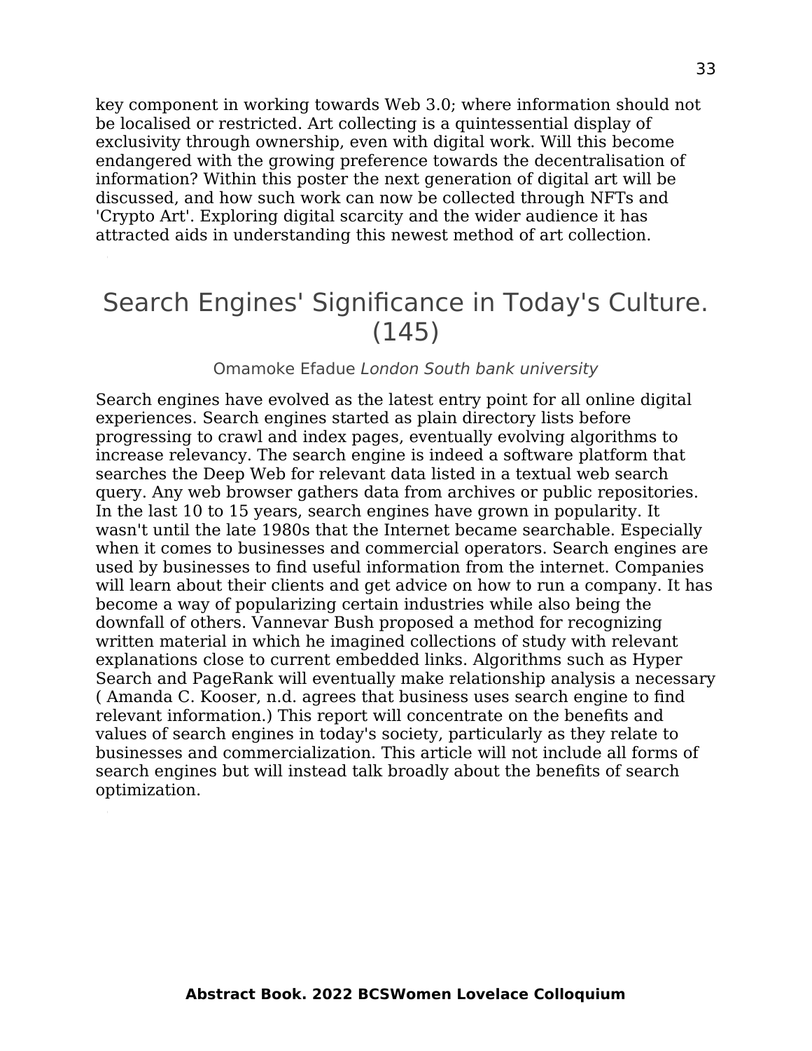key component in working towards Web 3.0; where information should not be localised or restricted. Art collecting is a quintessential display of exclusivity through ownership, even with digital work. Will this become endangered with the growing preference towards the decentralisation of information? Within this poster the next generation of digital art will be discussed, and how such work can now be collected through NFTs and 'Crypto Art'. Exploring digital scarcity and the wider audience it has attracted aids in understanding this newest method of art collection.

## Search Engines' Significance in Today's Culture. (145)

Omamoke Efadue *London South bank university*

Search engines have evolved as the latest entry point for all online digital experiences. Search engines started as plain directory lists before progressing to crawl and index pages, eventually evolving algorithms to increase relevancy. The search engine is indeed a software platform that searches the Deep Web for relevant data listed in a textual web search query. Any web browser gathers data from archives or public repositories. In the last 10 to 15 years, search engines have grown in popularity. It wasn't until the late 1980s that the Internet became searchable. Especially when it comes to businesses and commercial operators. Search engines are used by businesses to find useful information from the internet. Companies will learn about their clients and get advice on how to run a company. It has become a way of popularizing certain industries while also being the downfall of others. Vannevar Bush proposed a method for recognizing written material in which he imagined collections of study with relevant explanations close to current embedded links. Algorithms such as Hyper Search and PageRank will eventually make relationship analysis a necessary ( Amanda C. Kooser, n.d. agrees that business uses search engine to find relevant information.) This report will concentrate on the benefits and values of search engines in today's society, particularly as they relate to businesses and commercialization. This article will not include all forms of search engines but will instead talk broadly about the benefits of search optimization.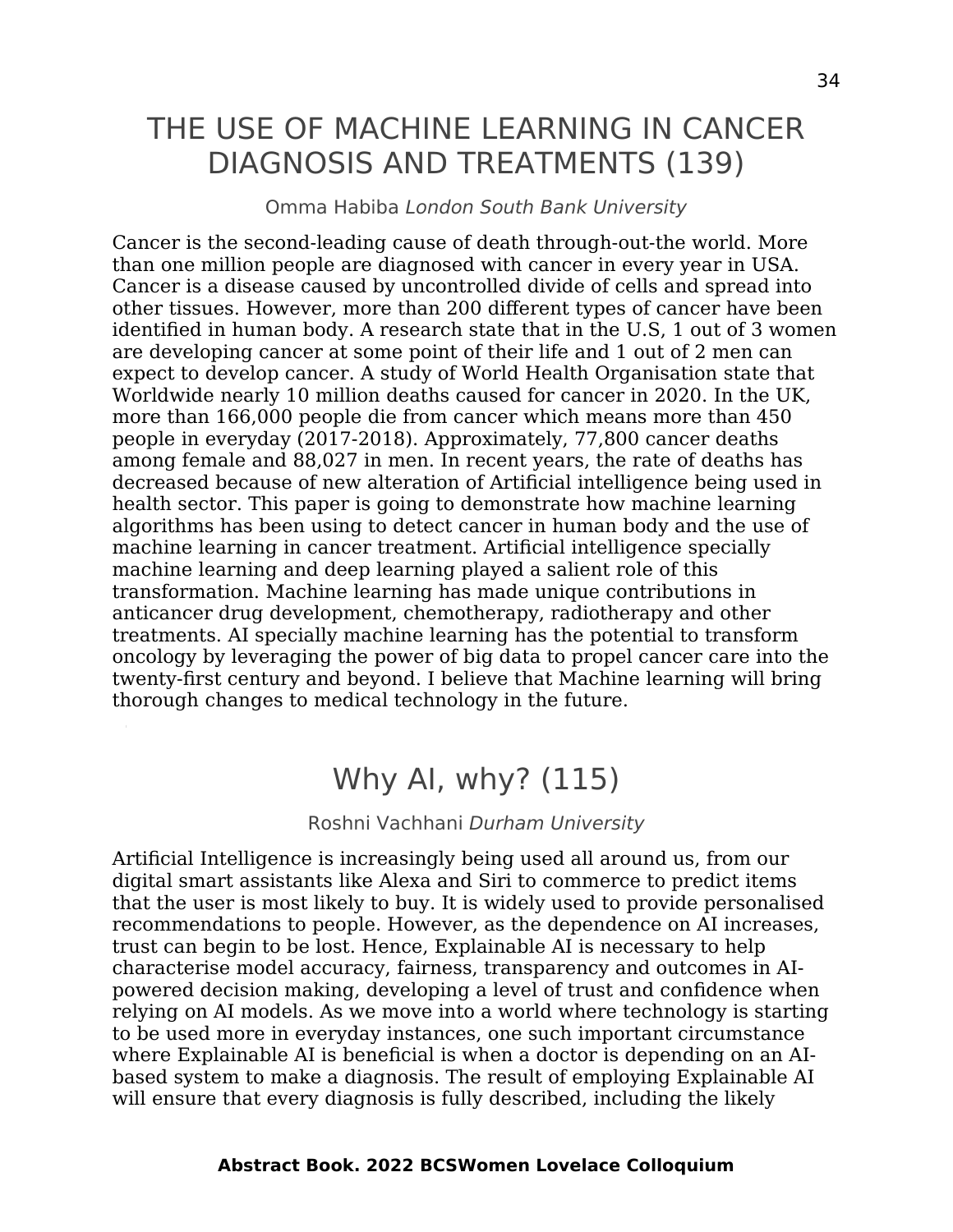# THE USE OF MACHINE LEARNING IN CANCER DIAGNOSIS AND TREATMENTS (139)

Omma Habiba *London South Bank University*

Cancer is the second-leading cause of death through-out-the world. More than one million people are diagnosed with cancer in every year in USA. Cancer is a disease caused by uncontrolled divide of cells and spread into other tissues. However, more than 200 different types of cancer have been identified in human body. A research state that in the U.S, 1 out of 3 women are developing cancer at some point of their life and 1 out of 2 men can expect to develop cancer. A study of World Health Organisation state that Worldwide nearly 10 million deaths caused for cancer in 2020. In the UK, more than 166,000 people die from cancer which means more than 450 people in everyday (2017-2018). Approximately, 77,800 cancer deaths among female and 88,027 in men. In recent years, the rate of deaths has decreased because of new alteration of Artificial intelligence being used in health sector. This paper is going to demonstrate how machine learning algorithms has been using to detect cancer in human body and the use of machine learning in cancer treatment. Artificial intelligence specially machine learning and deep learning played a salient role of this transformation. Machine learning has made unique contributions in anticancer drug development, chemotherapy, radiotherapy and other treatments. AI specially machine learning has the potential to transform oncology by leveraging the power of big data to propel cancer care into the twenty-first century and beyond. I believe that Machine learning will bring thorough changes to medical technology in the future.

# Why AI, why? (115)

Roshni Vachhani *Durham University*

Artificial Intelligence is increasingly being used all around us, from our digital smart assistants like Alexa and Siri to commerce to predict items that the user is most likely to buy. It is widely used to provide personalised recommendations to people. However, as the dependence on AI increases, trust can begin to be lost. Hence, Explainable AI is necessary to help characterise model accuracy, fairness, transparency and outcomes in AI-powered decision making, developing a level of trust and confidence when relying on AI models. As we move into a world where technology is starting to be used more in everyday instances, one such important circumstance where Explainable AI is beneficial is when a doctor is depending on an AI-based system to make a diagnosis. The result of employing Explainable AI will ensure that every diagnosis is fully described, including the likely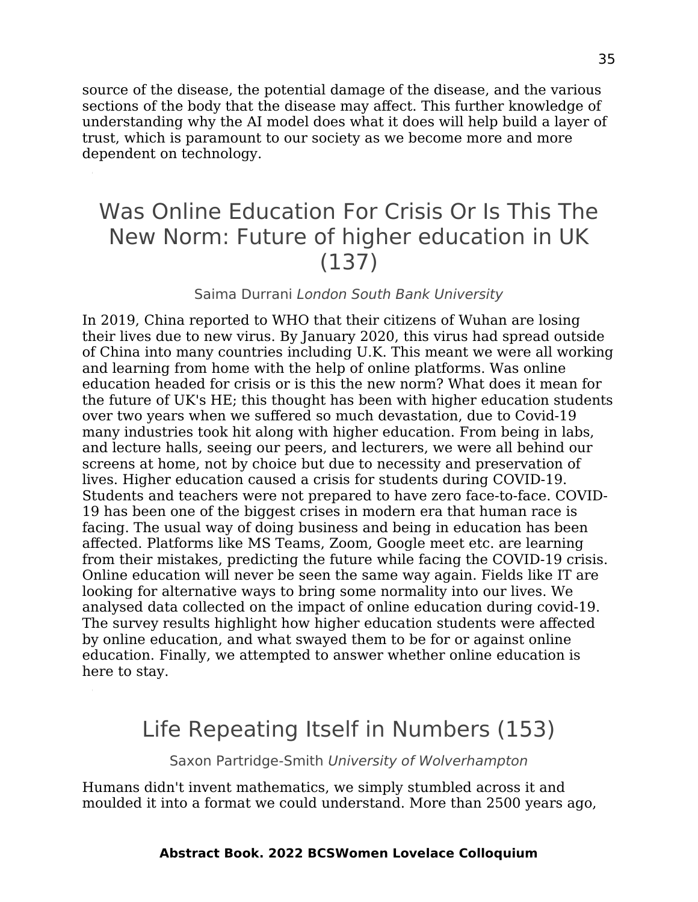source of the disease, the potential damage of the disease, and the various sections of the body that the disease may affect. This further knowledge of understanding why the AI model does what it does will help build a layer of trust, which is paramount to our society as we become more and more dependent on technology.

# Was Online Education For Crisis Or Is This The New Norm: Future of higher education in UK (137)

Saima Durrani *London South Bank University*

In 2019, China reported to WHO that their citizens of Wuhan are losing their lives due to new virus. By January 2020, this virus had spread outside of China into many countries including U.K. This meant we were all working and learning from home with the help of online platforms. Was online education headed for crisis or is this the new norm? What does it mean for the future of UK's HE; this thought has been with higher education students over two years when we suffered so much devastation, due to Covid-19 many industries took hit along with higher education. From being in labs, and lecture halls, seeing our peers, and lecturers, we were all behind our screens at home, not by choice but due to necessity and preservation of lives. Higher education caused a crisis for students during COVID-19. Students and teachers were not prepared to have zero face-to-face. COVID-19 has been one of the biggest crises in modern era that human race is facing. The usual way of doing business and being in education has been affected. Platforms like MS Teams, Zoom, Google meet etc. are learning from their mistakes, predicting the future while facing the COVID-19 crisis. Online education will never be seen the same way again. Fields like IT are looking for alternative ways to bring some normality into our lives. We analysed data collected on the impact of online education during covid-19. The survey results highlight how higher education students were affected by online education, and what swayed them to be for or against online education. Finally, we attempted to answer whether online education is here to stay.

# Life Repeating Itself in Numbers (153)

Saxon Partridge-Smith *University of Wolverhampton*

Humans didn't invent mathematics, we simply stumbled across it and moulded it into a format we could understand. More than 2500 years ago,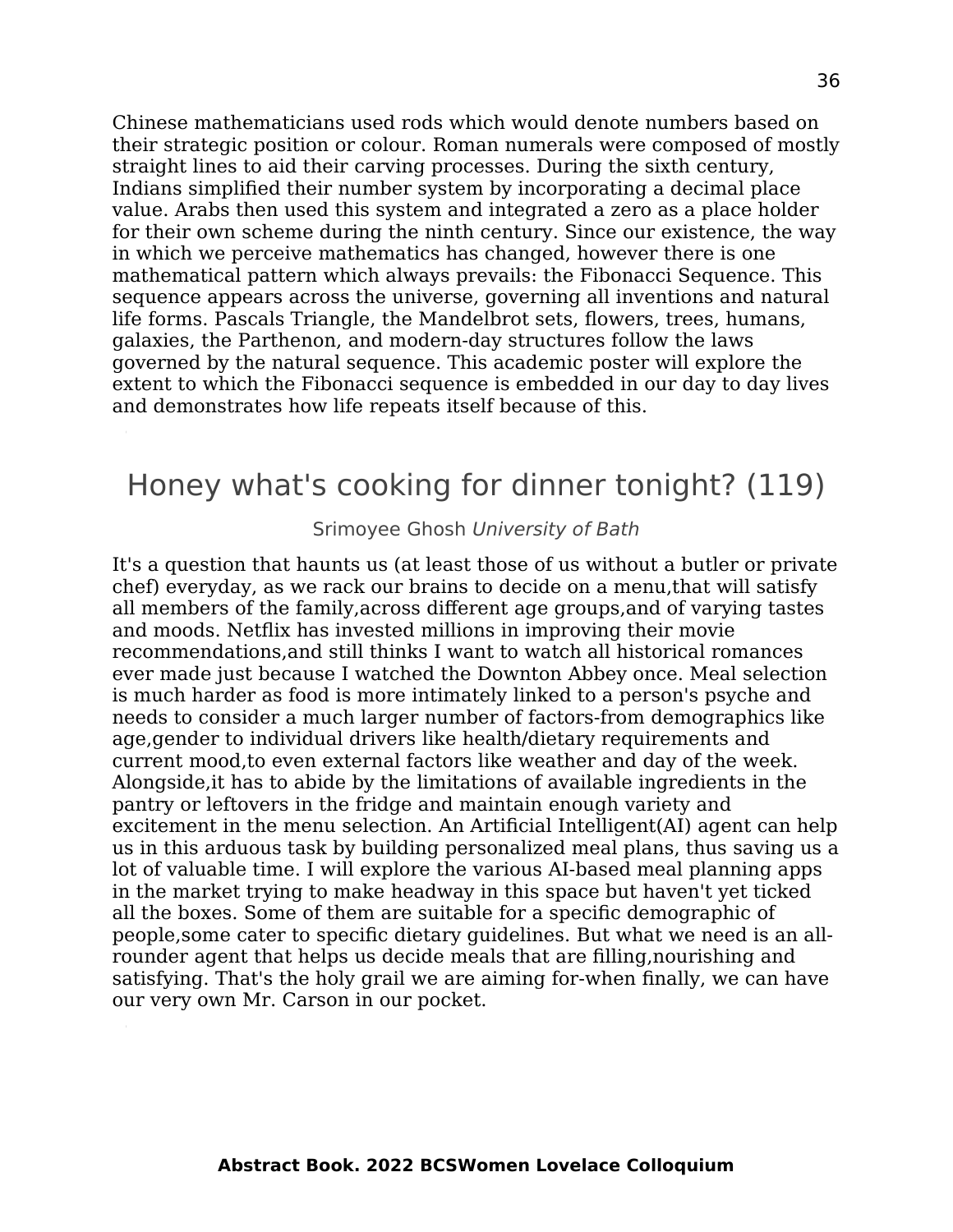Chinese mathematicians used rods which would denote numbers based on their strategic position or colour. Roman numerals were composed of mostly straight lines to aid their carving processes. During the sixth century, Indians simplified their number system by incorporating a decimal place value. Arabs then used this system and integrated a zero as a place holder for their own scheme during the ninth century. Since our existence, the way in which we perceive mathematics has changed, however there is one mathematical pattern which always prevails: the Fibonacci Sequence. This sequence appears across the universe, governing all inventions and natural life forms. Pascals Triangle, the Mandelbrot sets, flowers, trees, humans, galaxies, the Parthenon, and modern-day structures follow the laws governed by the natural sequence. This academic poster will explore the extent to which the Fibonacci sequence is embedded in our day to day lives and demonstrates how life repeats itself because of this.

## Honey what's cooking for dinner tonight? (119)

Srimoyee Ghosh *University of Bath*

It's a question that haunts us (at least those of us without a butler or private chef) everyday, as we rack our brains to decide on a menu,that will satisfy all members of the family,across different age groups,and of varying tastes and moods. Netflix has invested millions in improving their movie recommendations,and still thinks I want to watch all historical romances ever made just because I watched the Downton Abbey once. Meal selection is much harder as food is more intimately linked to a person's psyche and needs to consider a much larger number of factors-from demographics like age,gender to individual drivers like health/dietary requirements and current mood,to even external factors like weather and day of the week. Alongside,it has to abide by the limitations of available ingredients in the pantry or leftovers in the fridge and maintain enough variety and excitement in the menu selection. An Artificial Intelligent(AI) agent can help us in this arduous task by building personalized meal plans, thus saving us a lot of valuable time. I will explore the various AI-based meal planning apps in the market trying to make headway in this space but haven't yet ticked all the boxes. Some of them are suitable for a specific demographic of people,some cater to specific dietary guidelines. But what we need is an all-rounder agent that helps us decide meals that are filling,nourishing and satisfying. That's the holy grail we are aiming for-when finally, we can have our very own Mr. Carson in our pocket.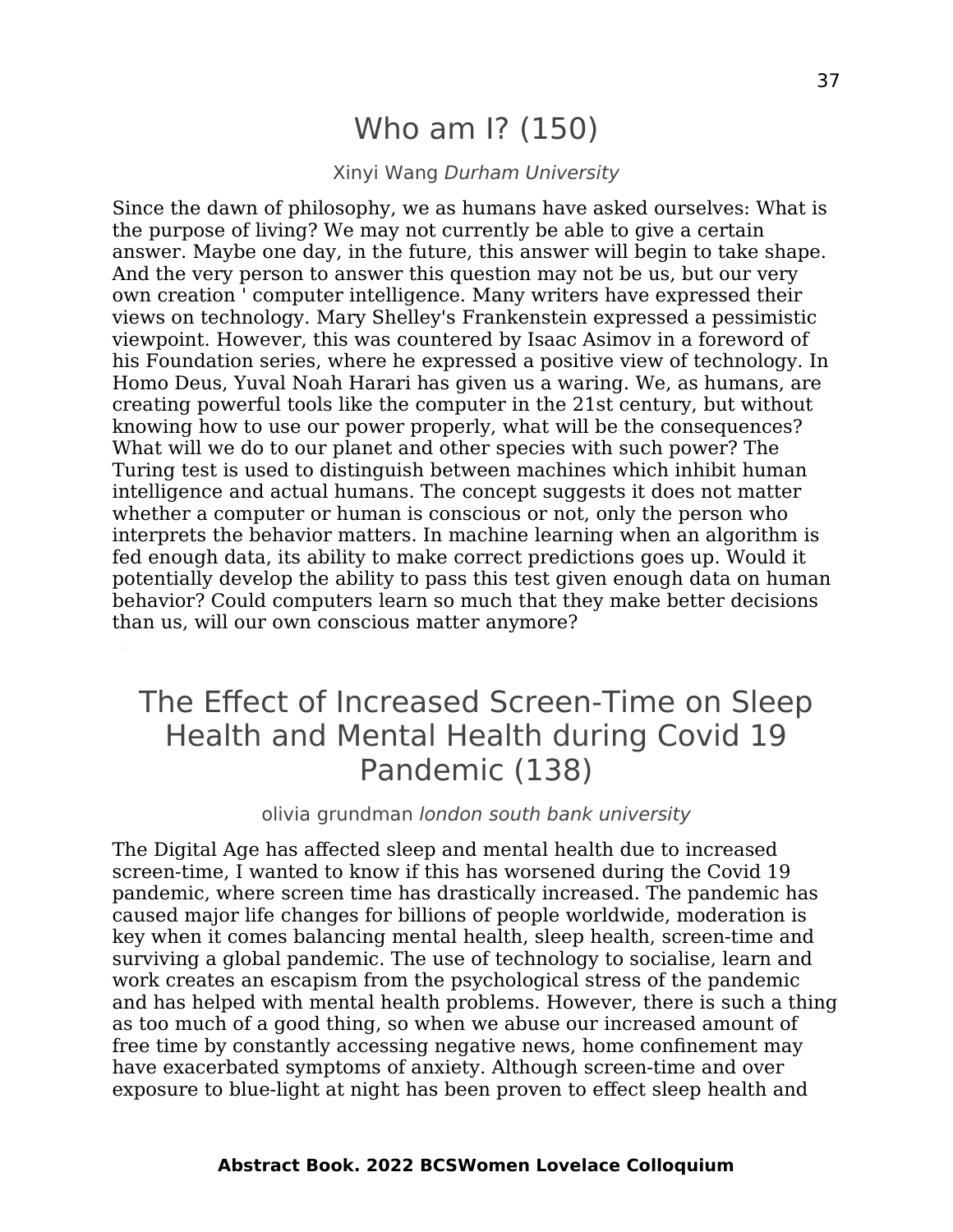# Who am I? (150)

Xinyi Wang *Durham University*

Since the dawn of philosophy, we as humans have asked ourselves: What is the purpose of living? We may not currently be able to give a certain answer. Maybe one day, in the future, this answer will begin to take shape. And the very person to answer this question may not be us, but our very own creation ' computer intelligence. Many writers have expressed their views on technology. Mary Shelley's Frankenstein expressed a pessimistic viewpoint. However, this was countered by Isaac Asimov in a foreword of his Foundation series, where he expressed a positive view of technology. In Homo Deus, Yuval Noah Harari has given us a waring. We, as humans, are creating powerful tools like the computer in the 21st century, but without knowing how to use our power properly, what will be the consequences? What will we do to our planet and other species with such power? The Turing test is used to distinguish between machines which inhibit human intelligence and actual humans. The concept suggests it does not matter whether a computer or human is conscious or not, only the person who interprets the behavior matters. In machine learning when an algorithm is fed enough data, its ability to make correct predictions goes up. Would it potentially develop the ability to pass this test given enough data on human behavior? Could computers learn so much that they make better decisions than us, will our own conscious matter anymore?

# The Effect of Increased Screen-Time on Sleep Health and Mental Health during Covid 19 Pandemic (138)

olivia grundman *london south bank university*

The Digital Age has affected sleep and mental health due to increased screen-time, I wanted to know if this has worsened during the Covid 19 pandemic, where screen time has drastically increased. The pandemic has caused major life changes for billions of people worldwide, moderation is key when it comes balancing mental health, sleep health, screen-time and surviving a global pandemic. The use of technology to socialise, learn and work creates an escapism from the psychological stress of the pandemic and has helped with mental health problems. However, there is such a thing as too much of a good thing, so when we abuse our increased amount of free time by constantly accessing negative news, home confinement may have exacerbated symptoms of anxiety. Although screen-time and over exposure to blue-light at night has been proven to effect sleep health and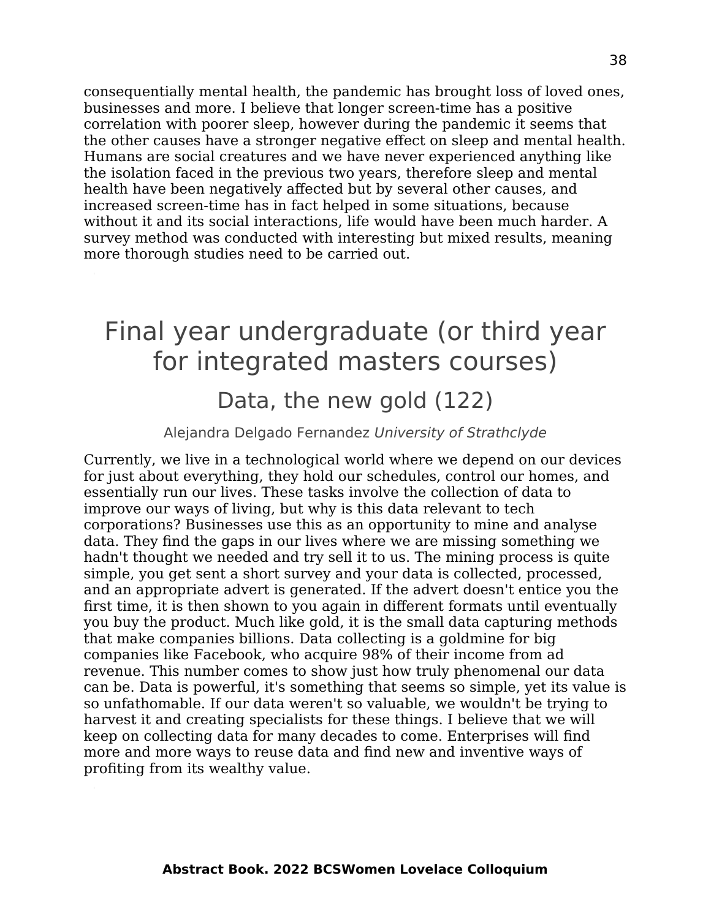consequentially mental health, the pandemic has brought loss of loved ones, businesses and more. I believe that longer screen-time has a positive correlation with poorer sleep, however during the pandemic it seems that the other causes have a stronger negative effect on sleep and mental health. Humans are social creatures and we have never experienced anything like the isolation faced in the previous two years, therefore sleep and mental health have been negatively affected but by several other causes, and increased screen-time has in fact helped in some situations, because without it and its social interactions, life would have been much harder. A survey method was conducted with interesting but mixed results, meaning more thorough studies need to be carried out.

# Final year undergraduate (or third year for integrated masters courses)

## Data, the new gold (122)

Alejandra Delgado Fernandez *University of Strathclyde*

Currently, we live in a technological world where we depend on our devices for just about everything, they hold our schedules, control our homes, and essentially run our lives. These tasks involve the collection of data to improve our ways of living, but why is this data relevant to tech corporations? Businesses use this as an opportunity to mine and analyse data. They find the gaps in our lives where we are missing something we hadn't thought we needed and try sell it to us. The mining process is quite simple, you get sent a short survey and your data is collected, processed, and an appropriate advert is generated. If the advert doesn't entice you the first time, it is then shown to you again in different formats until eventually you buy the product. Much like gold, it is the small data capturing methods that make companies billions. Data collecting is a goldmine for big companies like Facebook, who acquire 98% of their income from ad revenue. This number comes to show just how truly phenomenal our data can be. Data is powerful, it's something that seems so simple, yet its value is so unfathomable. If our data weren't so valuable, we wouldn't be trying to harvest it and creating specialists for these things. I believe that we will keep on collecting data for many decades to come. Enterprises will find more and more ways to reuse data and find new and inventive ways of profiting from its wealthy value.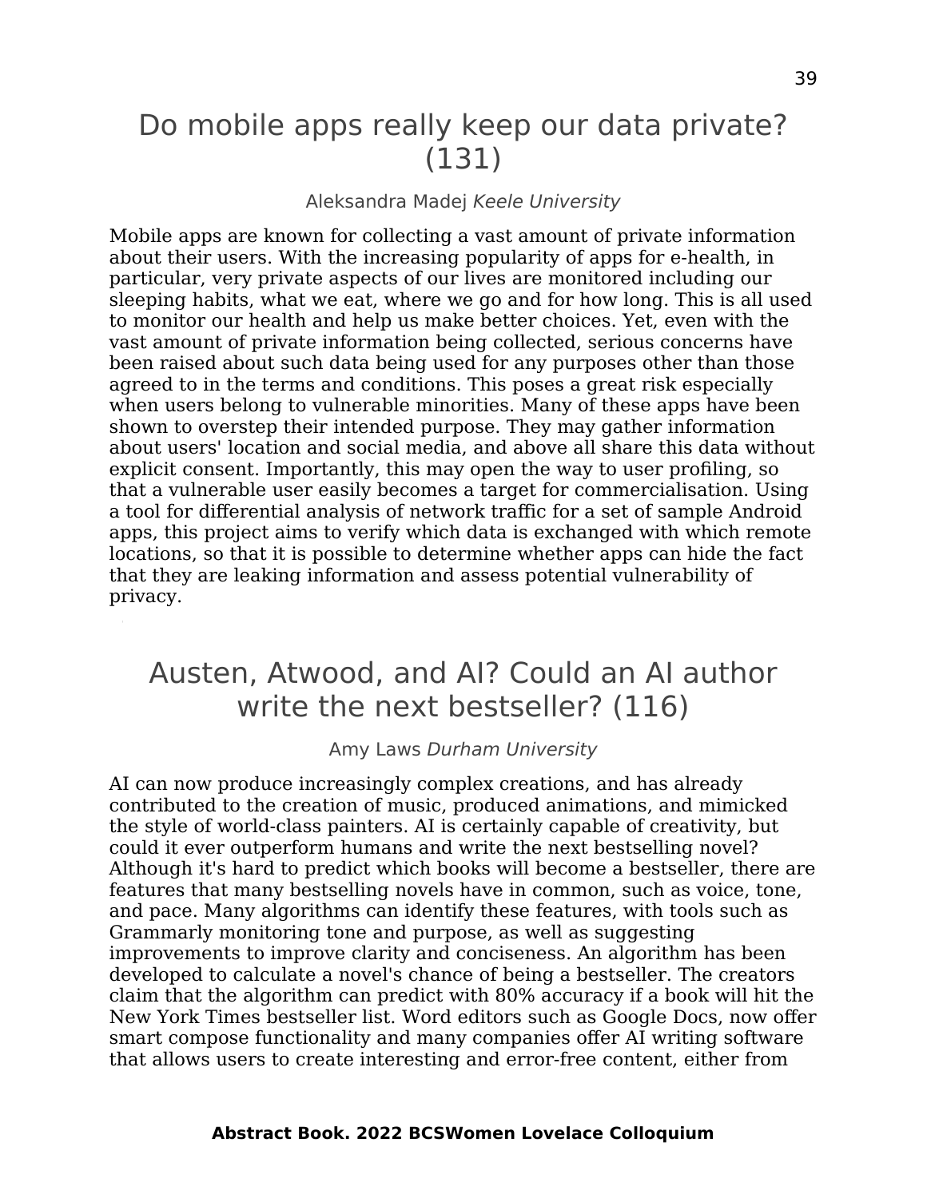# Do mobile apps really keep our data private? (131)

Aleksandra Madej *Keele University*

Mobile apps are known for collecting a vast amount of private information about their users. With the increasing popularity of apps for e-health, in particular, very private aspects of our lives are monitored including our sleeping habits, what we eat, where we go and for how long. This is all used to monitor our health and help us make better choices. Yet, even with the vast amount of private information being collected, serious concerns have been raised about such data being used for any purposes other than those agreed to in the terms and conditions. This poses a great risk especially when users belong to vulnerable minorities. Many of these apps have been shown to overstep their intended purpose. They may gather information about users' location and social media, and above all share this data without explicit consent. Importantly, this may open the way to user profiling, so that a vulnerable user easily becomes a target for commercialisation. Using a tool for differential analysis of network traffic for a set of sample Android apps, this project aims to verify which data is exchanged with which remote locations, so that it is possible to determine whether apps can hide the fact that they are leaking information and assess potential vulnerability of privacy.

# Austen, Atwood, and AI? Could an AI author write the next bestseller? (116)

Amy Laws *Durham University*

AI can now produce increasingly complex creations, and has already contributed to the creation of music, produced animations, and mimicked the style of world-class painters. AI is certainly capable of creativity, but could it ever outperform humans and write the next bestselling novel? Although it's hard to predict which books will become a bestseller, there are features that many bestselling novels have in common, such as voice, tone, and pace. Many algorithms can identify these features, with tools such as Grammarly monitoring tone and purpose, as well as suggesting improvements to improve clarity and conciseness. An algorithm has been developed to calculate a novel's chance of being a bestseller. The creators claim that the algorithm can predict with 80% accuracy if a book will hit the New York Times bestseller list. Word editors such as Google Docs, now offer smart compose functionality and many companies offer AI writing software that allows users to create interesting and error-free content, either from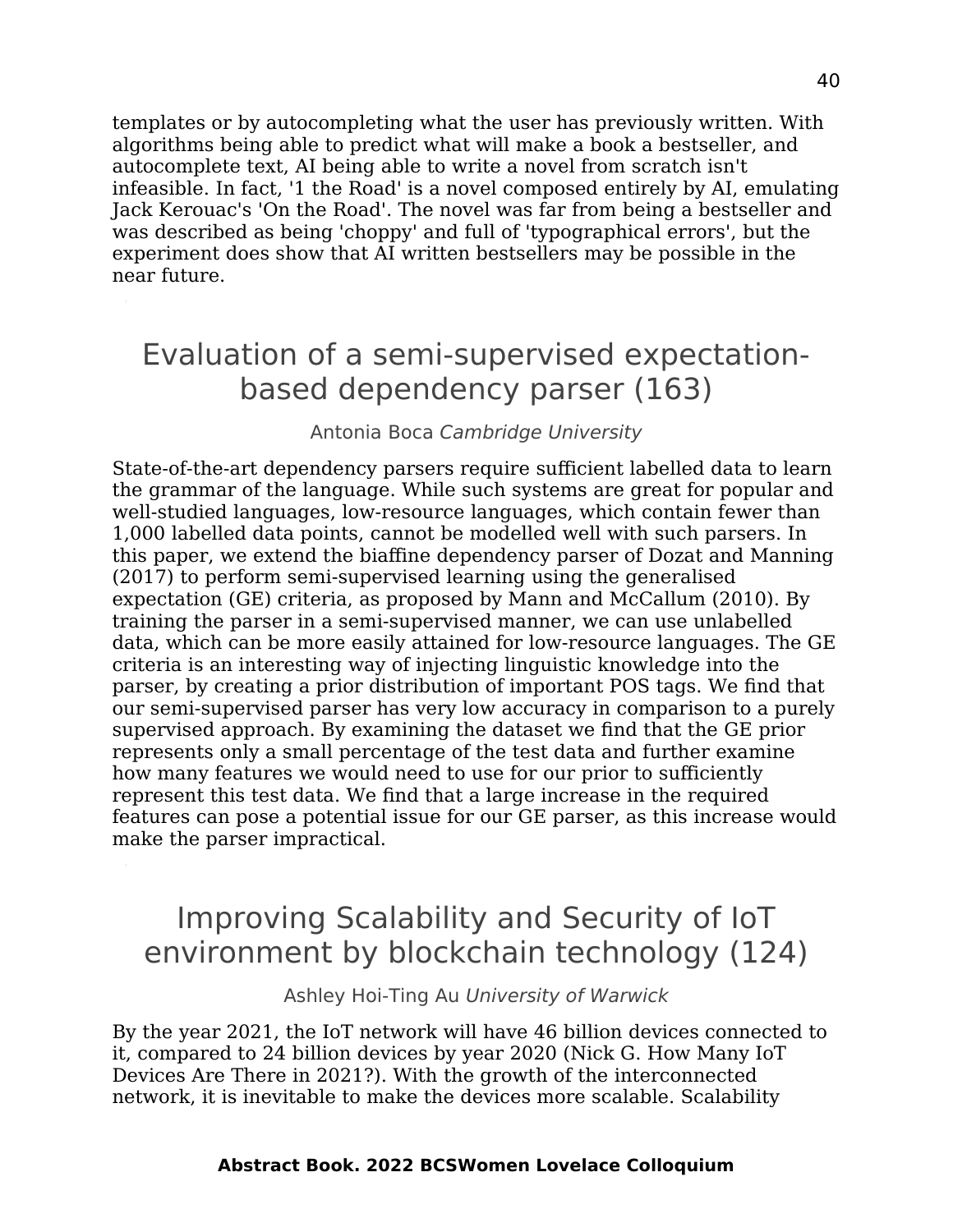templates or by autocompleting what the user has previously written. With algorithms being able to predict what will make a book a bestseller, and autocomplete text, AI being able to write a novel from scratch isn't infeasible. In fact, '1 the Road' is a novel composed entirely by AI, emulating Jack Kerouac's 'On the Road'. The novel was far from being a bestseller and was described as being 'choppy' and full of 'typographical errors', but the experiment does show that AI written bestsellers may be possible in the near future.

# Evaluation of a semi-supervised expectation-based dependency parser (163)

Antonia Boca *Cambridge University*

State-of-the-art dependency parsers require sufficient labelled data to learn the grammar of the language. While such systems are great for popular and well-studied languages, low-resource languages, which contain fewer than 1,000 labelled data points, cannot be modelled well with such parsers. In this paper, we extend the biaffine dependency parser of Dozat and Manning (2017) to perform semi-supervised learning using the generalised expectation (GE) criteria, as proposed by Mann and McCallum (2010). By training the parser in a semi-supervised manner, we can use unlabelled data, which can be more easily attained for low-resource languages. The GE criteria is an interesting way of injecting linguistic knowledge into the parser, by creating a prior distribution of important POS tags. We find that our semi-supervised parser has very low accuracy in comparison to a purely supervised approach. By examining the dataset we find that the GE prior represents only a small percentage of the test data and further examine how many features we would need to use for our prior to sufficiently represent this test data. We find that a large increase in the required features can pose a potential issue for our GE parser, as this increase would make the parser impractical.

# Improving Scalability and Security of IoT environment by blockchain technology (124)

Ashley Hoi-Ting Au *University of Warwick*

By the year 2021, the IoT network will have 46 billion devices connected to it, compared to 24 billion devices by year 2020 (Nick G. How Many IoT Devices Are There in 2021?). With the growth of the interconnected network, it is inevitable to make the devices more scalable. Scalability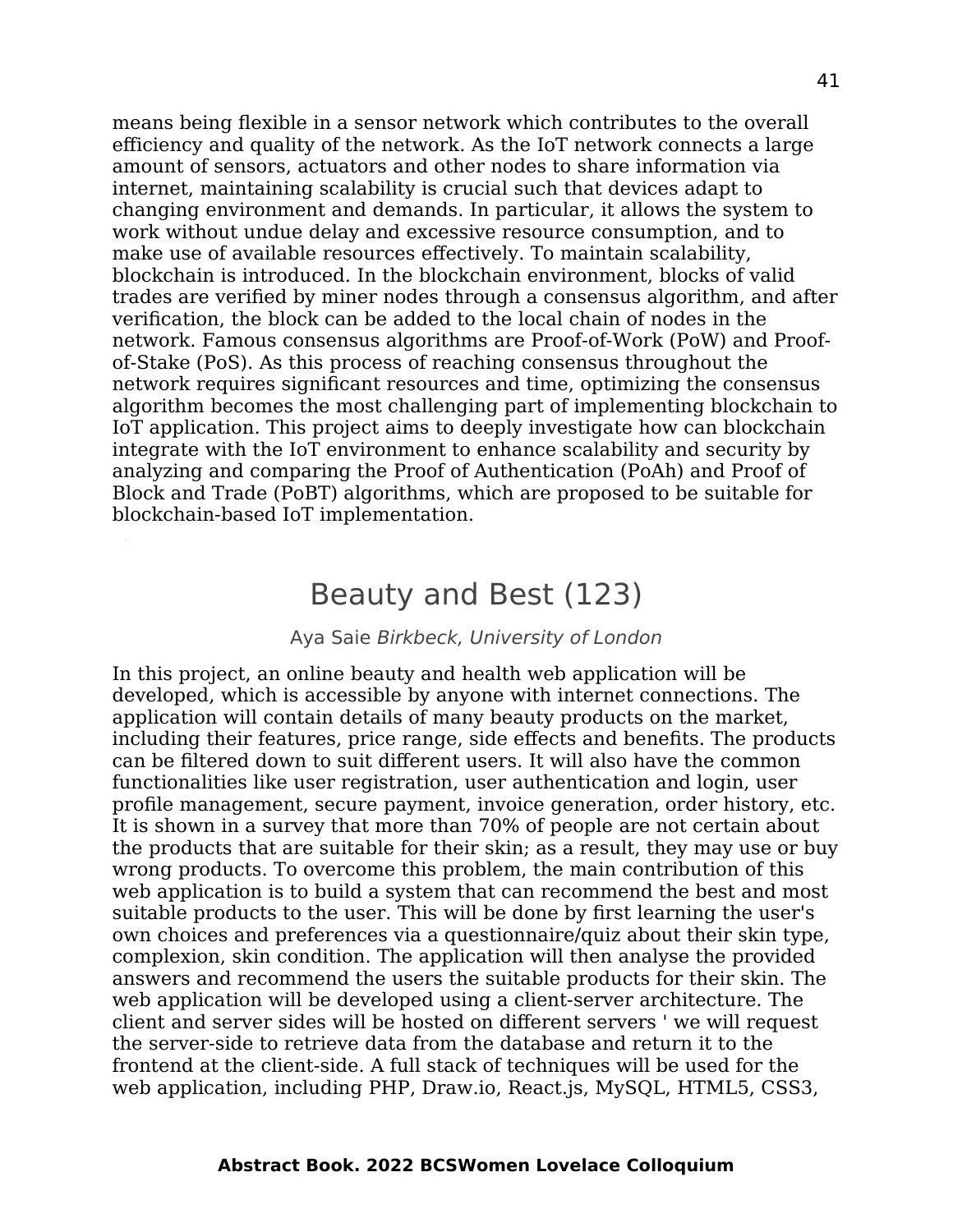means being flexible in a sensor network which contributes to the overall efficiency and quality of the network. As the IoT network connects a large amount of sensors, actuators and other nodes to share information via internet, maintaining scalability is crucial such that devices adapt to changing environment and demands. In particular, it allows the system to work without undue delay and excessive resource consumption, and to make use of available resources effectively. To maintain scalability, blockchain is introduced. In the blockchain environment, blocks of valid trades are verified by miner nodes through a consensus algorithm, and after verification, the block can be added to the local chain of nodes in the network. Famous consensus algorithms are Proof-of-Work (PoW) and Proof-of-Stake (PoS). As this process of reaching consensus throughout the network requires significant resources and time, optimizing the consensus algorithm becomes the most challenging part of implementing blockchain to IoT application. This project aims to deeply investigate how can blockchain integrate with the IoT environment to enhance scalability and security by analyzing and comparing the Proof of Authentication (PoAh) and Proof of Block and Trade (PoBT) algorithms, which are proposed to be suitable for blockchain-based IoT implementation.

# Beauty and Best (123)

Aya Saie *Birkbeck, University of London*

In this project, an online beauty and health web application will be developed, which is accessible by anyone with internet connections. The application will contain details of many beauty products on the market, including their features, price range, side effects and benefits. The products can be filtered down to suit different users. It will also have the common functionalities like user registration, user authentication and login, user profile management, secure payment, invoice generation, order history, etc. It is shown in a survey that more than 70% of people are not certain about the products that are suitable for their skin; as a result, they may use or buy wrong products. To overcome this problem, the main contribution of this web application is to build a system that can recommend the best and most suitable products to the user. This will be done by first learning the user's own choices and preferences via a questionnaire/quiz about their skin type, complexion, skin condition. The application will then analyse the provided answers and recommend the users the suitable products for their skin. The web application will be developed using a client-server architecture. The client and server sides will be hosted on different servers ' we will request the server-side to retrieve data from the database and return it to the frontend at the client-side. A full stack of techniques will be used for the web application, including PHP, Draw.io, React.js, MySQL, HTML5, CSS3,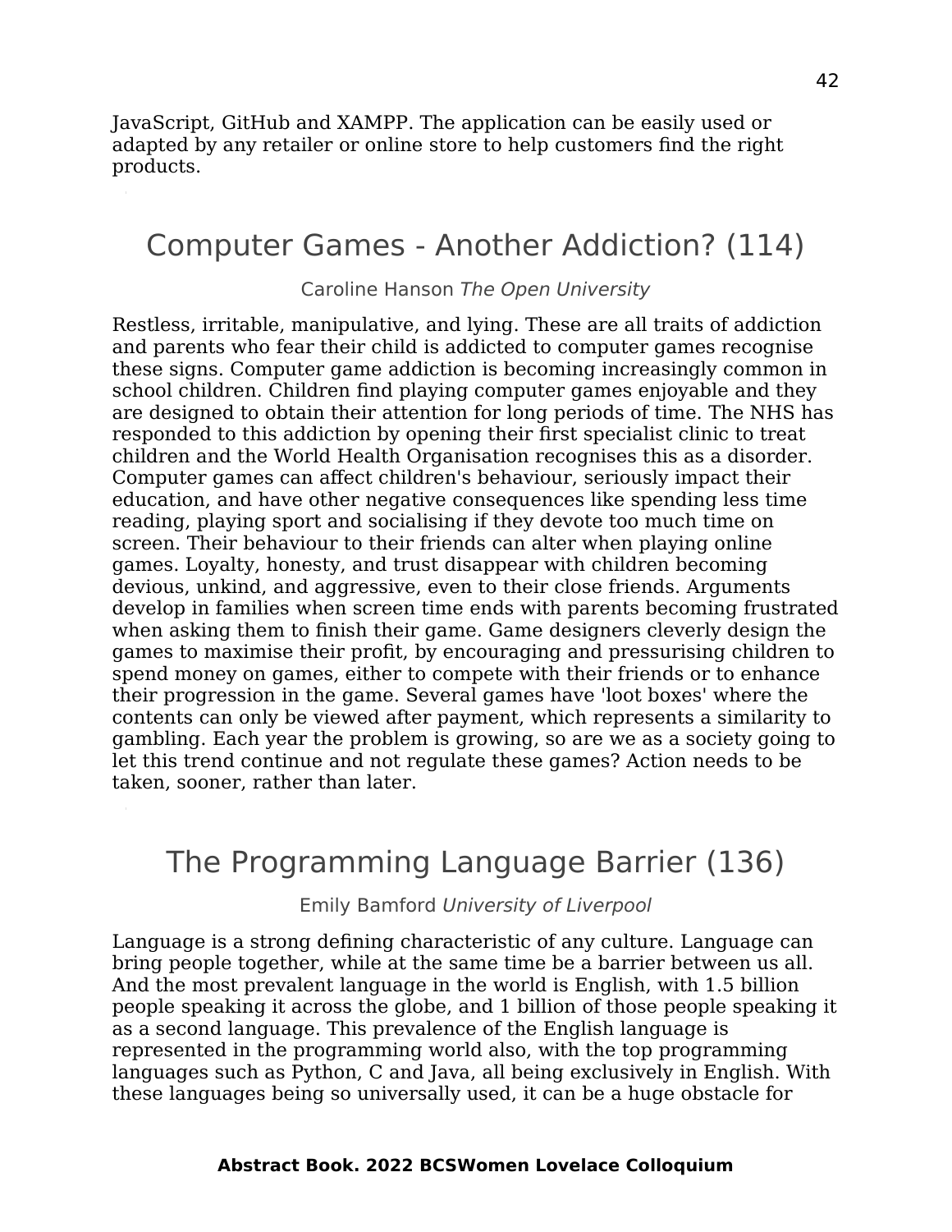JavaScript, GitHub and XAMPP. The application can be easily used or adapted by any retailer or online store to help customers find the right products.

# Computer Games - Another Addiction? (114)

Caroline Hanson *The Open University*

Restless, irritable, manipulative, and lying. These are all traits of addiction and parents who fear their child is addicted to computer games recognise these signs. Computer game addiction is becoming increasingly common in school children. Children find playing computer games enjoyable and they are designed to obtain their attention for long periods of time. The NHS has responded to this addiction by opening their first specialist clinic to treat children and the World Health Organisation recognises this as a disorder. Computer games can affect children's behaviour, seriously impact their education, and have other negative consequences like spending less time reading, playing sport and socialising if they devote too much time on screen. Their behaviour to their friends can alter when playing online games. Loyalty, honesty, and trust disappear with children becoming devious, unkind, and aggressive, even to their close friends. Arguments develop in families when screen time ends with parents becoming frustrated when asking them to finish their game. Game designers cleverly design the games to maximise their profit, by encouraging and pressurising children to spend money on games, either to compete with their friends or to enhance their progression in the game. Several games have 'loot boxes' where the contents can only be viewed after payment, which represents a similarity to gambling. Each year the problem is growing, so are we as a society going to let this trend continue and not regulate these games? Action needs to be taken, sooner, rather than later.

# The Programming Language Barrier (136)

Emily Bamford *University of Liverpool*

Language is a strong defining characteristic of any culture. Language can bring people together, while at the same time be a barrier between us all. And the most prevalent language in the world is English, with 1.5 billion people speaking it across the globe, and 1 billion of those people speaking it as a second language. This prevalence of the English language is represented in the programming world also, with the top programming languages such as Python, C and Java, all being exclusively in English. With these languages being so universally used, it can be a huge obstacle for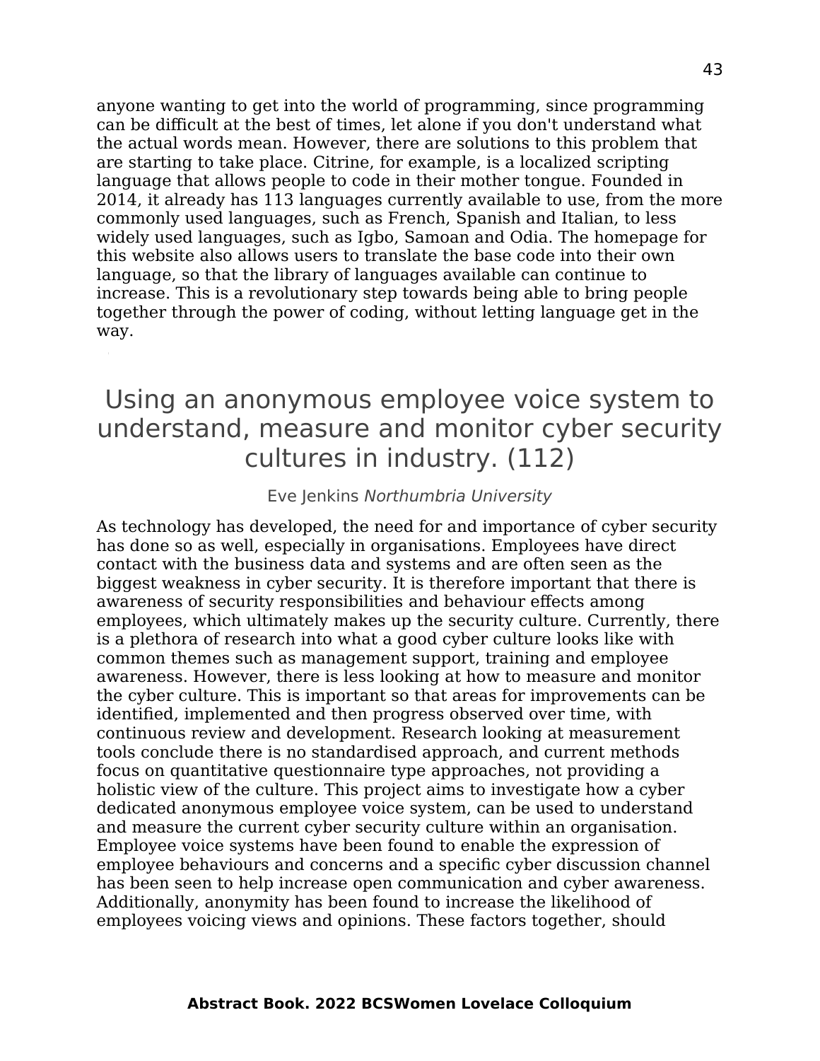anyone wanting to get into the world of programming, since programming can be difficult at the best of times, let alone if you don't understand what the actual words mean. However, there are solutions to this problem that are starting to take place. Citrine, for example, is a localized scripting language that allows people to code in their mother tongue. Founded in 2014, it already has 113 languages currently available to use, from the more commonly used languages, such as French, Spanish and Italian, to less widely used languages, such as Igbo, Samoan and Odia. The homepage for this website also allows users to translate the base code into their own language, so that the library of languages available can continue to increase. This is a revolutionary step towards being able to bring people together through the power of coding, without letting language get in the way.

## Using an anonymous employee voice system to understand, measure and monitor cyber security cultures in industry. (112)

Eve Jenkins *Northumbria University*

As technology has developed, the need for and importance of cyber security has done so as well, especially in organisations. Employees have direct contact with the business data and systems and are often seen as the biggest weakness in cyber security. It is therefore important that there is awareness of security responsibilities and behaviour effects among employees, which ultimately makes up the security culture. Currently, there is a plethora of research into what a good cyber culture looks like with common themes such as management support, training and employee awareness. However, there is less looking at how to measure and monitor the cyber culture. This is important so that areas for improvements can be identified, implemented and then progress observed over time, with continuous review and development. Research looking at measurement tools conclude there is no standardised approach, and current methods focus on quantitative questionnaire type approaches, not providing a holistic view of the culture. This project aims to investigate how a cyber dedicated anonymous employee voice system, can be used to understand and measure the current cyber security culture within an organisation. Employee voice systems have been found to enable the expression of employee behaviours and concerns and a specific cyber discussion channel has been seen to help increase open communication and cyber awareness. Additionally, anonymity has been found to increase the likelihood of employees voicing views and opinions. These factors together, should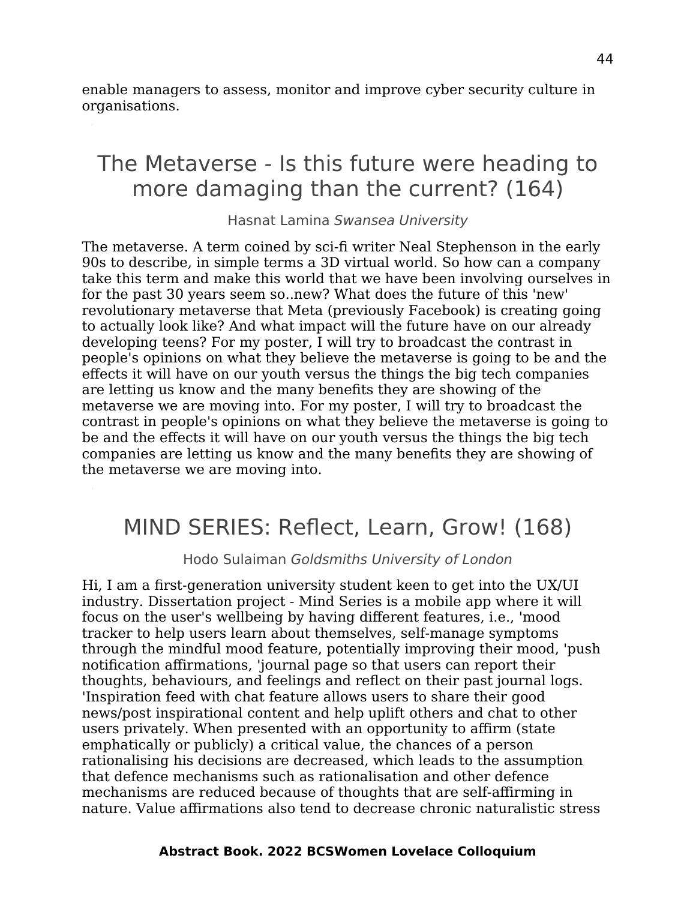enable managers to assess, monitor and improve cyber security culture in organisations.

## The Metaverse - Is this future were heading to more damaging than the current? (164)

Hasnat Lamina *Swansea University*

The metaverse. A term coined by sci-fi writer Neal Stephenson in the early 90s to describe, in simple terms a 3D virtual world. So how can a company take this term and make this world that we have been involving ourselves in for the past 30 years seem so..new? What does the future of this 'new' revolutionary metaverse that Meta (previously Facebook) is creating going to actually look like? And what impact will the future have on our already developing teens? For my poster, I will try to broadcast the contrast in people's opinions on what they believe the metaverse is going to be and the effects it will have on our youth versus the things the big tech companies are letting us know and the many benefits they are showing of the metaverse we are moving into. For my poster, I will try to broadcast the contrast in people's opinions on what they believe the metaverse is going to be and the effects it will have on our youth versus the things the big tech companies are letting us know and the many benefits they are showing of the metaverse we are moving into.

## MIND SERIES: Reflect, Learn, Grow! (168)

Hodo Sulaiman *Goldsmiths University of London*

Hi, I am a first-generation university student keen to get into the UX/UI industry. Dissertation project - Mind Series is a mobile app where it will focus on the user's wellbeing by having different features, i.e., 'mood tracker to help users learn about themselves, self-manage symptoms through the mindful mood feature, potentially improving their mood, 'push notification affirmations, 'journal page so that users can report their thoughts, behaviours, and feelings and reflect on their past journal logs. 'Inspiration feed with chat feature allows users to share their good news/post inspirational content and help uplift others and chat to other users privately. When presented with an opportunity to affirm (state emphatically or publicly) a critical value, the chances of a person rationalising his decisions are decreased, which leads to the assumption that defence mechanisms such as rationalisation and other defence mechanisms are reduced because of thoughts that are self-affirming in nature. Value affirmations also tend to decrease chronic naturalistic stress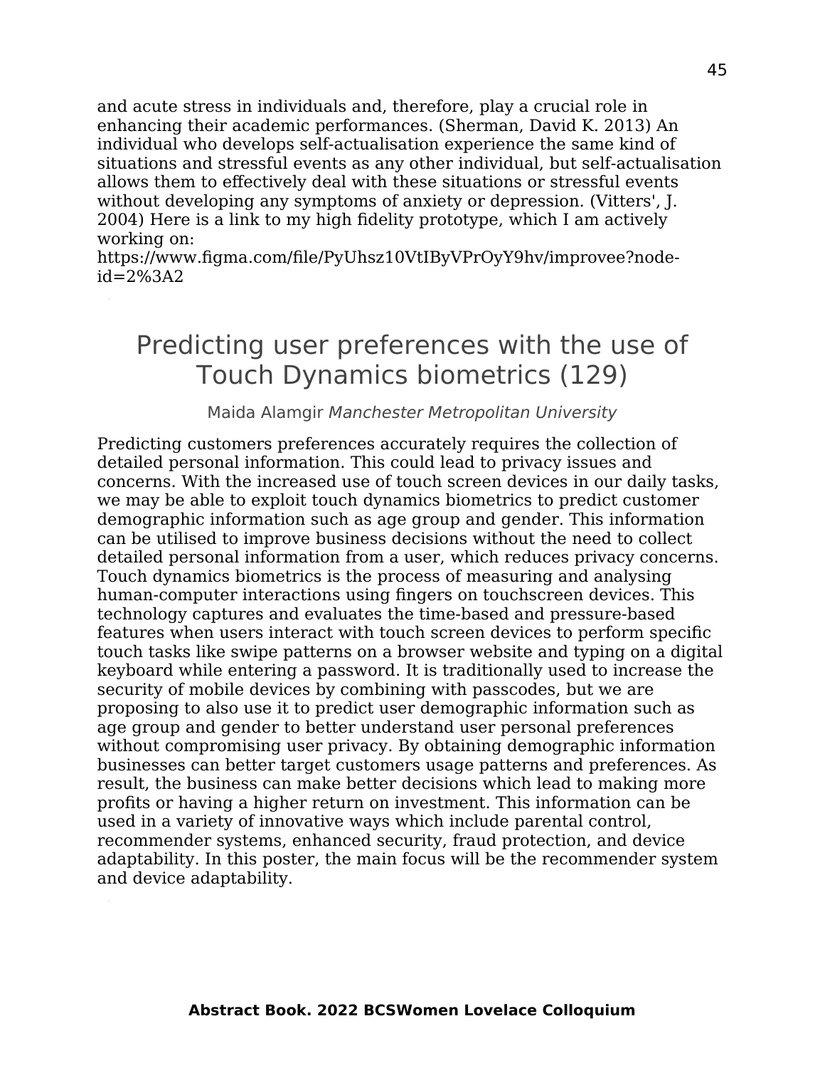and acute stress in individuals and, therefore, play a crucial role in enhancing their academic performances. (Sherman, David K. 2013) An individual who develops self-actualisation experience the same kind of situations and stressful events as any other individual, but self-actualisation allows them to effectively deal with these situations or stressful events without developing any symptoms of anxiety or depression. (Vitters', J. 2004) Here is a link to my high fidelity prototype, which I am actively working on: https://www.figma.com/file/PyUhsz10VtIByVPrOyY9hv/improvee?node-id=2%3A2

## Predicting user preferences with the use of Touch Dynamics biometrics (129)

Maida Alamgir *Manchester Metropolitan University*

Predicting customers preferences accurately requires the collection of detailed personal information. This could lead to privacy issues and concerns. With the increased use of touch screen devices in our daily tasks, we may be able to exploit touch dynamics biometrics to predict customer demographic information such as age group and gender. This information can be utilised to improve business decisions without the need to collect detailed personal information from a user, which reduces privacy concerns. Touch dynamics biometrics is the process of measuring and analysing human-computer interactions using fingers on touchscreen devices. This technology captures and evaluates the time-based and pressure-based features when users interact with touch screen devices to perform specific touch tasks like swipe patterns on a browser website and typing on a digital keyboard while entering a password. It is traditionally used to increase the security of mobile devices by combining with passcodes, but we are proposing to also use it to predict user demographic information such as age group and gender to better understand user personal preferences without compromising user privacy. By obtaining demographic information businesses can better target customers usage patterns and preferences. As result, the business can make better decisions which lead to making more profits or having a higher return on investment. This information can be used in a variety of innovative ways which include parental control, recommender systems, enhanced security, fraud protection, and device adaptability. In this poster, the main focus will be the recommender system and device adaptability.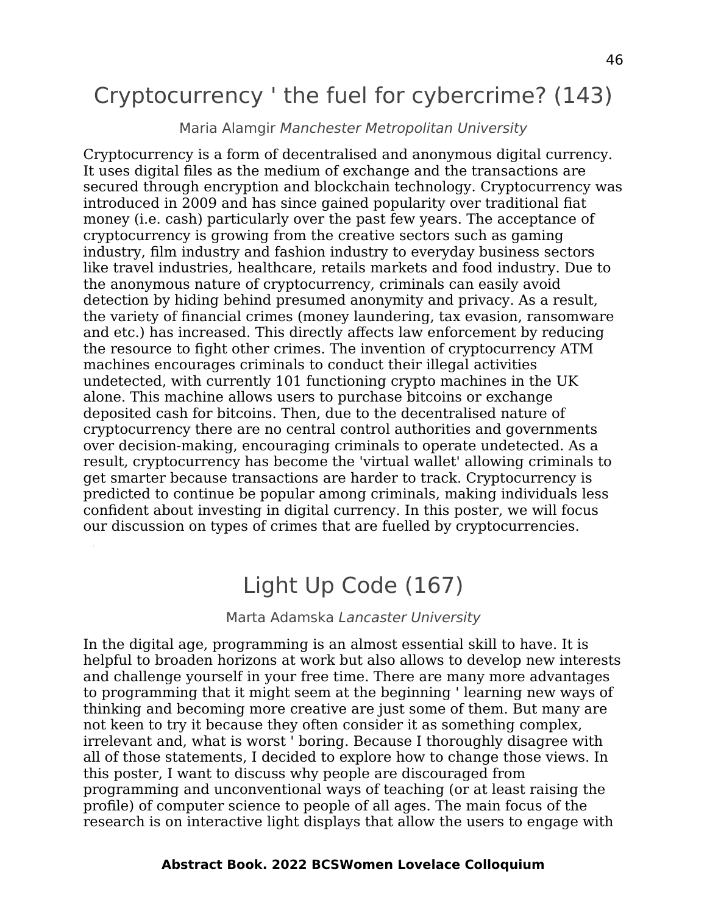# Cryptocurrency ' the fuel for cybercrime? (143)

Maria Alamgir *Manchester Metropolitan University*

Cryptocurrency is a form of decentralised and anonymous digital currency. It uses digital files as the medium of exchange and the transactions are secured through encryption and blockchain technology. Cryptocurrency was introduced in 2009 and has since gained popularity over traditional fiat money (i.e. cash) particularly over the past few years. The acceptance of cryptocurrency is growing from the creative sectors such as gaming industry, film industry and fashion industry to everyday business sectors like travel industries, healthcare, retails markets and food industry. Due to the anonymous nature of cryptocurrency, criminals can easily avoid detection by hiding behind presumed anonymity and privacy. As a result, the variety of financial crimes (money laundering, tax evasion, ransomware and etc.) has increased. This directly affects law enforcement by reducing the resource to fight other crimes. The invention of cryptocurrency ATM machines encourages criminals to conduct their illegal activities undetected, with currently 101 functioning crypto machines in the UK alone. This machine allows users to purchase bitcoins or exchange deposited cash for bitcoins. Then, due to the decentralised nature of cryptocurrency there are no central control authorities and governments over decision-making, encouraging criminals to operate undetected. As a result, cryptocurrency has become the 'virtual wallet' allowing criminals to get smarter because transactions are harder to track. Cryptocurrency is predicted to continue be popular among criminals, making individuals less confident about investing in digital currency. In this poster, we will focus our discussion on types of crimes that are fuelled by cryptocurrencies.

# Light Up Code (167)

Marta Adamska *Lancaster University*

In the digital age, programming is an almost essential skill to have. It is helpful to broaden horizons at work but also allows to develop new interests and challenge yourself in your free time. There are many more advantages to programming that it might seem at the beginning ' learning new ways of thinking and becoming more creative are just some of them. But many are not keen to try it because they often consider it as something complex, irrelevant and, what is worst ' boring. Because I thoroughly disagree with all of those statements, I decided to explore how to change those views. In this poster, I want to discuss why people are discouraged from programming and unconventional ways of teaching (or at least raising the profile) of computer science to people of all ages. The main focus of the research is on interactive light displays that allow the users to engage with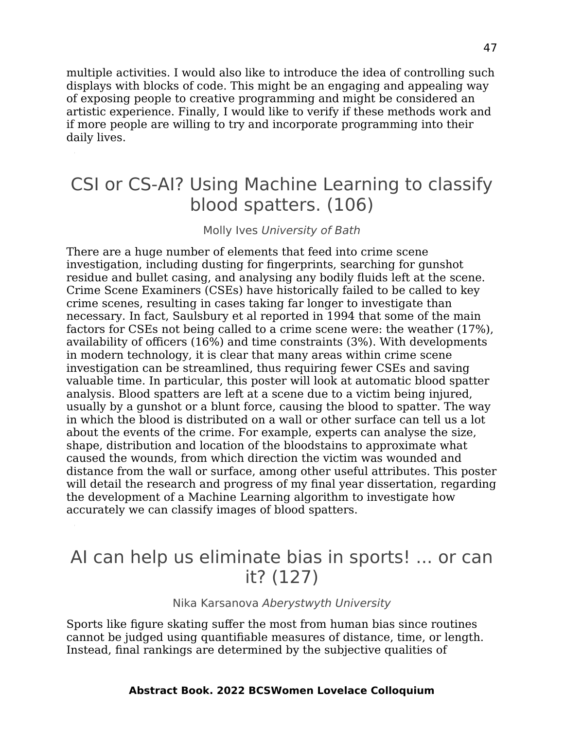multiple activities. I would also like to introduce the idea of controlling such displays with blocks of code. This might be an engaging and appealing way of exposing people to creative programming and might be considered an artistic experience. Finally, I would like to verify if these methods work and if more people are willing to try and incorporate programming into their daily lives.

## CSI or CS-AI? Using Machine Learning to classify blood spatters. (106)

Molly Ives *University of Bath*

There are a huge number of elements that feed into crime scene investigation, including dusting for fingerprints, searching for gunshot residue and bullet casing, and analysing any bodily fluids left at the scene. Crime Scene Examiners (CSEs) have historically failed to be called to key crime scenes, resulting in cases taking far longer to investigate than necessary. In fact, Saulsbury et al reported in 1994 that some of the main factors for CSEs not being called to a crime scene were: the weather (17%), availability of officers (16%) and time constraints (3%). With developments in modern technology, it is clear that many areas within crime scene investigation can be streamlined, thus requiring fewer CSEs and saving valuable time. In particular, this poster will look at automatic blood spatter analysis. Blood spatters are left at a scene due to a victim being injured, usually by a gunshot or a blunt force, causing the blood to spatter. The way in which the blood is distributed on a wall or other surface can tell us a lot about the events of the crime. For example, experts can analyse the size, shape, distribution and location of the bloodstains to approximate what caused the wounds, from which direction the victim was wounded and distance from the wall or surface, among other useful attributes. This poster will detail the research and progress of my final year dissertation, regarding the development of a Machine Learning algorithm to investigate how accurately we can classify images of blood spatters.

## AI can help us eliminate bias in sports! ... or can it? (127)

Nika Karsanova *Aberystwyth University*

Sports like figure skating suffer the most from human bias since routines cannot be judged using quantifiable measures of distance, time, or length. Instead, final rankings are determined by the subjective qualities of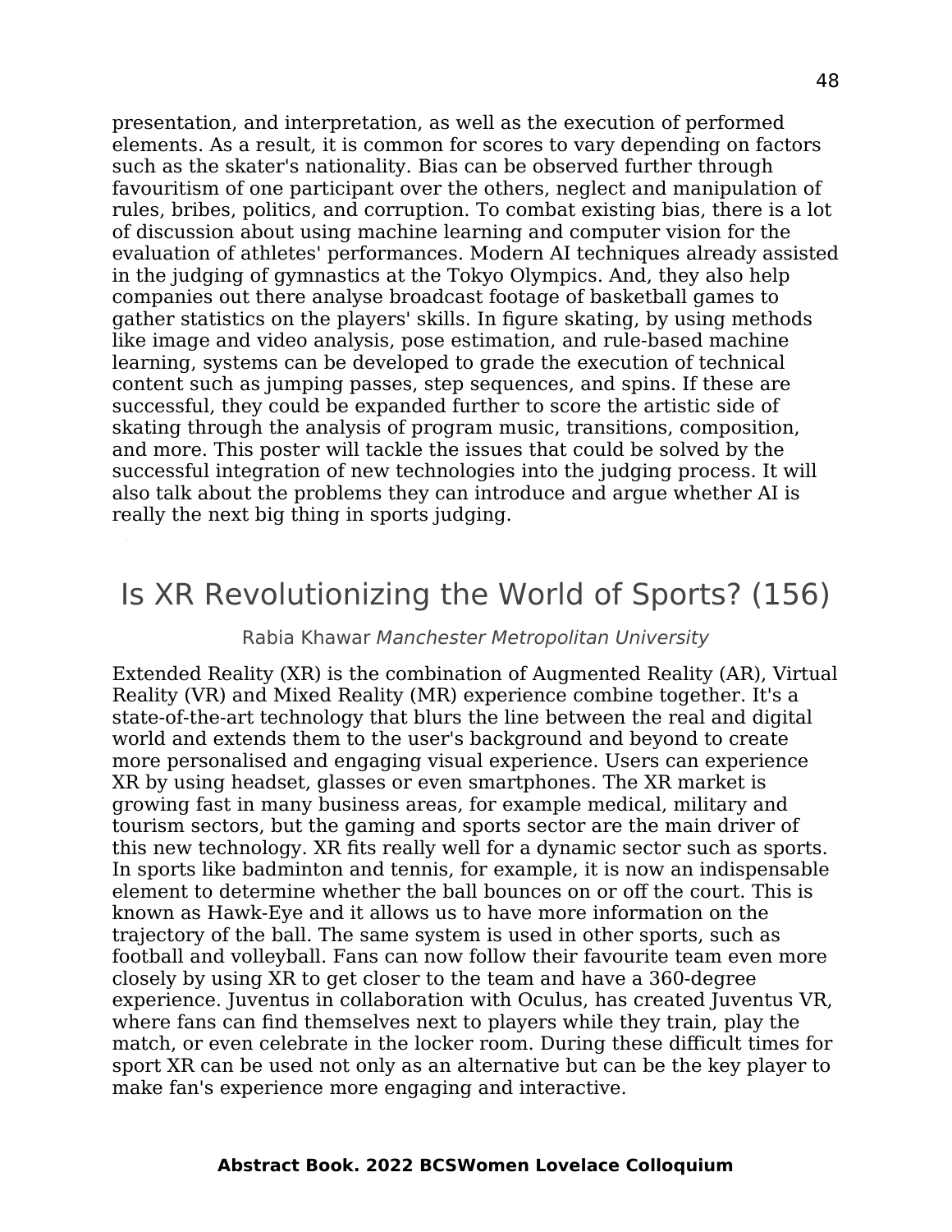presentation, and interpretation, as well as the execution of performed elements. As a result, it is common for scores to vary depending on factors such as the skater's nationality. Bias can be observed further through favouritism of one participant over the others, neglect and manipulation of rules, bribes, politics, and corruption. To combat existing bias, there is a lot of discussion about using machine learning and computer vision for the evaluation of athletes' performances. Modern AI techniques already assisted in the judging of gymnastics at the Tokyo Olympics. And, they also help companies out there analyse broadcast footage of basketball games to gather statistics on the players' skills. In figure skating, by using methods like image and video analysis, pose estimation, and rule-based machine learning, systems can be developed to grade the execution of technical content such as jumping passes, step sequences, and spins. If these are successful, they could be expanded further to score the artistic side of skating through the analysis of program music, transitions, composition, and more. This poster will tackle the issues that could be solved by the successful integration of new technologies into the judging process. It will also talk about the problems they can introduce and argue whether AI is really the next big thing in sports judging.

# Is XR Revolutionizing the World of Sports? (156)

Rabia Khawar *Manchester Metropolitan University*

Extended Reality (XR) is the combination of Augmented Reality (AR), Virtual Reality (VR) and Mixed Reality (MR) experience combine together. It's a state-of-the-art technology that blurs the line between the real and digital world and extends them to the user's background and beyond to create more personalised and engaging visual experience. Users can experience XR by using headset, glasses or even smartphones. The XR market is growing fast in many business areas, for example medical, military and tourism sectors, but the gaming and sports sector are the main driver of this new technology. XR fits really well for a dynamic sector such as sports. In sports like badminton and tennis, for example, it is now an indispensable element to determine whether the ball bounces on or off the court. This is known as Hawk-Eye and it allows us to have more information on the trajectory of the ball. The same system is used in other sports, such as football and volleyball. Fans can now follow their favourite team even more closely by using XR to get closer to the team and have a 360-degree experience. Juventus in collaboration with Oculus, has created Juventus VR, where fans can find themselves next to players while they train, play the match, or even celebrate in the locker room. During these difficult times for sport XR can be used not only as an alternative but can be the key player to make fan's experience more engaging and interactive.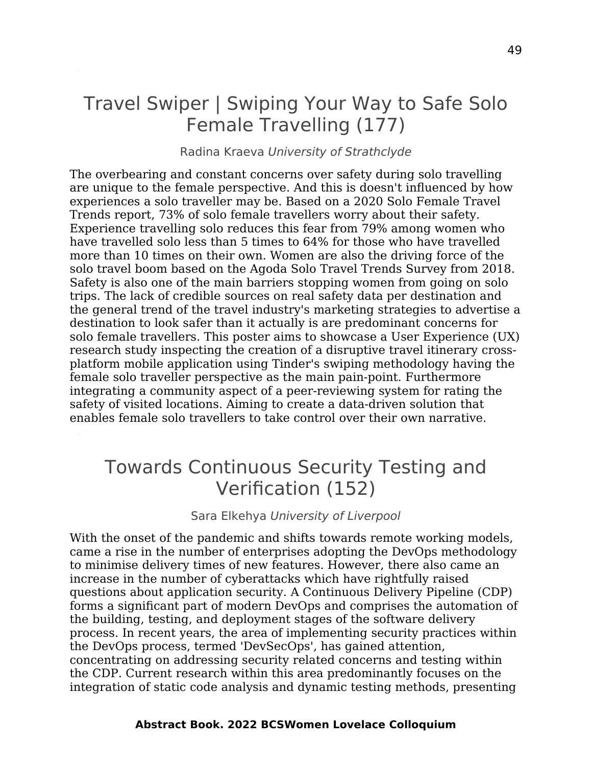# Travel Swiper | Swiping Your Way to Safe Solo Female Travelling (177)

Radina Kraeva *University of Strathclyde*

The overbearing and constant concerns over safety during solo travelling are unique to the female perspective. And this is doesn't influenced by how experiences a solo traveller may be. Based on a 2020 Solo Female Travel Trends report, 73% of solo female travellers worry about their safety. Experience travelling solo reduces this fear from 79% among women who have travelled solo less than 5 times to 64% for those who have travelled more than 10 times on their own. Women are also the driving force of the solo travel boom based on the Agoda Solo Travel Trends Survey from 2018. Safety is also one of the main barriers stopping women from going on solo trips. The lack of credible sources on real safety data per destination and the general trend of the travel industry's marketing strategies to advertise a destination to look safer than it actually is are predominant concerns for solo female travellers. This poster aims to showcase a User Experience (UX) research study inspecting the creation of a disruptive travel itinerary cross-platform mobile application using Tinder's swiping methodology having the female solo traveller perspective as the main pain-point. Furthermore integrating a community aspect of a peer-reviewing system for rating the safety of visited locations. Aiming to create a data-driven solution that enables female solo travellers to take control over their own narrative.

# Towards Continuous Security Testing and Verification (152)

Sara Elkehya *University of Liverpool*

With the onset of the pandemic and shifts towards remote working models, came a rise in the number of enterprises adopting the DevOps methodology to minimise delivery times of new features. However, there also came an increase in the number of cyberattacks which have rightfully raised questions about application security. A Continuous Delivery Pipeline (CDP) forms a significant part of modern DevOps and comprises the automation of the building, testing, and deployment stages of the software delivery process. In recent years, the area of implementing security practices within the DevOps process, termed 'DevSecOps', has gained attention, concentrating on addressing security related concerns and testing within the CDP. Current research within this area predominantly focuses on the integration of static code analysis and dynamic testing methods, presenting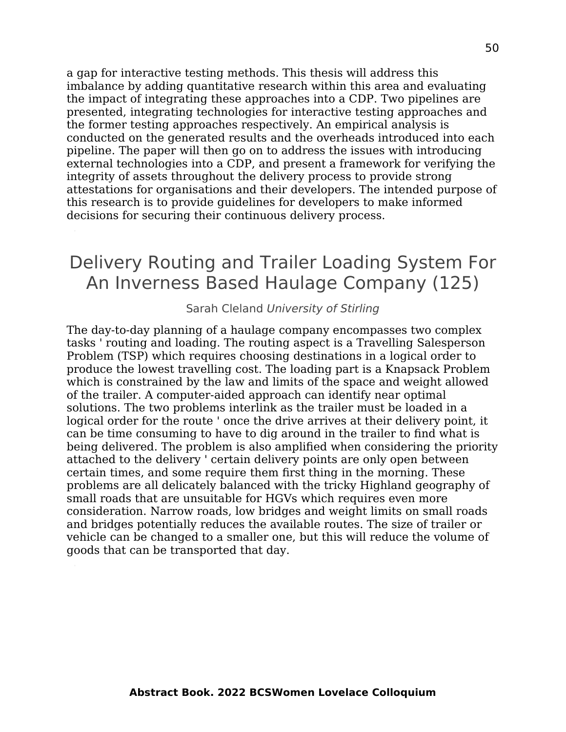a gap for interactive testing methods. This thesis will address this imbalance by adding quantitative research within this area and evaluating the impact of integrating these approaches into a CDP. Two pipelines are presented, integrating technologies for interactive testing approaches and the former testing approaches respectively. An empirical analysis is conducted on the generated results and the overheads introduced into each pipeline. The paper will then go on to address the issues with introducing external technologies into a CDP, and present a framework for verifying the integrity of assets throughout the delivery process to provide strong attestations for organisations and their developers. The intended purpose of this research is to provide guidelines for developers to make informed decisions for securing their continuous delivery process.

# Delivery Routing and Trailer Loading System For An Inverness Based Haulage Company (125)

Sarah Cleland *University of Stirling*

The day-to-day planning of a haulage company encompasses two complex tasks ' routing and loading. The routing aspect is a Travelling Salesperson Problem (TSP) which requires choosing destinations in a logical order to produce the lowest travelling cost. The loading part is a Knapsack Problem which is constrained by the law and limits of the space and weight allowed of the trailer. A computer-aided approach can identify near optimal solutions. The two problems interlink as the trailer must be loaded in a logical order for the route ' once the drive arrives at their delivery point, it can be time consuming to have to dig around in the trailer to find what is being delivered. The problem is also amplified when considering the priority attached to the delivery ' certain delivery points are only open between certain times, and some require them first thing in the morning. These problems are all delicately balanced with the tricky Highland geography of small roads that are unsuitable for HGVs which requires even more consideration. Narrow roads, low bridges and weight limits on small roads and bridges potentially reduces the available routes. The size of trailer or vehicle can be changed to a smaller one, but this will reduce the volume of goods that can be transported that day.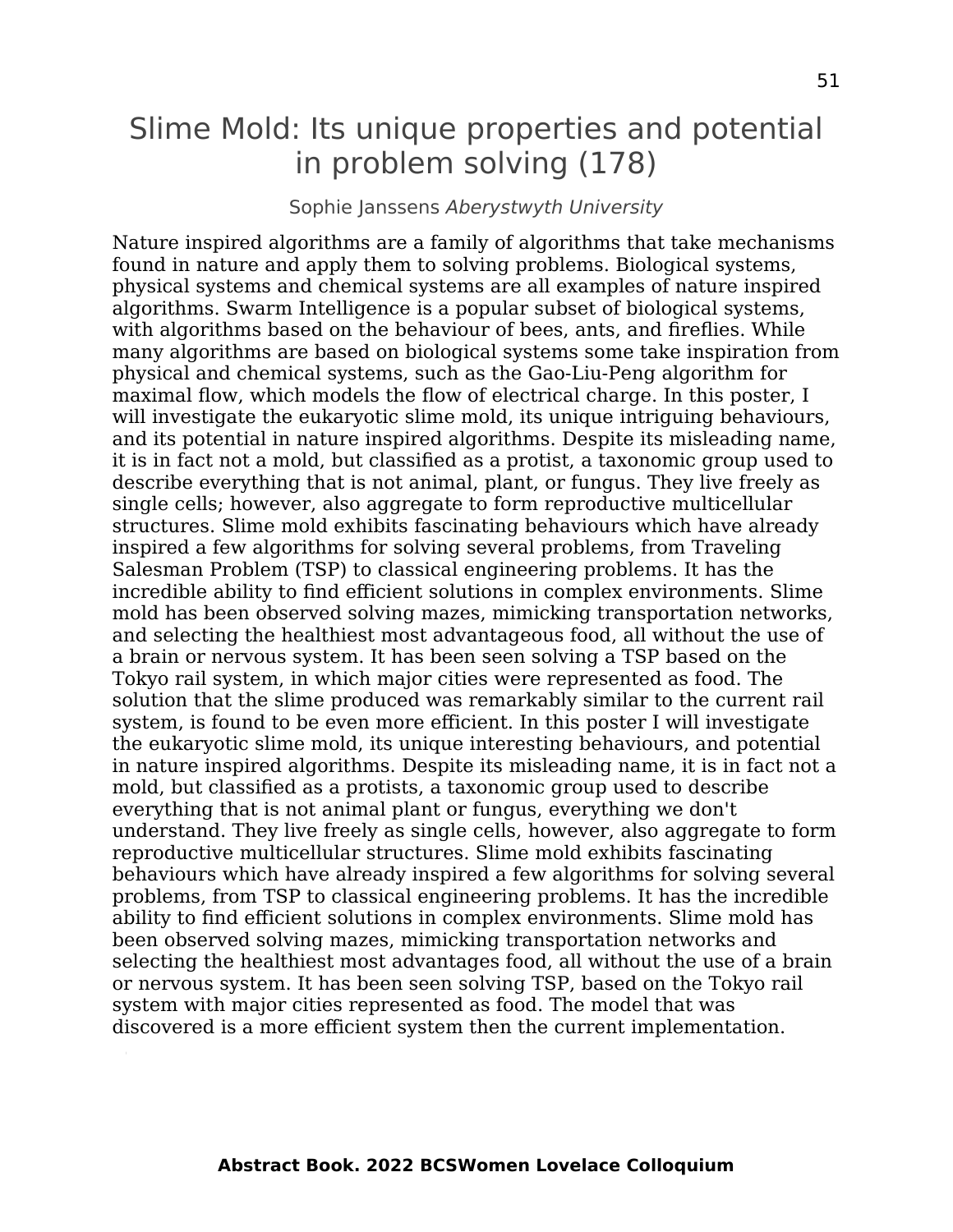# Slime Mold: Its unique properties and potential in problem solving (178)

Sophie Janssens *Aberystwyth University*

Nature inspired algorithms are a family of algorithms that take mechanisms found in nature and apply them to solving problems. Biological systems, physical systems and chemical systems are all examples of nature inspired algorithms. Swarm Intelligence is a popular subset of biological systems, with algorithms based on the behaviour of bees, ants, and fireflies. While many algorithms are based on biological systems some take inspiration from physical and chemical systems, such as the Gao-Liu-Peng algorithm for maximal flow, which models the flow of electrical charge. In this poster, I will investigate the eukaryotic slime mold, its unique intriguing behaviours, and its potential in nature inspired algorithms. Despite its misleading name, it is in fact not a mold, but classified as a protist, a taxonomic group used to describe everything that is not animal, plant, or fungus. They live freely as single cells; however, also aggregate to form reproductive multicellular structures. Slime mold exhibits fascinating behaviours which have already inspired a few algorithms for solving several problems, from Traveling Salesman Problem (TSP) to classical engineering problems. It has the incredible ability to find efficient solutions in complex environments. Slime mold has been observed solving mazes, mimicking transportation networks, and selecting the healthiest most advantageous food, all without the use of a brain or nervous system. It has been seen solving a TSP based on the Tokyo rail system, in which major cities were represented as food. The solution that the slime produced was remarkably similar to the current rail system, is found to be even more efficient. In this poster I will investigate the eukaryotic slime mold, its unique interesting behaviours, and potential in nature inspired algorithms. Despite its misleading name, it is in fact not a mold, but classified as a protists, a taxonomic group used to describe everything that is not animal plant or fungus, everything we don't understand. They live freely as single cells, however, also aggregate to form reproductive multicellular structures. Slime mold exhibits fascinating behaviours which have already inspired a few algorithms for solving several problems, from TSP to classical engineering problems. It has the incredible ability to find efficient solutions in complex environments. Slime mold has been observed solving mazes, mimicking transportation networks and selecting the healthiest most advantages food, all without the use of a brain or nervous system. It has been seen solving TSP, based on the Tokyo rail system with major cities represented as food. The model that was discovered is a more efficient system then the current implementation.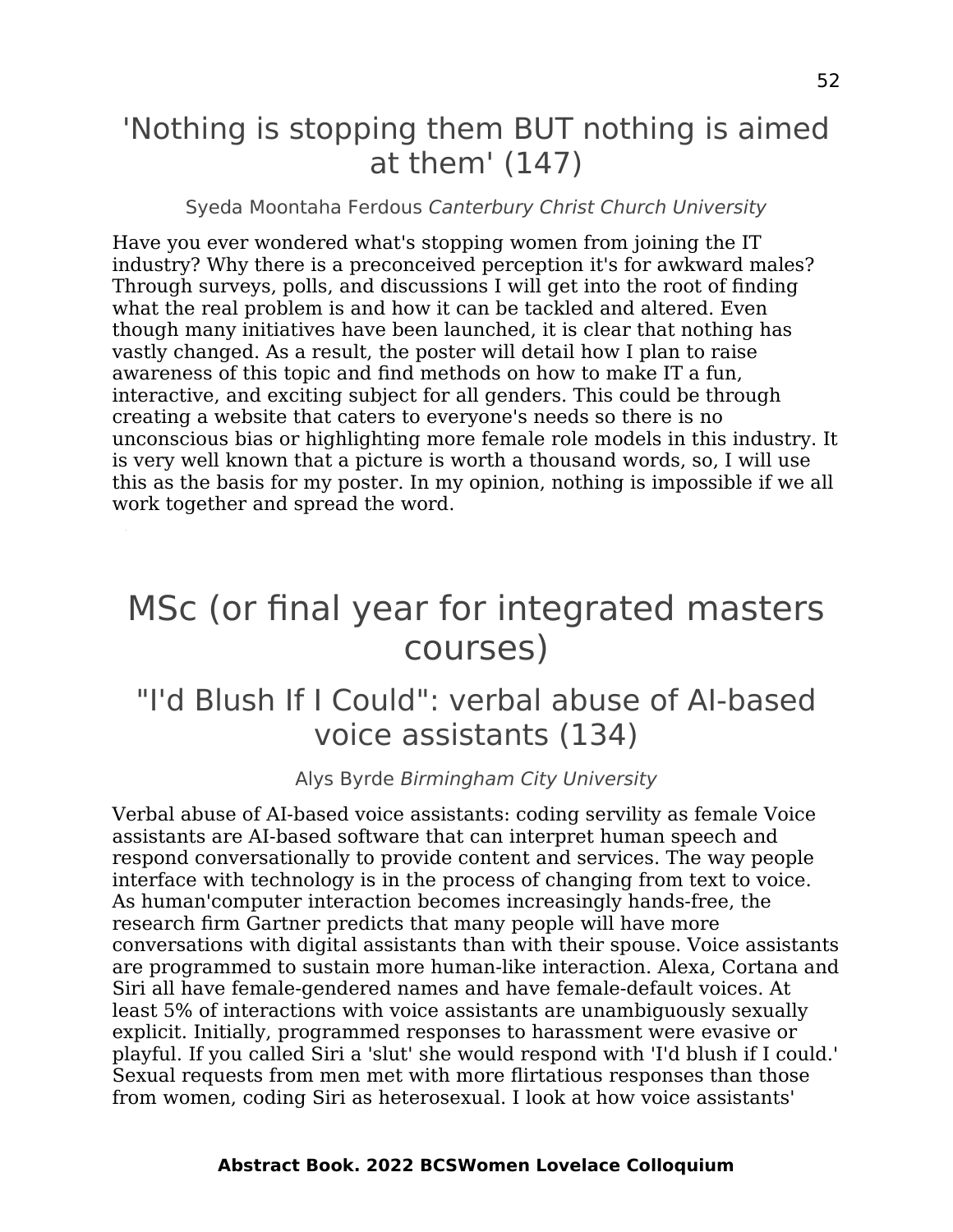## 'Nothing is stopping them BUT nothing is aimed at them' (147)

Syeda Moontaha Ferdous *Canterbury Christ Church University*

Have you ever wondered what's stopping women from joining the IT industry? Why there is a preconceived perception it's for awkward males? Through surveys, polls, and discussions I will get into the root of finding what the real problem is and how it can be tackled and altered. Even though many initiatives have been launched, it is clear that nothing has vastly changed. As a result, the poster will detail how I plan to raise awareness of this topic and find methods on how to make IT a fun, interactive, and exciting subject for all genders. This could be through creating a website that caters to everyone's needs so there is no unconscious bias or highlighting more female role models in this industry. It is very well known that a picture is worth a thousand words, so, I will use this as the basis for my poster. In my opinion, nothing is impossible if we all work together and spread the word.

# MSc (or final year for integrated masters courses)

## "I'd Blush If I Could": verbal abuse of AI-based voice assistants (134)

Alys Byrde *Birmingham City University*

Verbal abuse of AI-based voice assistants: coding servility as female Voice assistants are AI-based software that can interpret human speech and respond conversationally to provide content and services. The way people interface with technology is in the process of changing from text to voice. As human'computer interaction becomes increasingly hands-free, the research firm Gartner predicts that many people will have more conversations with digital assistants than with their spouse. Voice assistants are programmed to sustain more human-like interaction. Alexa, Cortana and Siri all have female-gendered names and have female-default voices. At least 5% of interactions with voice assistants are unambiguously sexually explicit. Initially, programmed responses to harassment were evasive or playful. If you called Siri a 'slut' she would respond with 'I'd blush if I could.' Sexual requests from men met with more flirtatious responses than those from women, coding Siri as heterosexual. I look at how voice assistants'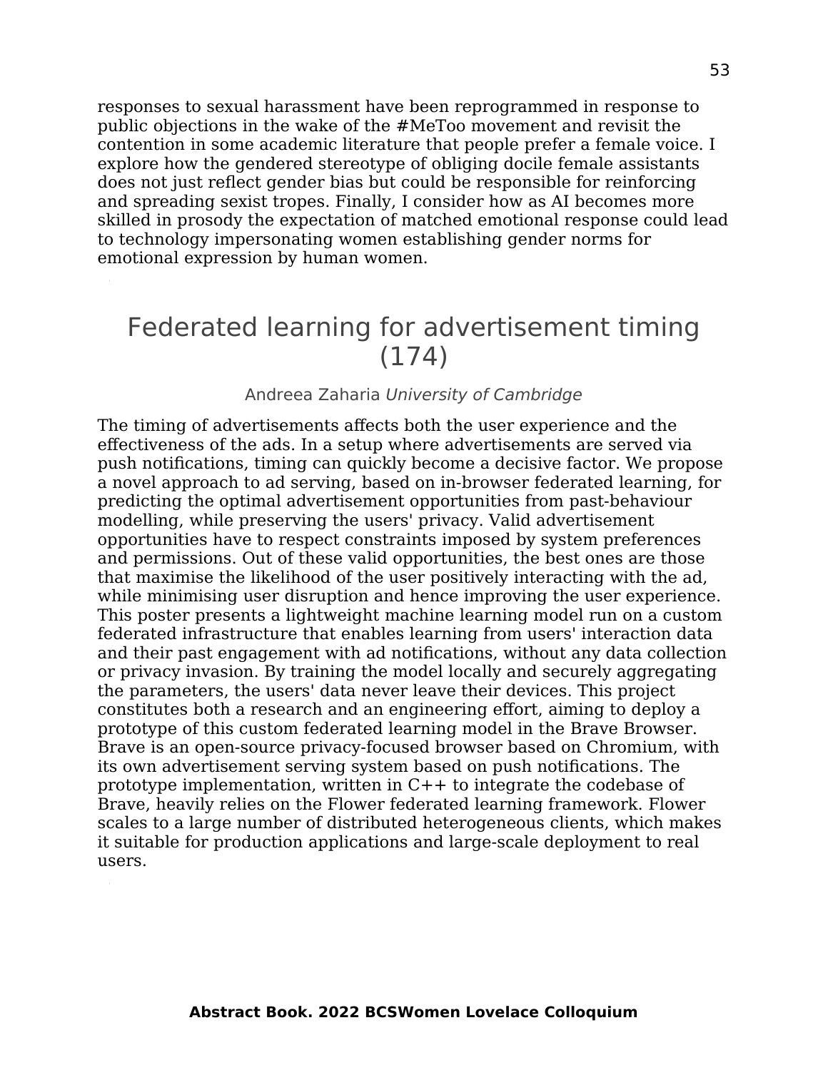responses to sexual harassment have been reprogrammed in response to public objections in the wake of the #MeToo movement and revisit the contention in some academic literature that people prefer a female voice. I explore how the gendered stereotype of obliging docile female assistants does not just reflect gender bias but could be responsible for reinforcing and spreading sexist tropes. Finally, I consider how as AI becomes more skilled in prosody the expectation of matched emotional response could lead to technology impersonating women establishing gender norms for emotional expression by human women.

# Federated learning for advertisement timing (174)

Andreea Zaharia *University of Cambridge*

The timing of advertisements affects both the user experience and the effectiveness of the ads. In a setup where advertisements are served via push notifications, timing can quickly become a decisive factor. We propose a novel approach to ad serving, based on in-browser federated learning, for predicting the optimal advertisement opportunities from past-behaviour modelling, while preserving the users' privacy. Valid advertisement opportunities have to respect constraints imposed by system preferences and permissions. Out of these valid opportunities, the best ones are those that maximise the likelihood of the user positively interacting with the ad, while minimising user disruption and hence improving the user experience. This poster presents a lightweight machine learning model run on a custom federated infrastructure that enables learning from users' interaction data and their past engagement with ad notifications, without any data collection or privacy invasion. By training the model locally and securely aggregating the parameters, the users' data never leave their devices. This project constitutes both a research and an engineering effort, aiming to deploy a prototype of this custom federated learning model in the Brave Browser. Brave is an open-source privacy-focused browser based on Chromium, with its own advertisement serving system based on push notifications. The prototype implementation, written in C++ to integrate the codebase of Brave, heavily relies on the Flower federated learning framework. Flower scales to a large number of distributed heterogeneous clients, which makes it suitable for production applications and large-scale deployment to real users.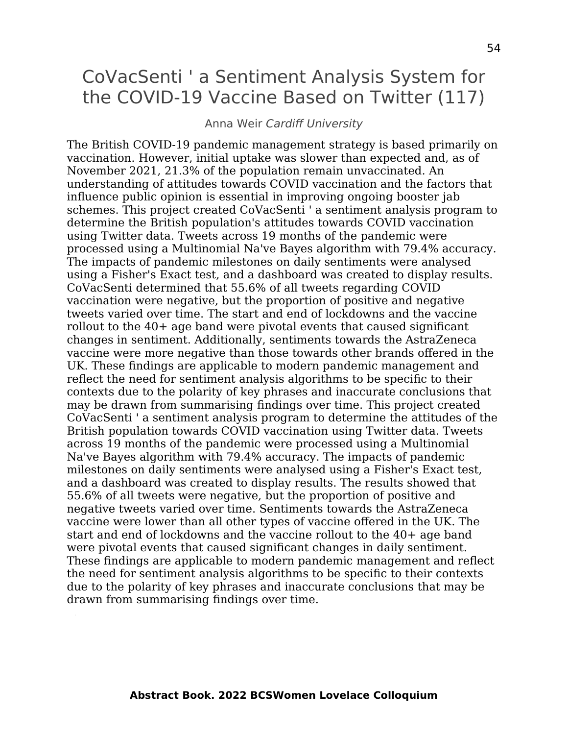# CoVacSenti ' a Sentiment Analysis System for the COVID-19 Vaccine Based on Twitter (117)

Anna Weir *Cardiff University*

The British COVID-19 pandemic management strategy is based primarily on vaccination. However, initial uptake was slower than expected and, as of November 2021, 21.3% of the population remain unvaccinated. An understanding of attitudes towards COVID vaccination and the factors that influence public opinion is essential in improving ongoing booster jab schemes. This project created CoVacSenti ' a sentiment analysis program to determine the British population's attitudes towards COVID vaccination using Twitter data. Tweets across 19 months of the pandemic were processed using a Multinomial Na've Bayes algorithm with 79.4% accuracy. The impacts of pandemic milestones on daily sentiments were analysed using a Fisher's Exact test, and a dashboard was created to display results. CoVacSenti determined that 55.6% of all tweets regarding COVID vaccination were negative, but the proportion of positive and negative tweets varied over time. The start and end of lockdowns and the vaccine rollout to the 40+ age band were pivotal events that caused significant changes in sentiment. Additionally, sentiments towards the AstraZeneca vaccine were more negative than those towards other brands offered in the UK. These findings are applicable to modern pandemic management and reflect the need for sentiment analysis algorithms to be specific to their contexts due to the polarity of key phrases and inaccurate conclusions that may be drawn from summarising findings over time. This project created CoVacSenti ' a sentiment analysis program to determine the attitudes of the British population towards COVID vaccination using Twitter data. Tweets across 19 months of the pandemic were processed using a Multinomial Na've Bayes algorithm with 79.4% accuracy. The impacts of pandemic milestones on daily sentiments were analysed using a Fisher's Exact test, and a dashboard was created to display results. The results showed that 55.6% of all tweets were negative, but the proportion of positive and negative tweets varied over time. Sentiments towards the AstraZeneca vaccine were lower than all other types of vaccine offered in the UK. The start and end of lockdowns and the vaccine rollout to the 40+ age band were pivotal events that caused significant changes in daily sentiment. These findings are applicable to modern pandemic management and reflect the need for sentiment analysis algorithms to be specific to their contexts due to the polarity of key phrases and inaccurate conclusions that may be drawn from summarising findings over time.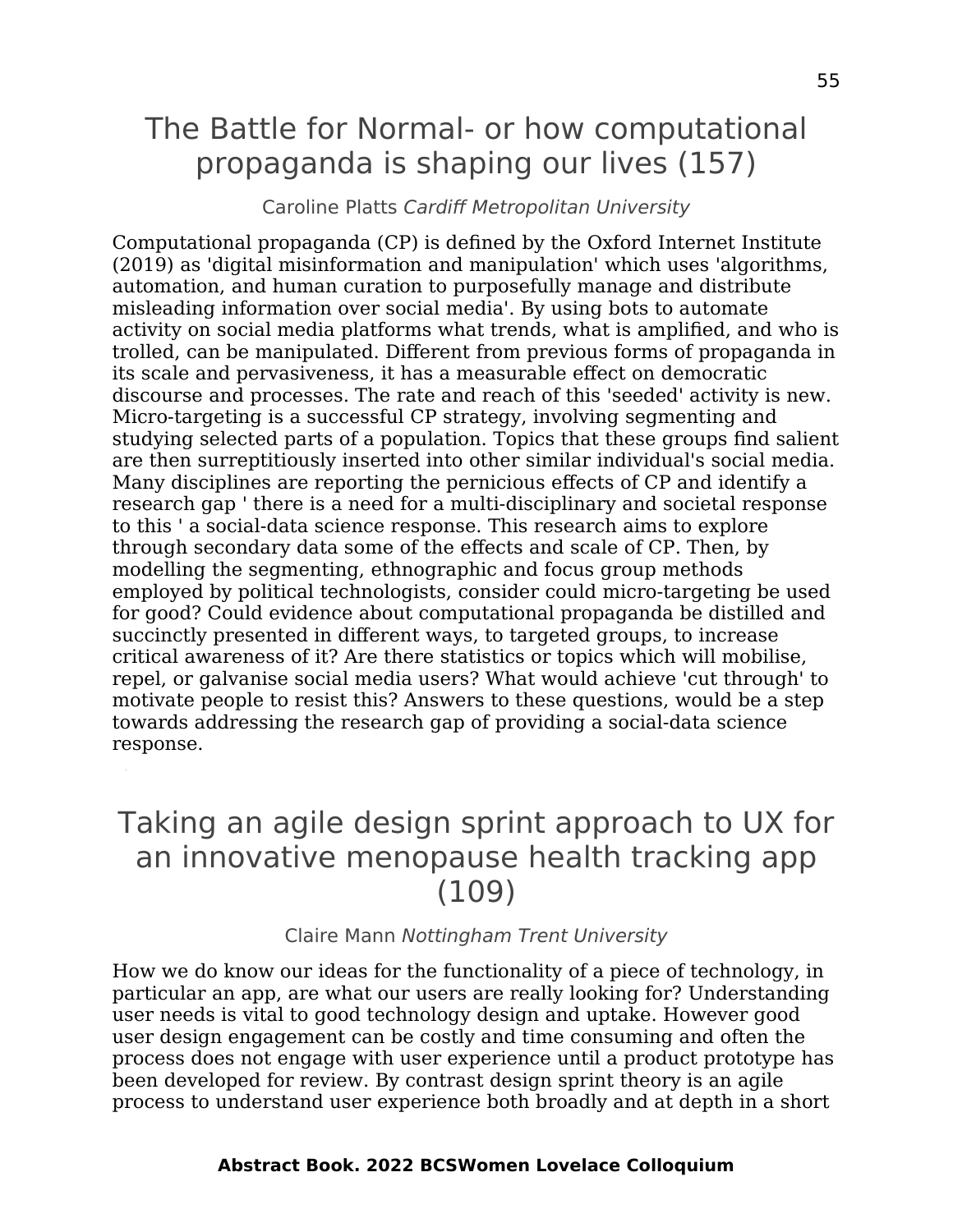# The Battle for Normal- or how computational propaganda is shaping our lives (157)

Caroline Platts *Cardiff Metropolitan University*

Computational propaganda (CP) is defined by the Oxford Internet Institute (2019) as 'digital misinformation and manipulation' which uses 'algorithms, automation, and human curation to purposefully manage and distribute misleading information over social media'. By using bots to automate activity on social media platforms what trends, what is amplified, and who is trolled, can be manipulated. Different from previous forms of propaganda in its scale and pervasiveness, it has a measurable effect on democratic discourse and processes. The rate and reach of this 'seeded' activity is new. Micro-targeting is a successful CP strategy, involving segmenting and studying selected parts of a population. Topics that these groups find salient are then surreptitiously inserted into other similar individual's social media. Many disciplines are reporting the pernicious effects of CP and identify a research gap ' there is a need for a multi-disciplinary and societal response to this ' a social-data science response. This research aims to explore through secondary data some of the effects and scale of CP. Then, by modelling the segmenting, ethnographic and focus group methods employed by political technologists, consider could micro-targeting be used for good? Could evidence about computational propaganda be distilled and succinctly presented in different ways, to targeted groups, to increase critical awareness of it? Are there statistics or topics which will mobilise, repel, or galvanise social media users? What would achieve 'cut through' to motivate people to resist this? Answers to these questions, would be a step towards addressing the research gap of providing a social-data science response.

# Taking an agile design sprint approach to UX for an innovative menopause health tracking app (109)

Claire Mann *Nottingham Trent University*

How we do know our ideas for the functionality of a piece of technology, in particular an app, are what our users are really looking for? Understanding user needs is vital to good technology design and uptake. However good user design engagement can be costly and time consuming and often the process does not engage with user experience until a product prototype has been developed for review. By contrast design sprint theory is an agile process to understand user experience both broadly and at depth in a short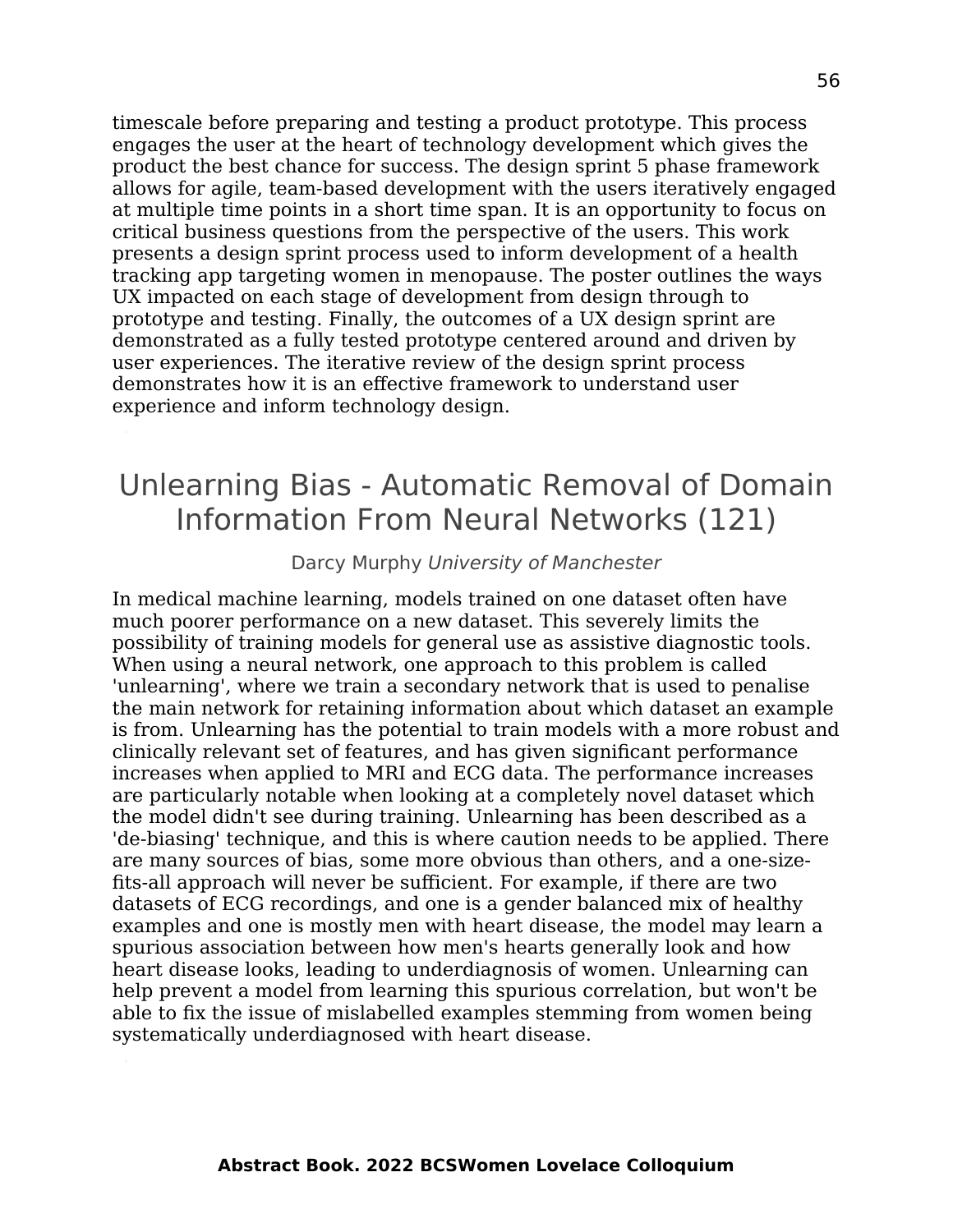timescale before preparing and testing a product prototype. This process engages the user at the heart of technology development which gives the product the best chance for success. The design sprint 5 phase framework allows for agile, team-based development with the users iteratively engaged at multiple time points in a short time span. It is an opportunity to focus on critical business questions from the perspective of the users. This work presents a design sprint process used to inform development of a health tracking app targeting women in menopause. The poster outlines the ways UX impacted on each stage of development from design through to prototype and testing. Finally, the outcomes of a UX design sprint are demonstrated as a fully tested prototype centered around and driven by user experiences. The iterative review of the design sprint process demonstrates how it is an effective framework to understand user experience and inform technology design.

## Unlearning Bias - Automatic Removal of Domain Information From Neural Networks (121)

Darcy Murphy *University of Manchester*

In medical machine learning, models trained on one dataset often have much poorer performance on a new dataset. This severely limits the possibility of training models for general use as assistive diagnostic tools. When using a neural network, one approach to this problem is called 'unlearning', where we train a secondary network that is used to penalise the main network for retaining information about which dataset an example is from. Unlearning has the potential to train models with a more robust and clinically relevant set of features, and has given significant performance increases when applied to MRI and ECG data. The performance increases are particularly notable when looking at a completely novel dataset which the model didn't see during training. Unlearning has been described as a 'de-biasing' technique, and this is where caution needs to be applied. There are many sources of bias, some more obvious than others, and a one-size-fits-all approach will never be sufficient. For example, if there are two datasets of ECG recordings, and one is a gender balanced mix of healthy examples and one is mostly men with heart disease, the model may learn a spurious association between how men's hearts generally look and how heart disease looks, leading to underdiagnosis of women. Unlearning can help prevent a model from learning this spurious correlation, but won't be able to fix the issue of mislabelled examples stemming from women being systematically underdiagnosed with heart disease.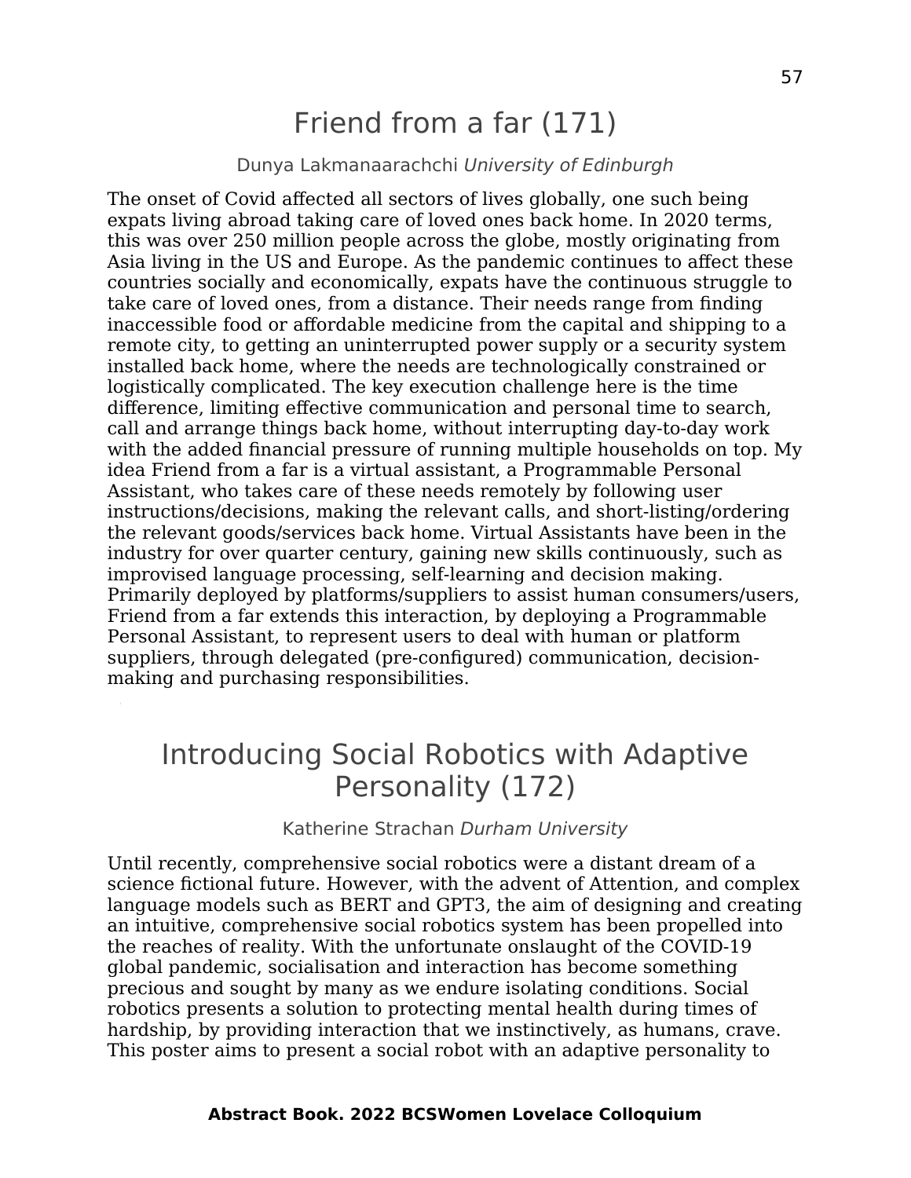# Friend from a far (171)

Dunya Lakmanaarachchi *University of Edinburgh*

The onset of Covid affected all sectors of lives globally, one such being expats living abroad taking care of loved ones back home. In 2020 terms, this was over 250 million people across the globe, mostly originating from Asia living in the US and Europe. As the pandemic continues to affect these countries socially and economically, expats have the continuous struggle to take care of loved ones, from a distance. Their needs range from finding inaccessible food or affordable medicine from the capital and shipping to a remote city, to getting an uninterrupted power supply or a security system installed back home, where the needs are technologically constrained or logistically complicated. The key execution challenge here is the time difference, limiting effective communication and personal time to search, call and arrange things back home, without interrupting day-to-day work with the added financial pressure of running multiple households on top. My idea Friend from a far is a virtual assistant, a Programmable Personal Assistant, who takes care of these needs remotely by following user instructions/decisions, making the relevant calls, and short-listing/ordering the relevant goods/services back home. Virtual Assistants have been in the industry for over quarter century, gaining new skills continuously, such as improvised language processing, self-learning and decision making. Primarily deployed by platforms/suppliers to assist human consumers/users, Friend from a far extends this interaction, by deploying a Programmable Personal Assistant, to represent users to deal with human or platform suppliers, through delegated (pre-configured) communication, decision-making and purchasing responsibilities.

# Introducing Social Robotics with Adaptive Personality (172)

Katherine Strachan *Durham University*

Until recently, comprehensive social robotics were a distant dream of a science fictional future. However, with the advent of Attention, and complex language models such as BERT and GPT3, the aim of designing and creating an intuitive, comprehensive social robotics system has been propelled into the reaches of reality. With the unfortunate onslaught of the COVID-19 global pandemic, socialisation and interaction has become something precious and sought by many as we endure isolating conditions. Social robotics presents a solution to protecting mental health during times of hardship, by providing interaction that we instinctively, as humans, crave. This poster aims to present a social robot with an adaptive personality to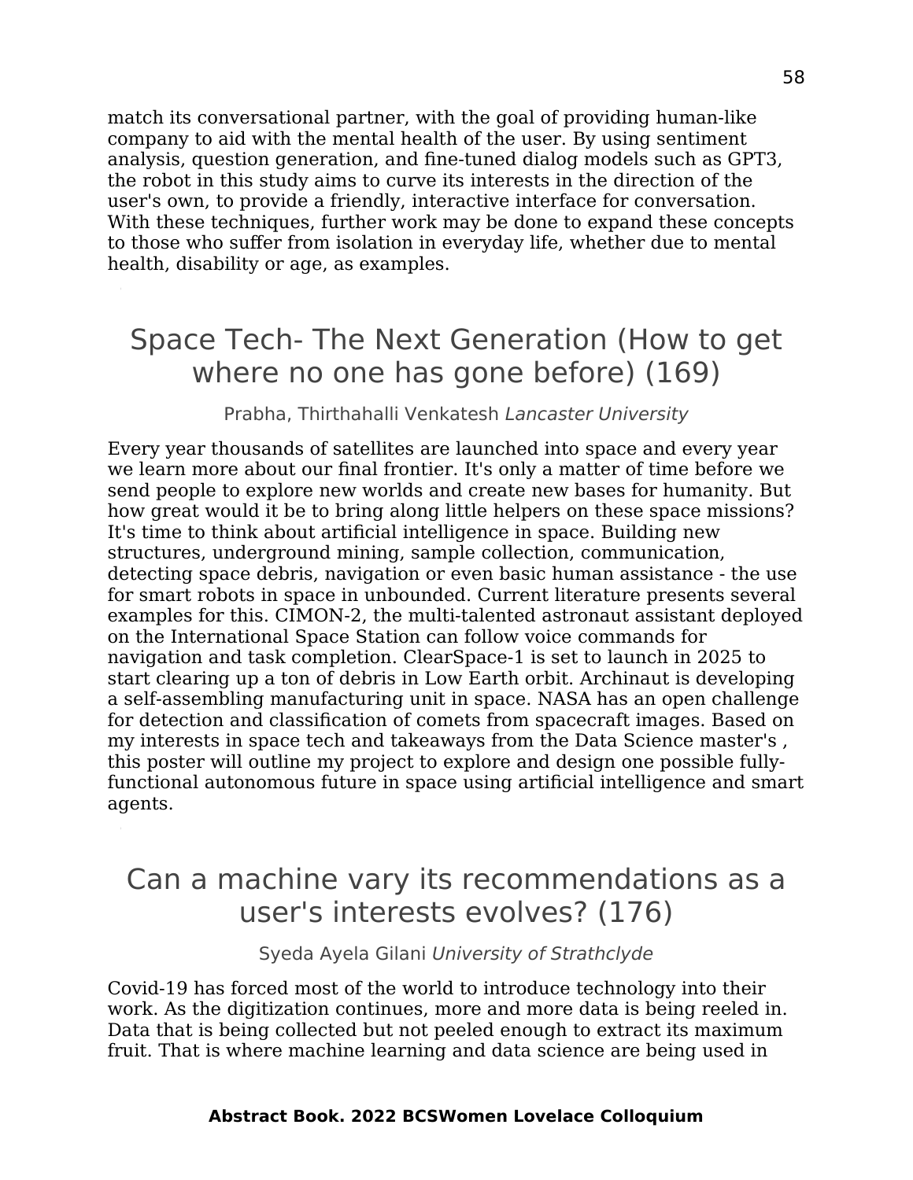match its conversational partner, with the goal of providing human-like company to aid with the mental health of the user. By using sentiment analysis, question generation, and fine-tuned dialog models such as GPT3, the robot in this study aims to curve its interests in the direction of the user's own, to provide a friendly, interactive interface for conversation. With these techniques, further work may be done to expand these concepts to those who suffer from isolation in everyday life, whether due to mental health, disability or age, as examples.

## Space Tech- The Next Generation (How to get where no one has gone before) (169)

Prabha, Thirthahalli Venkatesh *Lancaster University*

Every year thousands of satellites are launched into space and every year we learn more about our final frontier. It's only a matter of time before we send people to explore new worlds and create new bases for humanity. But how great would it be to bring along little helpers on these space missions? It's time to think about artificial intelligence in space. Building new structures, underground mining, sample collection, communication, detecting space debris, navigation or even basic human assistance - the use for smart robots in space in unbounded. Current literature presents several examples for this. CIMON-2, the multi-talented astronaut assistant deployed on the International Space Station can follow voice commands for navigation and task completion. ClearSpace-1 is set to launch in 2025 to start clearing up a ton of debris in Low Earth orbit. Archinaut is developing a self-assembling manufacturing unit in space. NASA has an open challenge for detection and classification of comets from spacecraft images. Based on my interests in space tech and takeaways from the Data Science master's , this poster will outline my project to explore and design one possible fully-functional autonomous future in space using artificial intelligence and smart agents.

## Can a machine vary its recommendations as a user's interests evolves? (176)

Syeda Ayela Gilani *University of Strathclyde*

Covid-19 has forced most of the world to introduce technology into their work. As the digitization continues, more and more data is being reeled in. Data that is being collected but not peeled enough to extract its maximum fruit. That is where machine learning and data science are being used in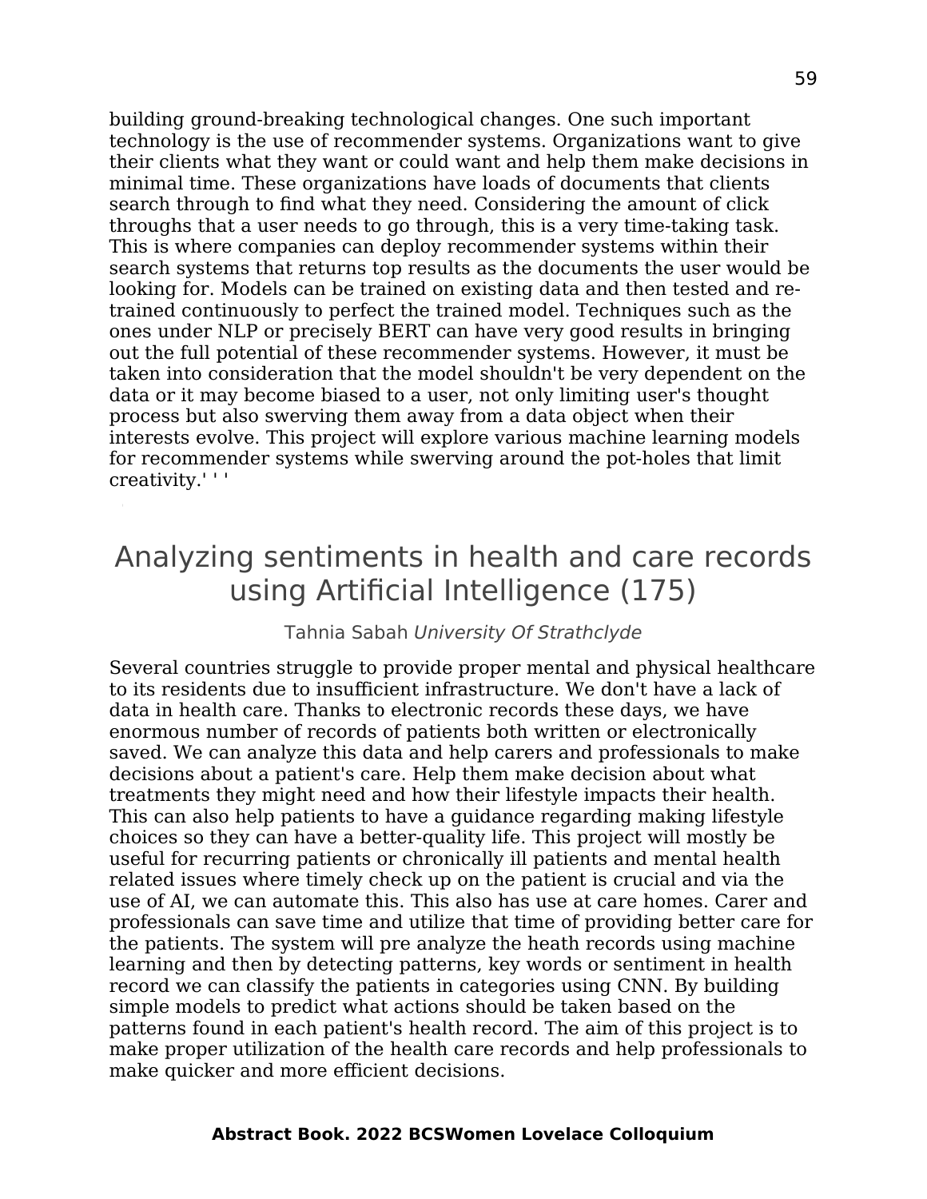building ground-breaking technological changes. One such important technology is the use of recommender systems. Organizations want to give their clients what they want or could want and help them make decisions in minimal time. These organizations have loads of documents that clients search through to find what they need. Considering the amount of click throughs that a user needs to go through, this is a very time-taking task. This is where companies can deploy recommender systems within their search systems that returns top results as the documents the user would be looking for. Models can be trained on existing data and then tested and re-trained continuously to perfect the trained model. Techniques such as the ones under NLP or precisely BERT can have very good results in bringing out the full potential of these recommender systems. However, it must be taken into consideration that the model shouldn't be very dependent on the data or it may become biased to a user, not only limiting user's thought process but also swerving them away from a data object when their interests evolve. This project will explore various machine learning models for recommender systems while swerving around the pot-holes that limit creativity.' ' '

# Analyzing sentiments in health and care records using Artificial Intelligence (175)

Tahnia Sabah *University Of Strathclyde*

Several countries struggle to provide proper mental and physical healthcare to its residents due to insufficient infrastructure. We don't have a lack of data in health care. Thanks to electronic records these days, we have enormous number of records of patients both written or electronically saved. We can analyze this data and help carers and professionals to make decisions about a patient's care. Help them make decision about what treatments they might need and how their lifestyle impacts their health. This can also help patients to have a guidance regarding making lifestyle choices so they can have a better-quality life. This project will mostly be useful for recurring patients or chronically ill patients and mental health related issues where timely check up on the patient is crucial and via the use of AI, we can automate this. This also has use at care homes. Carer and professionals can save time and utilize that time of providing better care for the patients. The system will pre analyze the heath records using machine learning and then by detecting patterns, key words or sentiment in health record we can classify the patients in categories using CNN. By building simple models to predict what actions should be taken based on the patterns found in each patient's health record. The aim of this project is to make proper utilization of the health care records and help professionals to make quicker and more efficient decisions.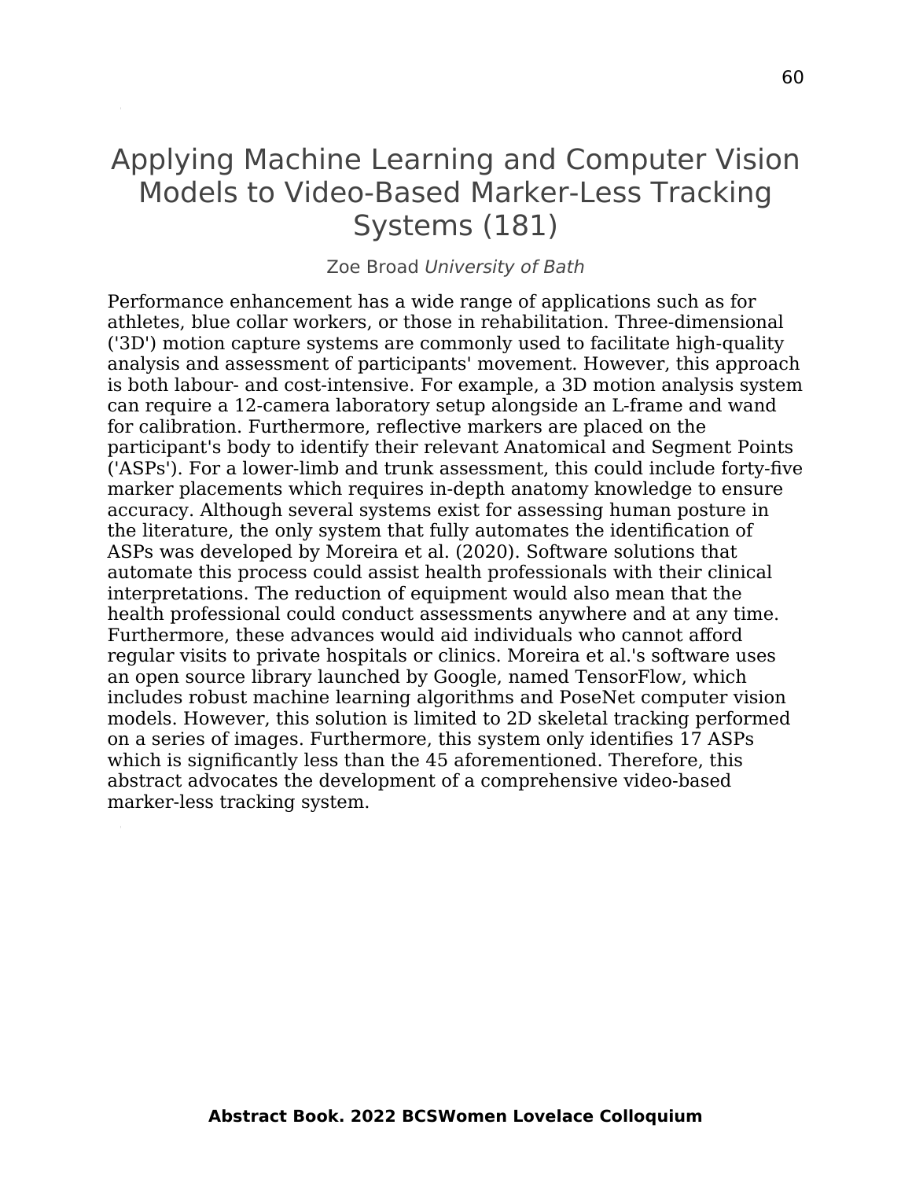# Applying Machine Learning and Computer Vision Models to Video-Based Marker-Less Tracking Systems (181)

Zoe Broad *University of Bath*

Performance enhancement has a wide range of applications such as for athletes, blue collar workers, or those in rehabilitation. Three-dimensional ('3D') motion capture systems are commonly used to facilitate high-quality analysis and assessment of participants' movement. However, this approach is both labour- and cost-intensive. For example, a 3D motion analysis system can require a 12-camera laboratory setup alongside an L-frame and wand for calibration. Furthermore, reflective markers are placed on the participant's body to identify their relevant Anatomical and Segment Points ('ASPs'). For a lower-limb and trunk assessment, this could include forty-five marker placements which requires in-depth anatomy knowledge to ensure accuracy. Although several systems exist for assessing human posture in the literature, the only system that fully automates the identification of ASPs was developed by Moreira et al. (2020). Software solutions that automate this process could assist health professionals with their clinical interpretations. The reduction of equipment would also mean that the health professional could conduct assessments anywhere and at any time. Furthermore, these advances would aid individuals who cannot afford regular visits to private hospitals or clinics. Moreira et al.'s software uses an open source library launched by Google, named TensorFlow, which includes robust machine learning algorithms and PoseNet computer vision models. However, this solution is limited to 2D skeletal tracking performed on a series of images. Furthermore, this system only identifies 17 ASPs which is significantly less than the 45 aforementioned. Therefore, this abstract advocates the development of a comprehensive video-based marker-less tracking system.